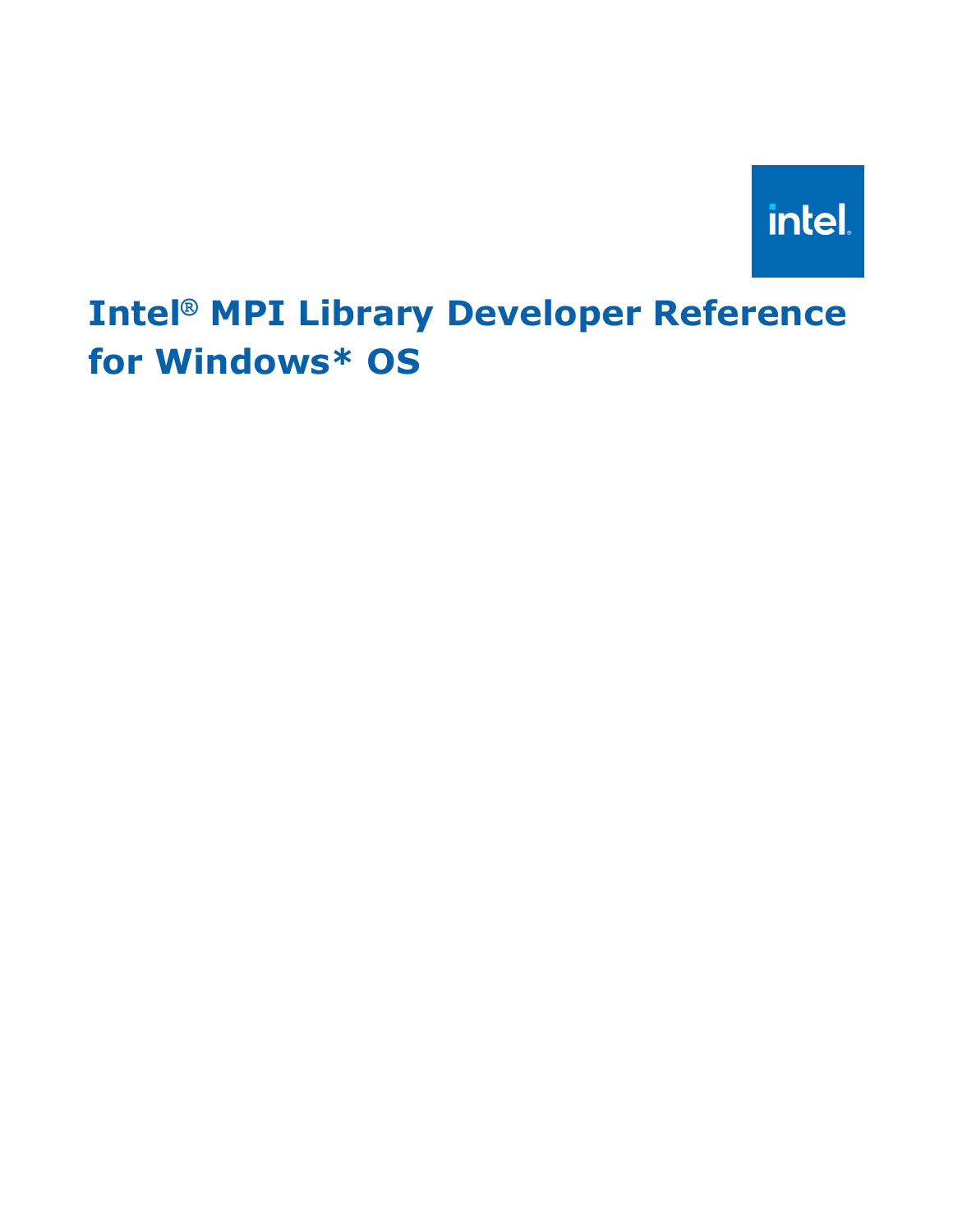# Intel® MPI Library Developer Reference for Windows* OS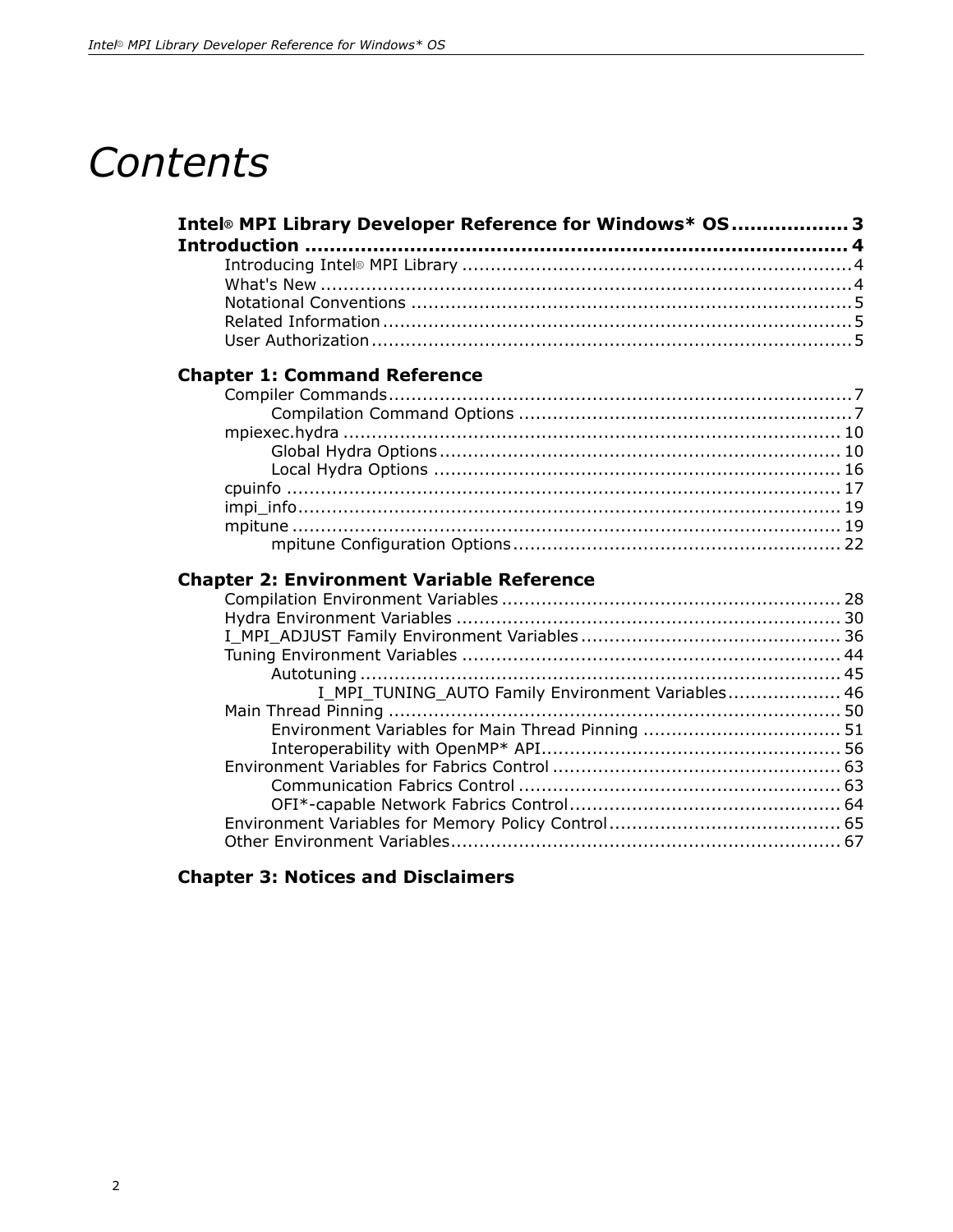# Contents

**Intel® MPI Library Developer Reference for Windows* OS .................. 3**

**Introduction ....................................................................................... 4**

- Introducing Intel® MPI Library .................................................................... 4
- What's New ............................................................................................. 4
- Notational Conventions ............................................................................. 5
- Related Information .................................................................................. 5
- User Authorization .................................................................................... 5

**Chapter 1: Command Reference**

- Compiler Commands .................................................................................. 7
  - Compilation Command Options ........................................................... 7
- mpiexec.hydra ........................................................................................ 10
  - Global Hydra Options ....................................................................... 10
  - Local Hydra Options ........................................................................ 16
- cpuinfo .................................................................................................. 17
- impi_info ................................................................................................ 19
- mpitune ................................................................................................. 19
  - mpitune Configuration Options .......................................................... 22

**Chapter 2: Environment Variable Reference**

- Compilation Environment Variables ............................................................ 28
- Hydra Environment Variables .................................................................... 30
- I_MPI_ADJUST Family Environment Variables .............................................. 36
- Tuning Environment Variables ................................................................... 44
  - Autotuning ..................................................................................... 45
    - I_MPI_TUNING_AUTO Family Environment Variables .................... 46
- Main Thread Pinning ................................................................................ 50
  - Environment Variables for Main Thread Pinning ................................... 51
  - Interoperability with OpenMP* API ..................................................... 56
- Environment Variables for Fabrics Control ................................................... 63
  - Communication Fabrics Control ......................................................... 63
  - OFI*-capable Network Fabrics Control ................................................ 64
- Environment Variables for Memory Policy Control ......................................... 65
- Other Environment Variables ..................................................................... 67

**Chapter 3: Notices and Disclaimers**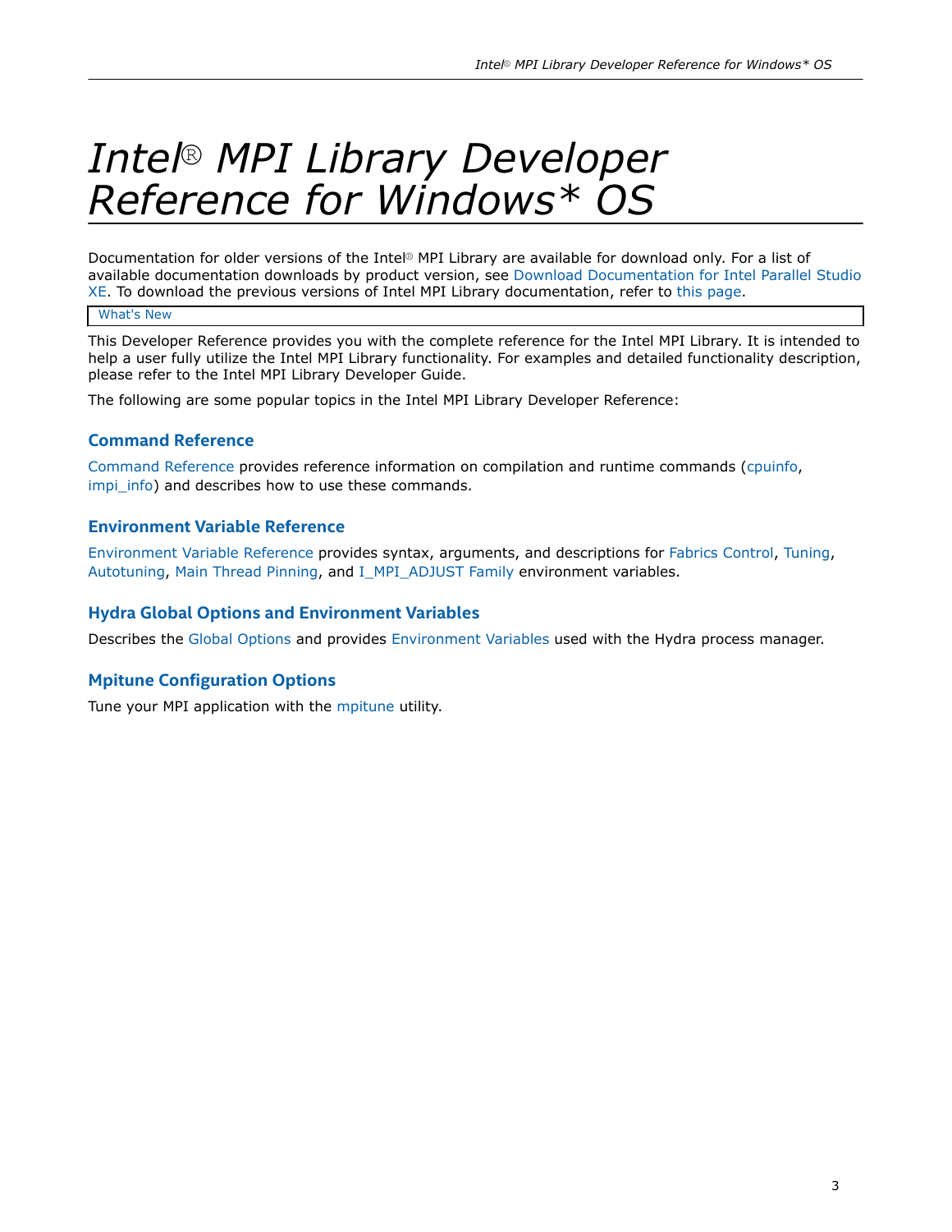# Intel® MPI Library Developer Reference for Windows* OS

Documentation for older versions of the Intel® MPI Library are available for download only. For a list of available documentation downloads by product version, see Download Documentation for Intel Parallel Studio XE. To download the previous versions of Intel MPI Library documentation, refer to this page.

What's New

This Developer Reference provides you with the complete reference for the Intel MPI Library. It is intended to help a user fully utilize the Intel MPI Library functionality. For examples and detailed functionality description, please refer to the Intel MPI Library Developer Guide.

The following are some popular topics in the Intel MPI Library Developer Reference:

### Command Reference

Command Reference provides reference information on compilation and runtime commands (cpuinfo, impi_info) and describes how to use these commands.

### Environment Variable Reference

Environment Variable Reference provides syntax, arguments, and descriptions for Fabrics Control, Tuning, Autotuning, Main Thread Pinning, and I_MPI_ADJUST Family environment variables.

### Hydra Global Options and Environment Variables

Describes the Global Options and provides Environment Variables used with the Hydra process manager.

### Mpitune Configuration Options

Tune your MPI application with the mpitune utility.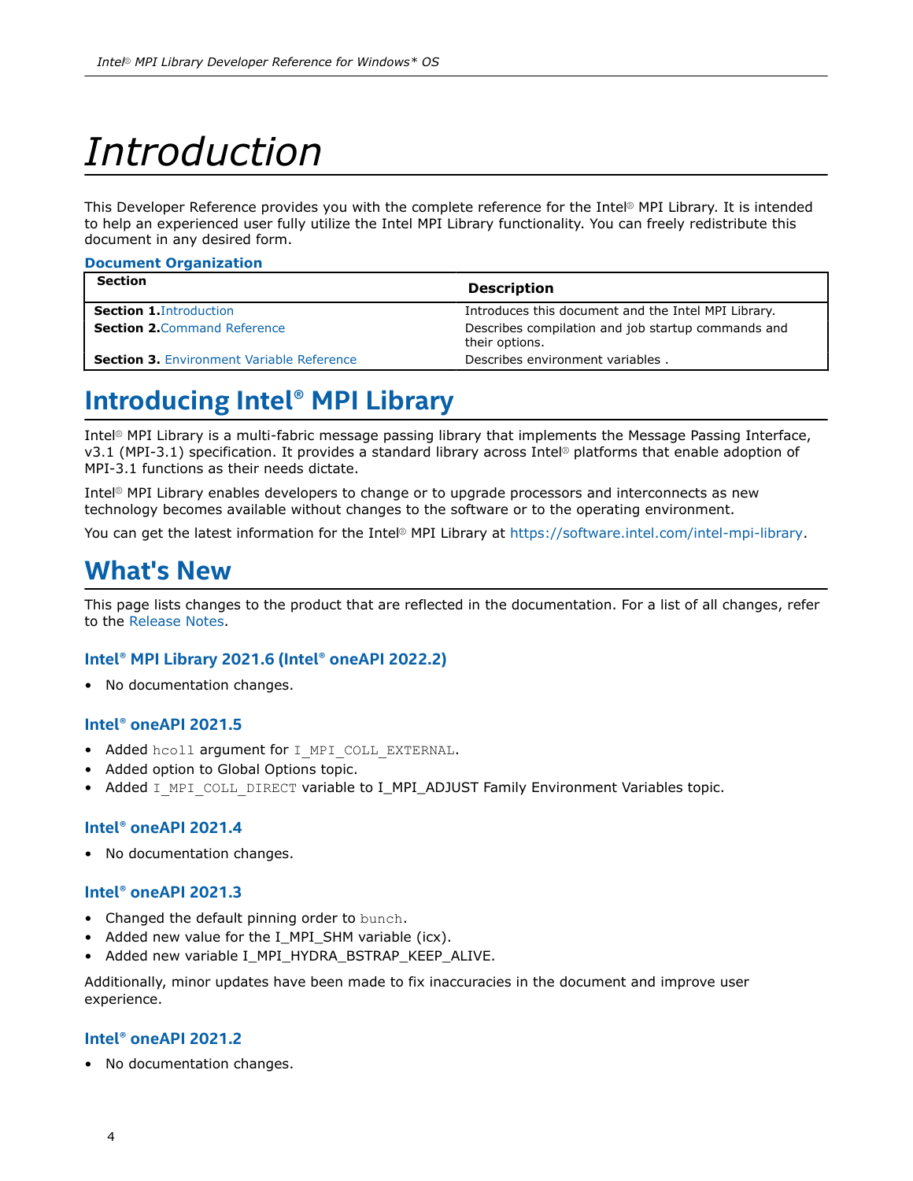# Introduction

This Developer Reference provides you with the complete reference for the Intel® MPI Library. It is intended to help an experienced user fully utilize the Intel MPI Library functionality. You can freely redistribute this document in any desired form.

**Document Organization**

| Section | Description |
|---|---|
| **Section 1.** Introduction | Introduces this document and the Intel MPI Library. |
| **Section 2.** Command Reference | Describes compilation and job startup commands and their options. |
| **Section 3.** Environment Variable Reference | Describes environment variables . |

## Introducing Intel® MPI Library

Intel® MPI Library is a multi-fabric message passing library that implements the Message Passing Interface, v3.1 (MPI-3.1) specification. It provides a standard library across Intel® platforms that enable adoption of MPI-3.1 functions as their needs dictate.

Intel® MPI Library enables developers to change or to upgrade processors and interconnects as new technology becomes available without changes to the software or to the operating environment.

You can get the latest information for the Intel® MPI Library at https://software.intel.com/intel-mpi-library.

## What's New

This page lists changes to the product that are reflected in the documentation. For a list of all changes, refer to the Release Notes.

### Intel® MPI Library 2021.6 (Intel® oneAPI 2022.2)

- No documentation changes.

### Intel® oneAPI 2021.5

- Added `hcoll` argument for `I_MPI_COLL_EXTERNAL`.
- Added option to Global Options topic.
- Added `I_MPI_COLL_DIRECT` variable to I_MPI_ADJUST Family Environment Variables topic.

### Intel® oneAPI 2021.4

- No documentation changes.

### Intel® oneAPI 2021.3

- Changed the default pinning order to `bunch`.
- Added new value for the I_MPI_SHM variable (icx).
- Added new variable I_MPI_HYDRA_BSTRAP_KEEP_ALIVE.

Additionally, minor updates have been made to fix inaccuracies in the document and improve user experience.

### Intel® oneAPI 2021.2

- No documentation changes.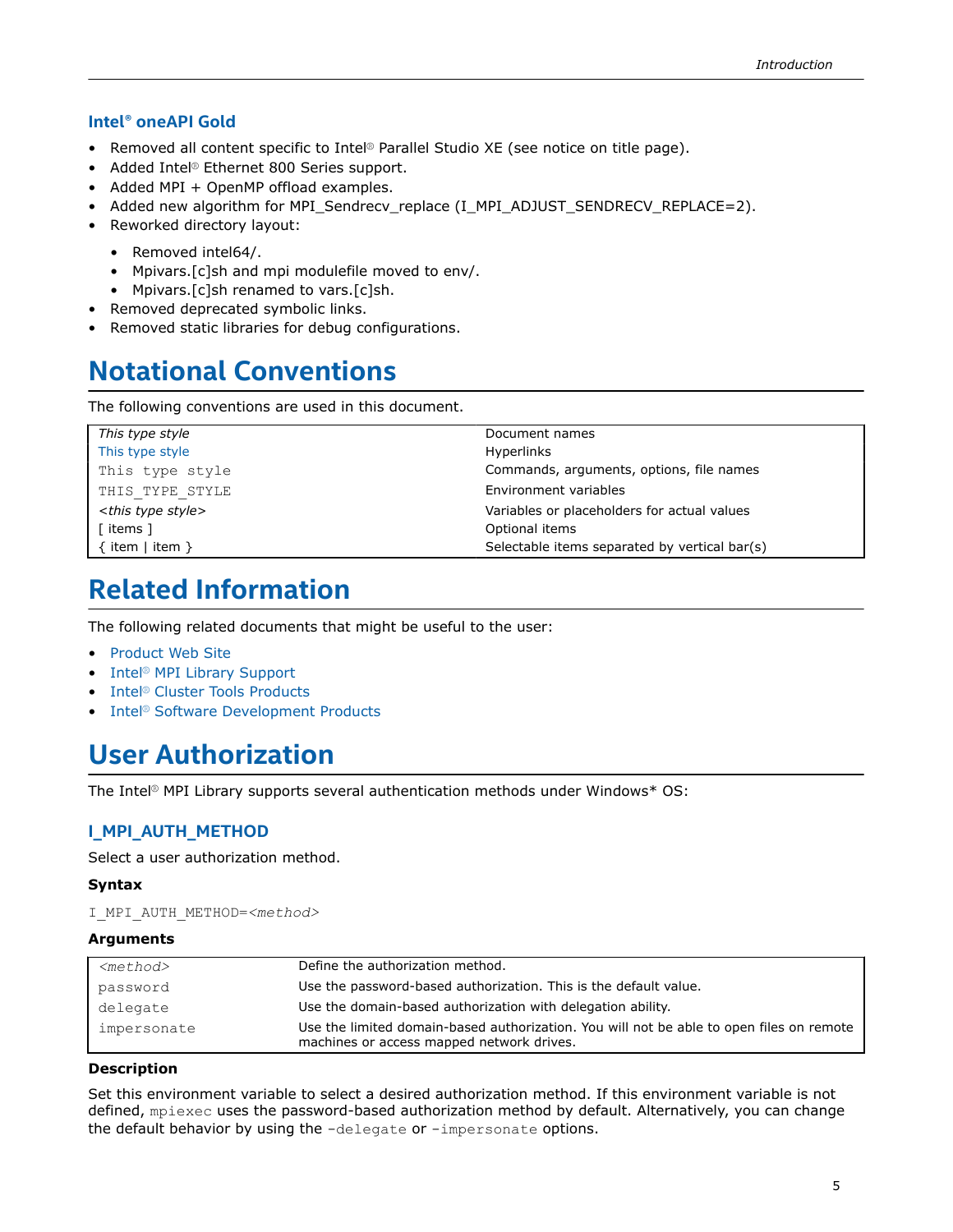### Intel® oneAPI Gold

- Removed all content specific to Intel® Parallel Studio XE (see notice on title page).
- Added Intel® Ethernet 800 Series support.
- Added MPI + OpenMP offload examples.
- Added new algorithm for MPI_Sendrecv_replace (I_MPI_ADJUST_SENDRECV_REPLACE=2).
- Reworked directory layout:
  - Removed intel64/.
  - Mpivars.[c]sh and mpi modulefile moved to env/.
  - Mpivars.[c]sh renamed to vars.[c]sh.
- Removed deprecated symbolic links.
- Removed static libraries for debug configurations.

# Notational Conventions

The following conventions are used in this document.

| | |
|---|---|
| *This type style* | Document names |
| This type style | Hyperlinks |
| `This type style` | Commands, arguments, options, file names |
| `THIS_TYPE_STYLE` | Environment variables |
| *<this type style>* | Variables or placeholders for actual values |
| [ items ] | Optional items |
| { item \| item } | Selectable items separated by vertical bar(s) |

# Related Information

The following related documents that might be useful to the user:

- Product Web Site
- Intel® MPI Library Support
- Intel® Cluster Tools Products
- Intel® Software Development Products

# User Authorization

The Intel® MPI Library supports several authentication methods under Windows* OS:

### I_MPI_AUTH_METHOD

Select a user authorization method.

#### Syntax

```
I_MPI_AUTH_METHOD=<method>
```

#### Arguments

| | |
|---|---|
| *<method>* | Define the authorization method. |
| `password` | Use the password-based authorization. This is the default value. |
| `delegate` | Use the domain-based authorization with delegation ability. |
| `impersonate` | Use the limited domain-based authorization. You will not be able to open files on remote machines or access mapped network drives. |

#### Description

Set this environment variable to select a desired authorization method. If this environment variable is not defined, `mpiexec` uses the password-based authorization method by default. Alternatively, you can change the default behavior by using the `-delegate` or `-impersonate` options.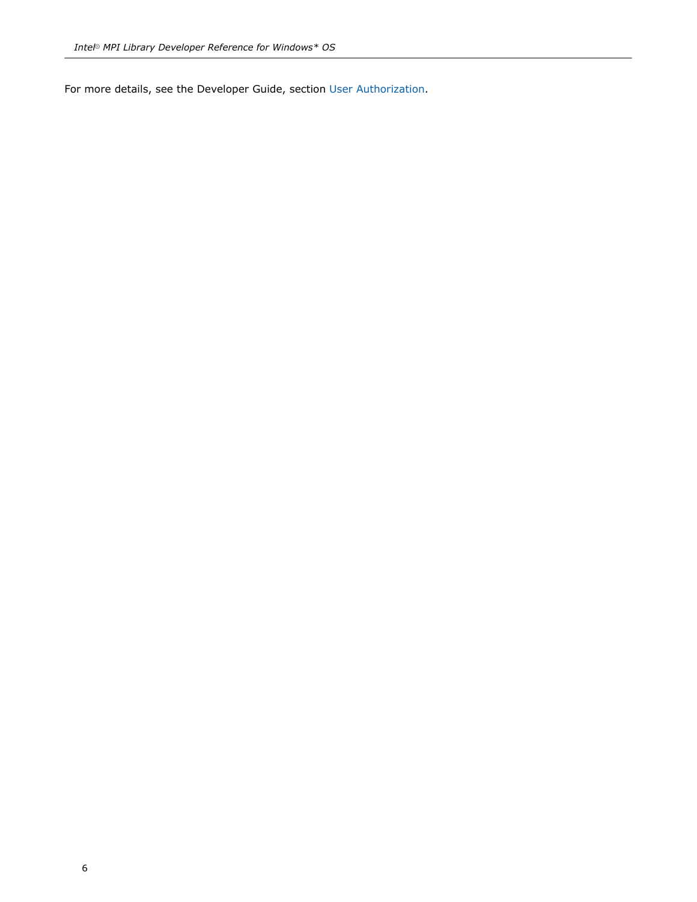For more details, see the Developer Guide, section User Authorization.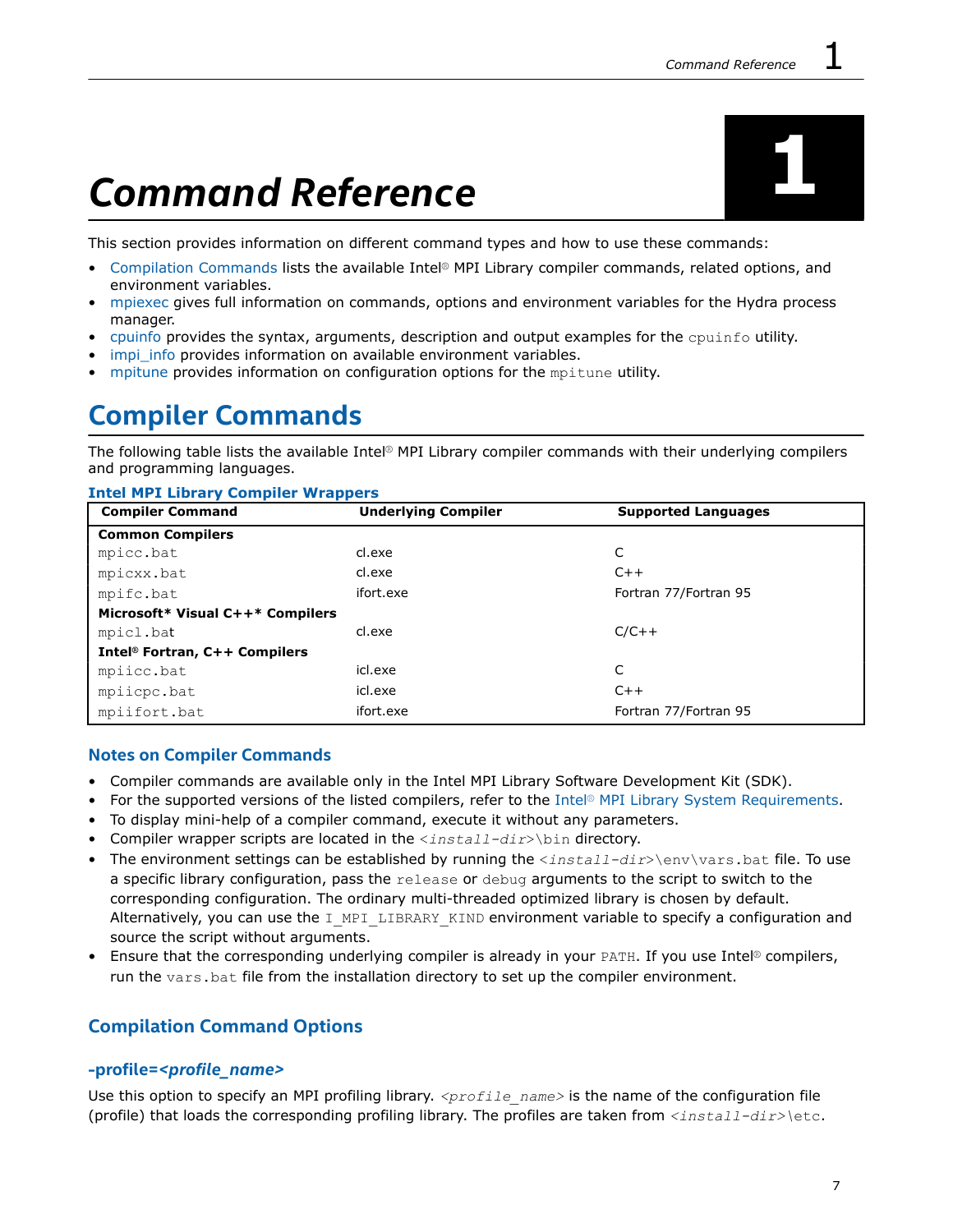# Command Reference

This section provides information on different command types and how to use these commands:

- Compilation Commands lists the available Intel® MPI Library compiler commands, related options, and environment variables.
- mpiexec gives full information on commands, options and environment variables for the Hydra process manager.
- cpuinfo provides the syntax, arguments, description and output examples for the `cpuinfo` utility.
- impi_info provides information on available environment variables.
- mpitune provides information on configuration options for the `mpitune` utility.

## Compiler Commands

The following table lists the available Intel® MPI Library compiler commands with their underlying compilers and programming languages.

**Intel MPI Library Compiler Wrappers**

| Compiler Command | Underlying Compiler | Supported Languages |
|---|---|---|
| **Common Compilers** | | |
| `mpicc.bat` | cl.exe | C |
| `mpicxx.bat` | cl.exe | C++ |
| `mpifc.bat` | ifort.exe | Fortran 77/Fortran 95 |
| **Microsoft* Visual C++* Compilers** | | |
| `mpicl.bat` | cl.exe | C/C++ |
| **Intel® Fortran, C++ Compilers** | | |
| `mpiicc.bat` | icl.exe | C |
| `mpiicpc.bat` | icl.exe | C++ |
| `mpiifort.bat` | ifort.exe | Fortran 77/Fortran 95 |

### Notes on Compiler Commands

- Compiler commands are available only in the Intel MPI Library Software Development Kit (SDK).
- For the supported versions of the listed compilers, refer to the Intel® MPI Library System Requirements.
- To display mini-help of a compiler command, execute it without any parameters.
- Compiler wrapper scripts are located in the `<install-dir>\bin` directory.
- The environment settings can be established by running the `<install-dir>\env\vars.bat` file. To use a specific library configuration, pass the `release` or `debug` arguments to the script to switch to the corresponding configuration. The ordinary multi-threaded optimized library is chosen by default. Alternatively, you can use the `I_MPI_LIBRARY_KIND` environment variable to specify a configuration and source the script without arguments.
- Ensure that the corresponding underlying compiler is already in your `PATH`. If you use Intel® compilers, run the `vars.bat` file from the installation directory to set up the compiler environment.

### Compilation Command Options

#### -profile=*<profile_name>*

Use this option to specify an MPI profiling library. `<profile_name>` is the name of the configuration file (profile) that loads the corresponding profiling library. The profiles are taken from `<install-dir>\etc`.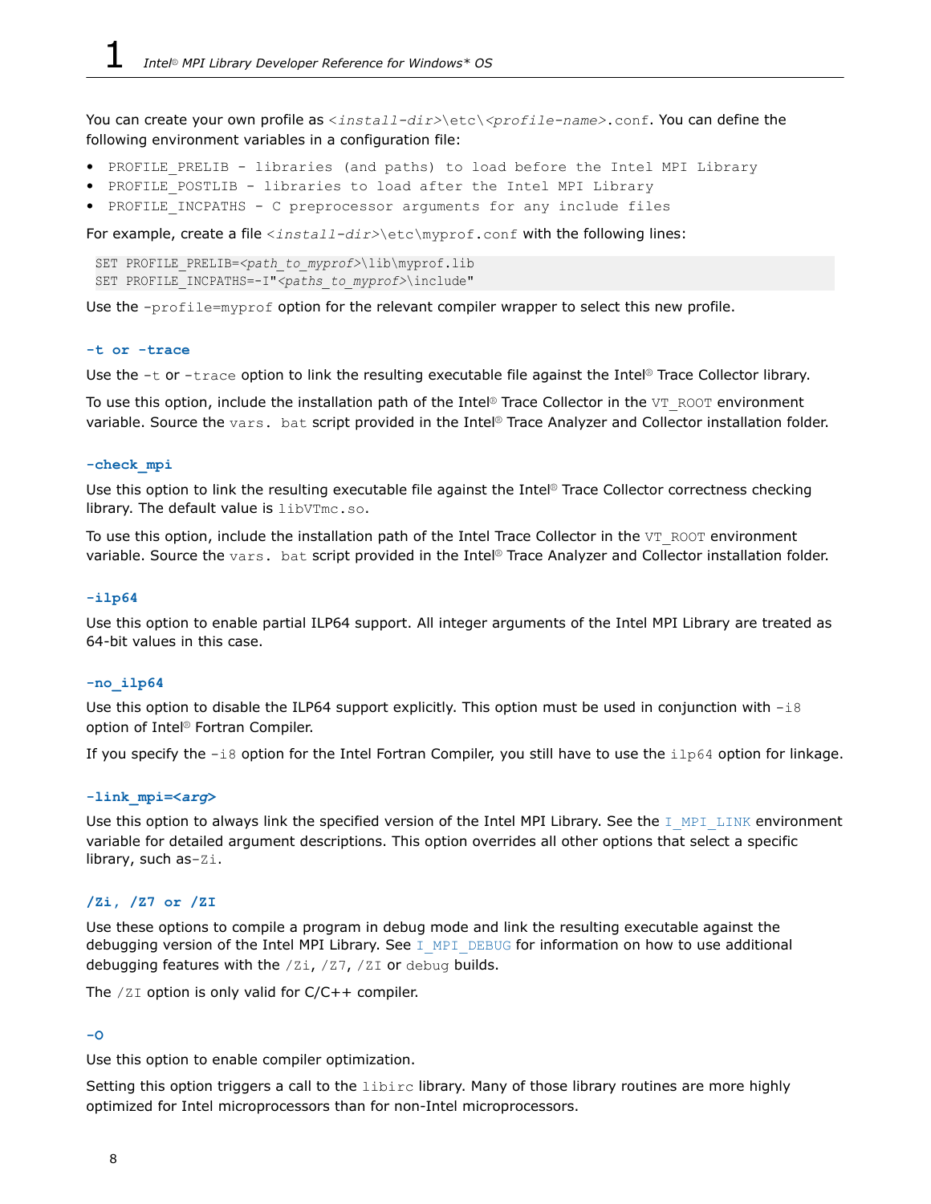You can create your own profile as `<install-dir>\etc\<profile-name>.conf`. You can define the following environment variables in a configuration file:

- `PROFILE_PRELIB - libraries (and paths) to load before the Intel MPI Library`
- `PROFILE_POSTLIB - libraries to load after the Intel MPI Library`
- `PROFILE_INCPATHS - C preprocessor arguments for any include files`

For example, create a file `<install-dir>\etc\myprof.conf` with the following lines:

```
SET PROFILE_PRELIB=<path_to_myprof>\lib\myprof.lib
SET PROFILE_INCPATHS=-I"<paths_to_myprof>\include"
```

Use the `-profile=myprof` option for the relevant compiler wrapper to select this new profile.

### -t or -trace

Use the `-t` or `-trace` option to link the resulting executable file against the Intel® Trace Collector library.

To use this option, include the installation path of the Intel® Trace Collector in the `VT_ROOT` environment variable. Source the `vars. bat` script provided in the Intel® Trace Analyzer and Collector installation folder.

### -check_mpi

Use this option to link the resulting executable file against the Intel® Trace Collector correctness checking library. The default value is `libVTmc.so`.

To use this option, include the installation path of the Intel Trace Collector in the `VT_ROOT` environment variable. Source the `vars. bat` script provided in the Intel® Trace Analyzer and Collector installation folder.

### -ilp64

Use this option to enable partial ILP64 support. All integer arguments of the Intel MPI Library are treated as 64-bit values in this case.

### -no_ilp64

Use this option to disable the ILP64 support explicitly. This option must be used in conjunction with `-i8` option of Intel® Fortran Compiler.

If you specify the `-i8` option for the Intel Fortran Compiler, you still have to use the `ilp64` option for linkage.

### -link_mpi=<arg>

Use this option to always link the specified version of the Intel MPI Library. See the `I_MPI_LINK` environment variable for detailed argument descriptions. This option overrides all other options that select a specific library, such as`-Zi`.

### /Zi, /Z7 or /ZI

Use these options to compile a program in debug mode and link the resulting executable against the debugging version of the Intel MPI Library. See `I_MPI_DEBUG` for information on how to use additional debugging features with the `/Zi`, `/Z7`, `/ZI` or `debug` builds.

The `/ZI` option is only valid for C/C++ compiler.

### -O

Use this option to enable compiler optimization.

Setting this option triggers a call to the `libirc` library. Many of those library routines are more highly optimized for Intel microprocessors than for non-Intel microprocessors.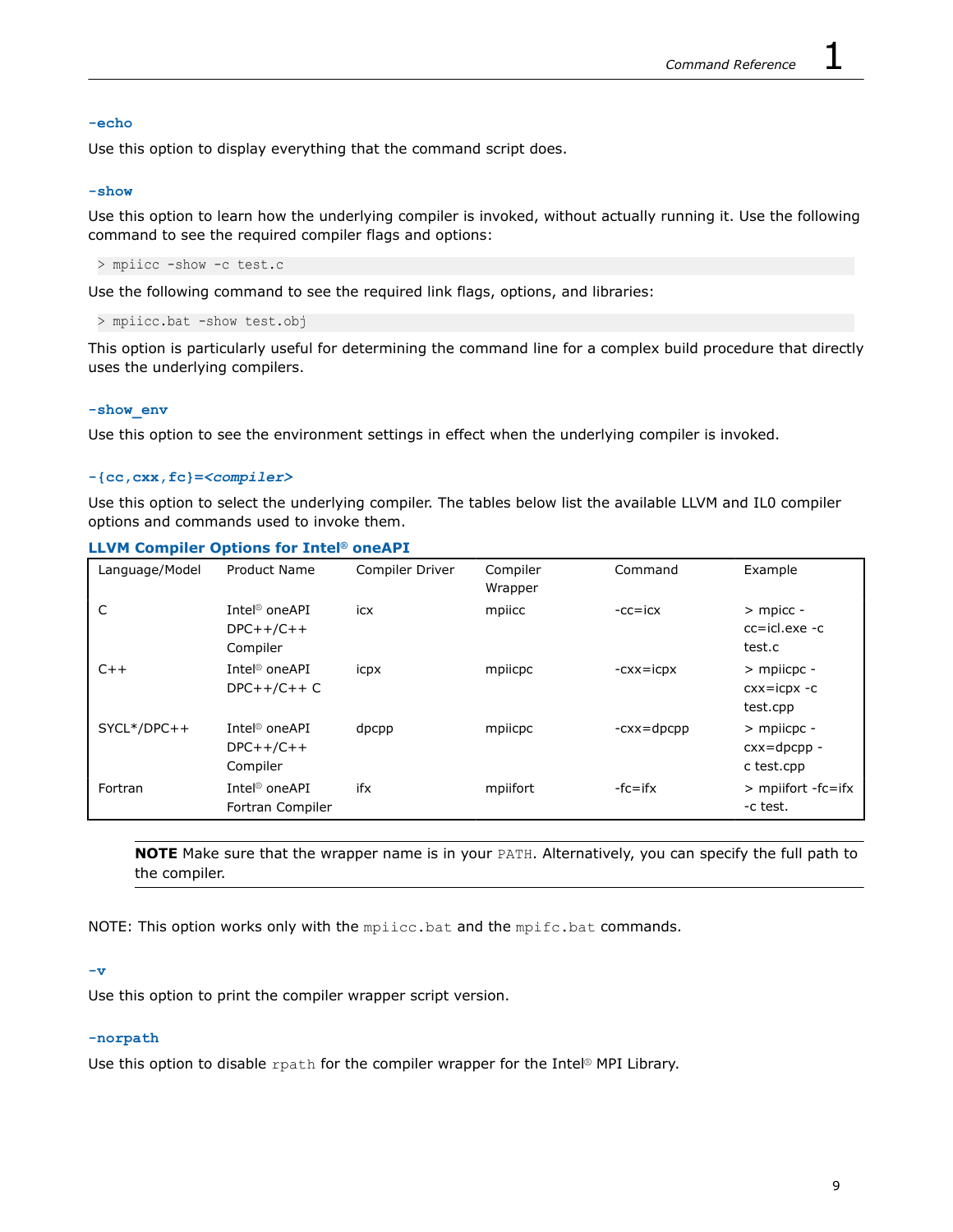### -echo

Use this option to display everything that the command script does.

### -show

Use this option to learn how the underlying compiler is invoked, without actually running it. Use the following command to see the required compiler flags and options:

```
> mpiicc -show -c test.c
```

Use the following command to see the required link flags, options, and libraries:

```
> mpiicc.bat -show test.obj
```

This option is particularly useful for determining the command line for a complex build procedure that directly uses the underlying compilers.

### -show_env

Use this option to see the environment settings in effect when the underlying compiler is invoked.

### -{cc,cxx,fc}=<compiler>

Use this option to select the underlying compiler. The tables below list the available LLVM and IL0 compiler options and commands used to invoke them.

**LLVM Compiler Options for Intel® oneAPI**

| Language/Model | Product Name | Compiler Driver | Compiler Wrapper | Command | Example |
|---|---|---|---|---|---|
| C | Intel® oneAPI DPC++/C++ Compiler | icx | mpiicc | -cc=icx | > mpicc -cc=icl.exe -c test.c |
| C++ | Intel® oneAPI DPC++/C++ C | icpx | mpiicpc | -cxx=icpx | > mpiicpc -cxx=icpx -c test.cpp |
| SYCL*/DPC++ | Intel® oneAPI DPC++/C++ Compiler | dpcpp | mpiicpc | -cxx=dpcpp | > mpiicpc -cxx=dpcpp -c test.cpp |
| Fortran | Intel® oneAPI Fortran Compiler | ifx | mpiifort | -fc=ifx | > mpiifort -fc=ifx -c test. |

**NOTE** Make sure that the wrapper name is in your `PATH`. Alternatively, you can specify the full path to the compiler.

NOTE: This option works only with the `mpiicc.bat` and the `mpifc.bat` commands.

### -v

Use this option to print the compiler wrapper script version.

### -norpath

Use this option to disable `rpath` for the compiler wrapper for the Intel® MPI Library.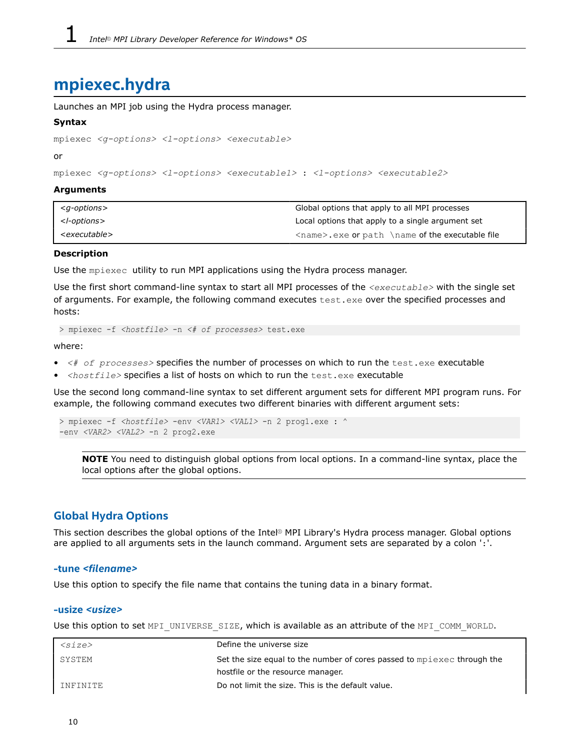# mpiexec.hydra

Launches an MPI job using the Hydra process manager.

**Syntax**

```
mpiexec <g-options> <l-options> <executable>
```

or

```
mpiexec <g-options> <l-options> <executable1> : <l-options> <executable2>
```

**Arguments**

| | |
|---|---|
| *<g-options>* | Global options that apply to all MPI processes |
| *<l-options>* | Local options that apply to a single argument set |
| *<executable>* | `<name>.exe` or `path \name` of the executable file |

**Description**

Use the `mpiexec` utility to run MPI applications using the Hydra process manager.

Use the first short command-line syntax to start all MPI processes of the *<executable>* with the single set of arguments. For example, the following command executes `test.exe` over the specified processes and hosts:

```
> mpiexec -f <hostfile> -n <# of processes> test.exe
```

where:

- *<# of processes>* specifies the number of processes on which to run the `test.exe` executable
- *<hostfile>* specifies a list of hosts on which to run the `test.exe` executable

Use the second long command-line syntax to set different argument sets for different MPI program runs. For example, the following command executes two different binaries with different argument sets:

```
> mpiexec -f <hostfile> -env <VAR1> <VAL1> -n 2 prog1.exe : ^
-env <VAR2> <VAL2> -n 2 prog2.exe
```

> **NOTE** You need to distinguish global options from local options. In a command-line syntax, place the local options after the global options.

## Global Hydra Options

This section describes the global options of the Intel® MPI Library's Hydra process manager. Global options are applied to all arguments sets in the launch command. Argument sets are separated by a colon ':'.

### -tune *<filename>*

Use this option to specify the file name that contains the tuning data in a binary format.

### -usize *<usize>*

Use this option to set `MPI_UNIVERSE_SIZE`, which is available as an attribute of the `MPI_COMM_WORLD`.

| | |
|---|---|
| *<size>* | Define the universe size |
| `SYSTEM` | Set the size equal to the number of cores passed to `mpiexec` through the hostfile or the resource manager. |
| `INFINITE` | Do not limit the size. This is the default value. |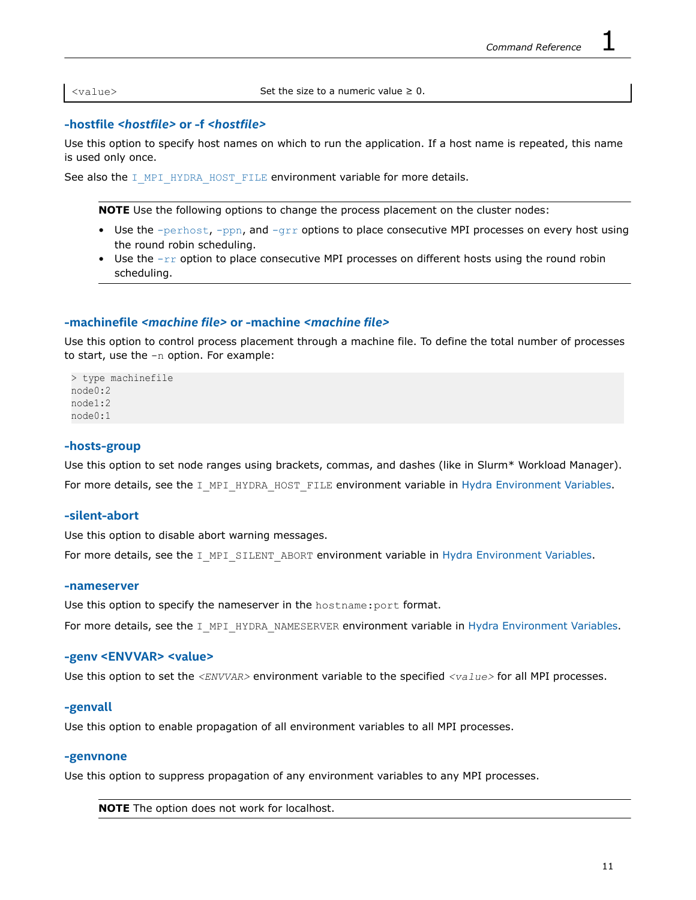| <value> | Set the size to a numeric value ≥ 0. |
|---|---|

### -hostfile *<hostfile>* or -f *<hostfile>*

Use this option to specify host names on which to run the application. If a host name is repeated, this name is used only once.

See also the `I_MPI_HYDRA_HOST_FILE` environment variable for more details.

> **NOTE** Use the following options to change the process placement on the cluster nodes:
>
> - Use the `-perhost`, `-ppn`, and `-grr` options to place consecutive MPI processes on every host using the round robin scheduling.
> - Use the `-rr` option to place consecutive MPI processes on different hosts using the round robin scheduling.

### -machinefile *<machine file>* or -machine *<machine file>*

Use this option to control process placement through a machine file. To define the total number of processes to start, use the `-n` option. For example:

```
> type machinefile
node0:2
node1:2
node0:1
```

### -hosts-group

Use this option to set node ranges using brackets, commas, and dashes (like in Slurm* Workload Manager).

For more details, see the `I_MPI_HYDRA_HOST_FILE` environment variable in Hydra Environment Variables.

### -silent-abort

Use this option to disable abort warning messages.

For more details, see the `I_MPI_SILENT_ABORT` environment variable in Hydra Environment Variables.

### -nameserver

Use this option to specify the nameserver in the `hostname:port` format.

For more details, see the `I_MPI_HYDRA_NAMESERVER` environment variable in Hydra Environment Variables.

### -genv <ENVVAR> <value>

Use this option to set the *<ENVVAR>* environment variable to the specified *<value>* for all MPI processes.

### -genvall

Use this option to enable propagation of all environment variables to all MPI processes.

### -genvnone

Use this option to suppress propagation of any environment variables to any MPI processes.

> **NOTE** The option does not work for localhost.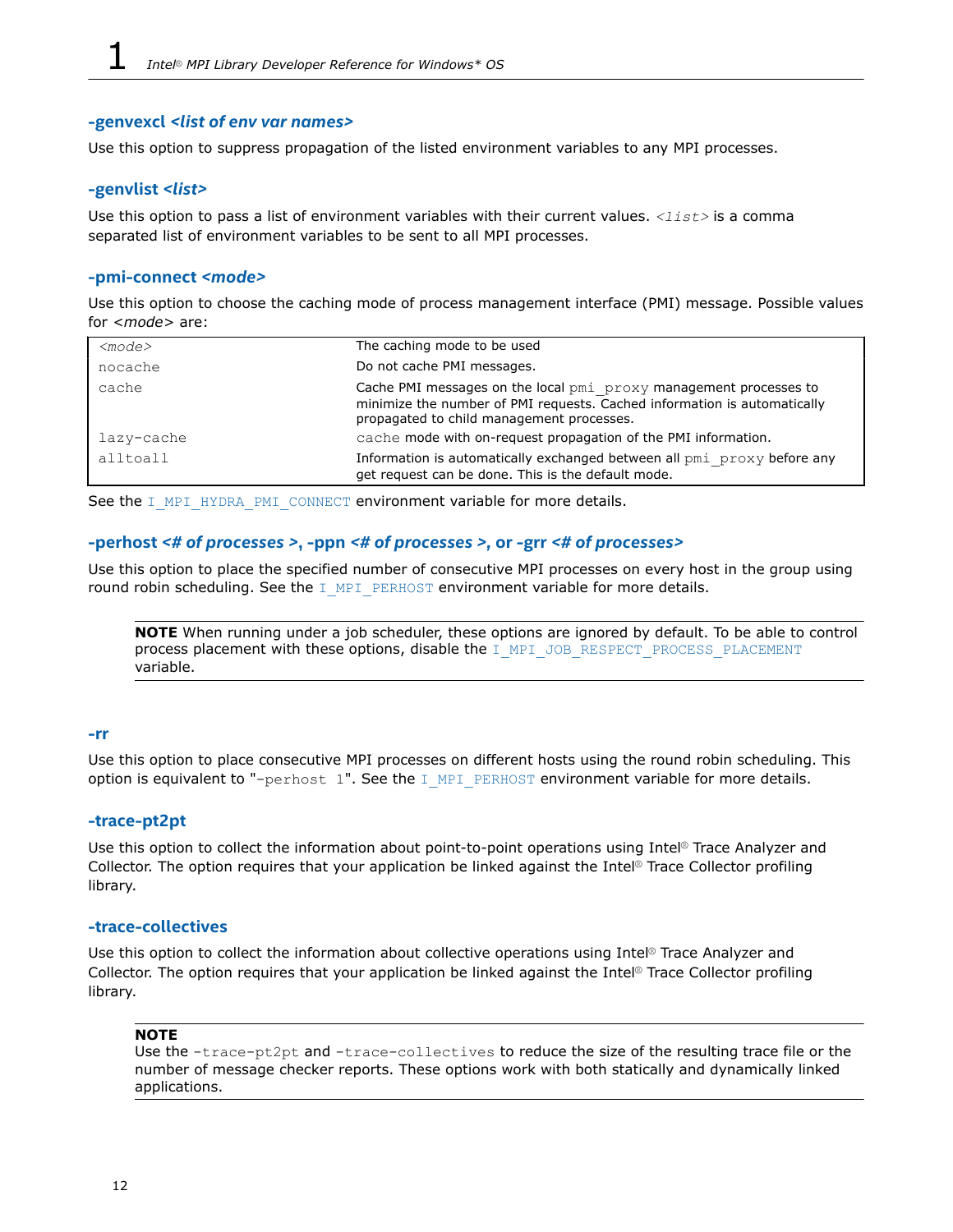### -genvexcl *<list of env var names>*

Use this option to suppress propagation of the listed environment variables to any MPI processes.

### -genvlist *<list>*

Use this option to pass a list of environment variables with their current values. `<list>` is a comma separated list of environment variables to be sent to all MPI processes.

### -pmi-connect *<mode>*

Use this option to choose the caching mode of process management interface (PMI) message. Possible values for *<mode>* are:

| `<mode>` | The caching mode to be used |
|---|---|
| `nocache` | Do not cache PMI messages. |
| `cache` | Cache PMI messages on the local `pmi_proxy` management processes to minimize the number of PMI requests. Cached information is automatically propagated to child management processes. |
| `lazy-cache` | `cache` mode with on-request propagation of the PMI information. |
| `alltoall` | Information is automatically exchanged between all `pmi_proxy` before any get request can be done. This is the default mode. |

See the `I_MPI_HYDRA_PMI_CONNECT` environment variable for more details.

### -perhost *<# of processes >*, -ppn *<# of processes >*, or -grr *<# of processes>*

Use this option to place the specified number of consecutive MPI processes on every host in the group using round robin scheduling. See the `I_MPI_PERHOST` environment variable for more details.

> **NOTE** When running under a job scheduler, these options are ignored by default. To be able to control process placement with these options, disable the `I_MPI_JOB_RESPECT_PROCESS_PLACEMENT` variable.

### -rr

Use this option to place consecutive MPI processes on different hosts using the round robin scheduling. This option is equivalent to "`-perhost 1`". See the `I_MPI_PERHOST` environment variable for more details.

### -trace-pt2pt

Use this option to collect the information about point-to-point operations using Intel® Trace Analyzer and Collector. The option requires that your application be linked against the Intel® Trace Collector profiling library.

### -trace-collectives

Use this option to collect the information about collective operations using Intel® Trace Analyzer and Collector. The option requires that your application be linked against the Intel® Trace Collector profiling library.

> **NOTE**
> Use the `-trace-pt2pt` and `-trace-collectives` to reduce the size of the resulting trace file or the number of message checker reports. These options work with both statically and dynamically linked applications.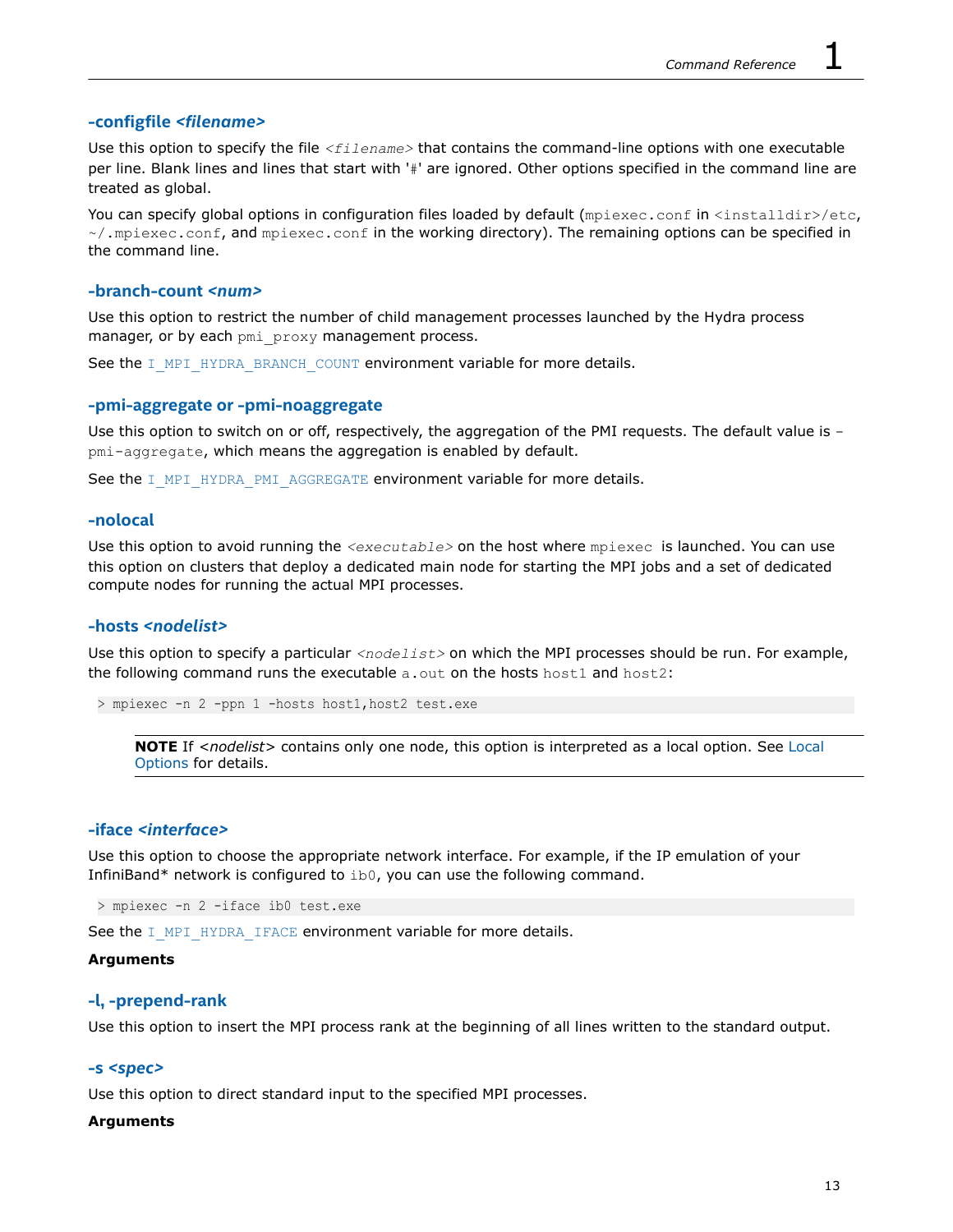### -configfile *<filename>*

Use this option to specify the file `<filename>` that contains the command-line options with one executable per line. Blank lines and lines that start with '#' are ignored. Other options specified in the command line are treated as global.

You can specify global options in configuration files loaded by default (`mpiexec.conf` in `<installdir>/etc`, `~/.mpiexec.conf`, and `mpiexec.conf` in the working directory). The remaining options can be specified in the command line.

### -branch-count *<num>*

Use this option to restrict the number of child management processes launched by the Hydra process manager, or by each `pmi_proxy` management process.

See the `I_MPI_HYDRA_BRANCH_COUNT` environment variable for more details.

### -pmi-aggregate or -pmi-noaggregate

Use this option to switch on or off, respectively, the aggregation of the PMI requests. The default value is `-pmi-aggregate`, which means the aggregation is enabled by default.

See the `I_MPI_HYDRA_PMI_AGGREGATE` environment variable for more details.

### -nolocal

Use this option to avoid running the `<executable>` on the host where `mpiexec` is launched. You can use this option on clusters that deploy a dedicated main node for starting the MPI jobs and a set of dedicated compute nodes for running the actual MPI processes.

### -hosts *<nodelist>*

Use this option to specify a particular `<nodelist>` on which the MPI processes should be run. For example, the following command runs the executable `a.out` on the hosts `host1` and `host2`:

```
> mpiexec -n 2 -ppn 1 -hosts host1,host2 test.exe
```

> **NOTE** If *<nodelist>* contains only one node, this option is interpreted as a local option. See Local Options for details.

### -iface *<interface>*

Use this option to choose the appropriate network interface. For example, if the IP emulation of your InfiniBand* network is configured to `ib0`, you can use the following command.

```
> mpiexec -n 2 -iface ib0 test.exe
```

See the `I_MPI_HYDRA_IFACE` environment variable for more details.

**Arguments**

### -l, -prepend-rank

Use this option to insert the MPI process rank at the beginning of all lines written to the standard output.

### -s *<spec>*

Use this option to direct standard input to the specified MPI processes.

**Arguments**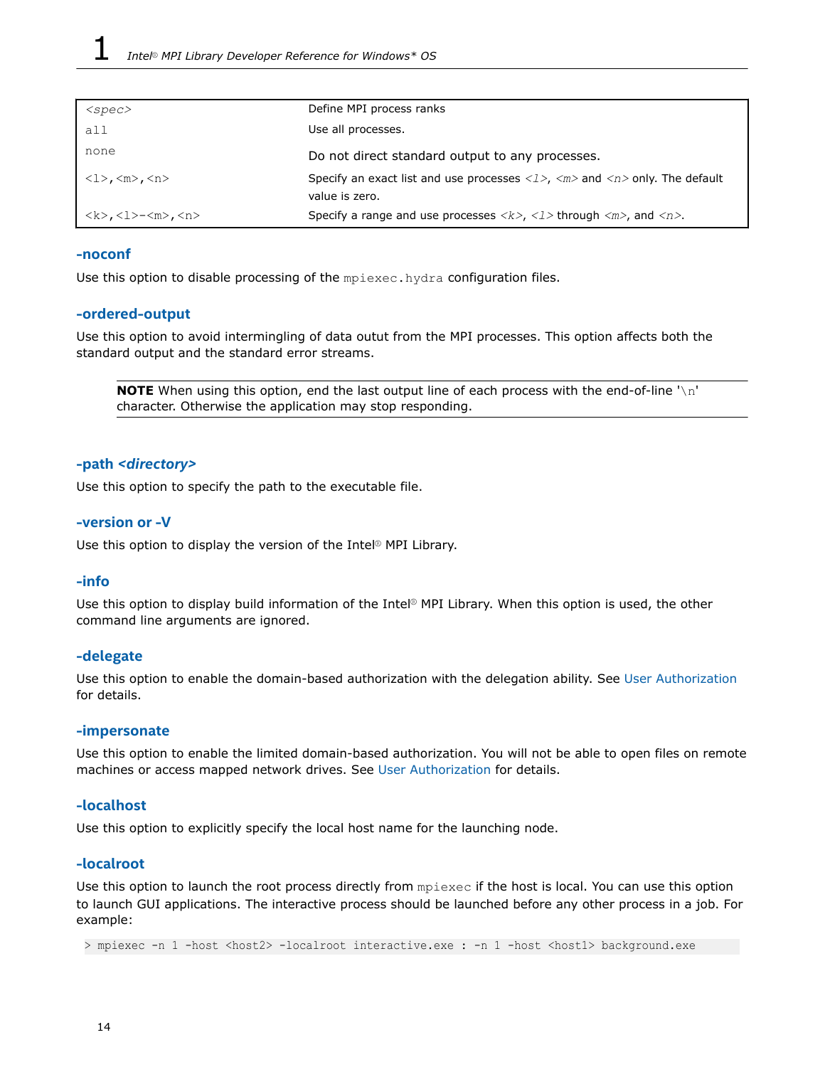| *<spec>* | Define MPI process ranks |
| --- | --- |
| `all` | Use all processes. |
| `none` | Do not direct standard output to any processes. |
| `<l>,<m>,<n>` | Specify an exact list and use processes *<l>*, *<m>* and *<n>* only. The default value is zero. |
| `<k>,<l>-<m>,<n>` | Specify a range and use processes *<k>*, *<l>* through *<m>*, and *<n>*. |

### -noconf

Use this option to disable processing of the `mpiexec.hydra` configuration files.

### -ordered-output

Use this option to avoid intermingling of data outut from the MPI processes. This option affects both the standard output and the standard error streams.

> **NOTE** When using this option, end the last output line of each process with the end-of-line '`\n`' character. Otherwise the application may stop responding.

### -path *<directory>*

Use this option to specify the path to the executable file.

### -version or -V

Use this option to display the version of the Intel® MPI Library.

### -info

Use this option to display build information of the Intel® MPI Library. When this option is used, the other command line arguments are ignored.

### -delegate

Use this option to enable the domain-based authorization with the delegation ability. See User Authorization for details.

### -impersonate

Use this option to enable the limited domain-based authorization. You will not be able to open files on remote machines or access mapped network drives. See User Authorization for details.

### -localhost

Use this option to explicitly specify the local host name for the launching node.

### -localroot

Use this option to launch the root process directly from `mpiexec` if the host is local. You can use this option to launch GUI applications. The interactive process should be launched before any other process in a job. For example:

```
> mpiexec -n 1 -host <host2> -localroot interactive.exe : -n 1 -host <host1> background.exe
```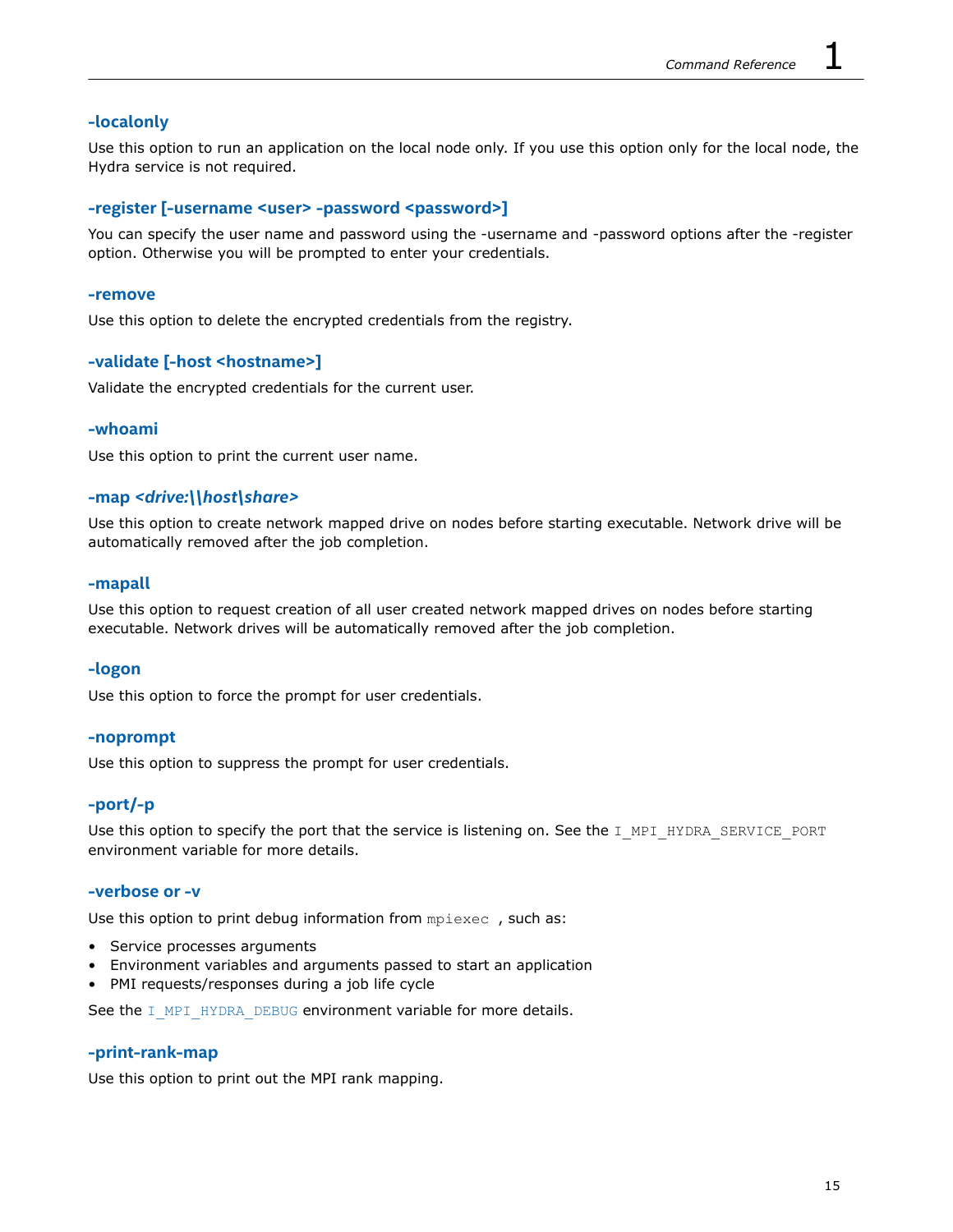### -localonly

Use this option to run an application on the local node only. If you use this option only for the local node, the Hydra service is not required.

### -register [-username <user> -password <password>]

You can specify the user name and password using the -username and -password options after the -register option. Otherwise you will be prompted to enter your credentials.

### -remove

Use this option to delete the encrypted credentials from the registry.

### -validate [-host <hostname>]

Validate the encrypted credentials for the current user.

### -whoami

Use this option to print the current user name.

### -map *<drive:\\host\share>*

Use this option to create network mapped drive on nodes before starting executable. Network drive will be automatically removed after the job completion.

### -mapall

Use this option to request creation of all user created network mapped drives on nodes before starting executable. Network drives will be automatically removed after the job completion.

### -logon

Use this option to force the prompt for user credentials.

### -noprompt

Use this option to suppress the prompt for user credentials.

### -port/-p

Use this option to specify the port that the service is listening on. See the `I_MPI_HYDRA_SERVICE_PORT` environment variable for more details.

### -verbose or -v

Use this option to print debug information from `mpiexec` , such as:

- Service processes arguments
- Environment variables and arguments passed to start an application
- PMI requests/responses during a job life cycle

See the `I_MPI_HYDRA_DEBUG` environment variable for more details.

### -print-rank-map

Use this option to print out the MPI rank mapping.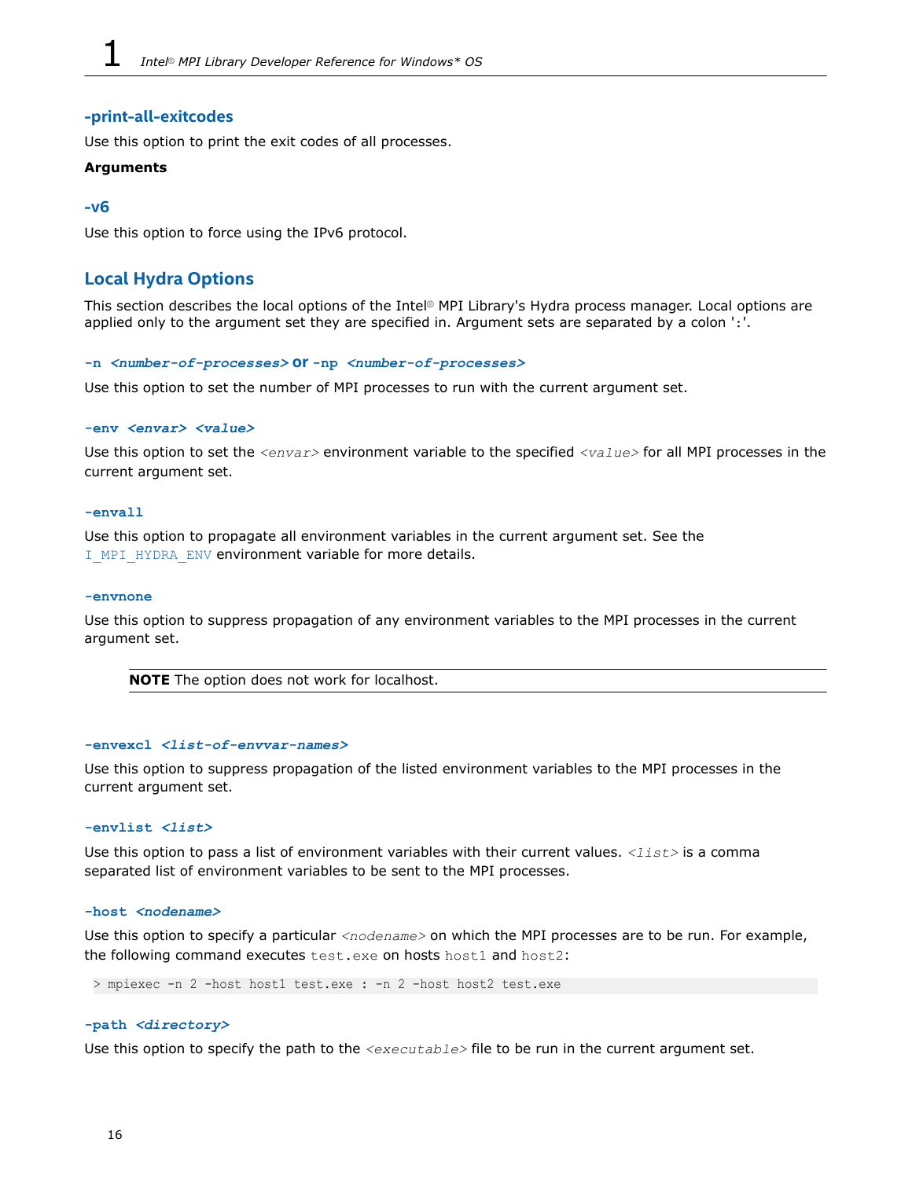### -print-all-exitcodes

Use this option to print the exit codes of all processes.

**Arguments**

### -v6

Use this option to force using the IPv6 protocol.

## Local Hydra Options

This section describes the local options of the Intel® MPI Library's Hydra process manager. Local options are applied only to the argument set they are specified in. Argument sets are separated by a colon ':'.

#### `-n <number-of-processes>` or `-np <number-of-processes>`

Use this option to set the number of MPI processes to run with the current argument set.

#### `-env <envar> <value>`

Use this option to set the *<envar>* environment variable to the specified *<value>* for all MPI processes in the current argument set.

#### `-envall`

Use this option to propagate all environment variables in the current argument set. See the `I_MPI_HYDRA_ENV` environment variable for more details.

#### `-envnone`

Use this option to suppress propagation of any environment variables to the MPI processes in the current argument set.

> **NOTE** The option does not work for localhost.

#### `-envexcl <list-of-envvar-names>`

Use this option to suppress propagation of the listed environment variables to the MPI processes in the current argument set.

#### `-envlist <list>`

Use this option to pass a list of environment variables with their current values. *<list>* is a comma separated list of environment variables to be sent to the MPI processes.

#### `-host <nodename>`

Use this option to specify a particular *<nodename>* on which the MPI processes are to be run. For example, the following command executes `test.exe` on hosts `host1` and `host2`:

```
> mpiexec -n 2 -host host1 test.exe : -n 2 -host host2 test.exe
```

#### `-path <directory>`

Use this option to specify the path to the *<executable>* file to be run in the current argument set.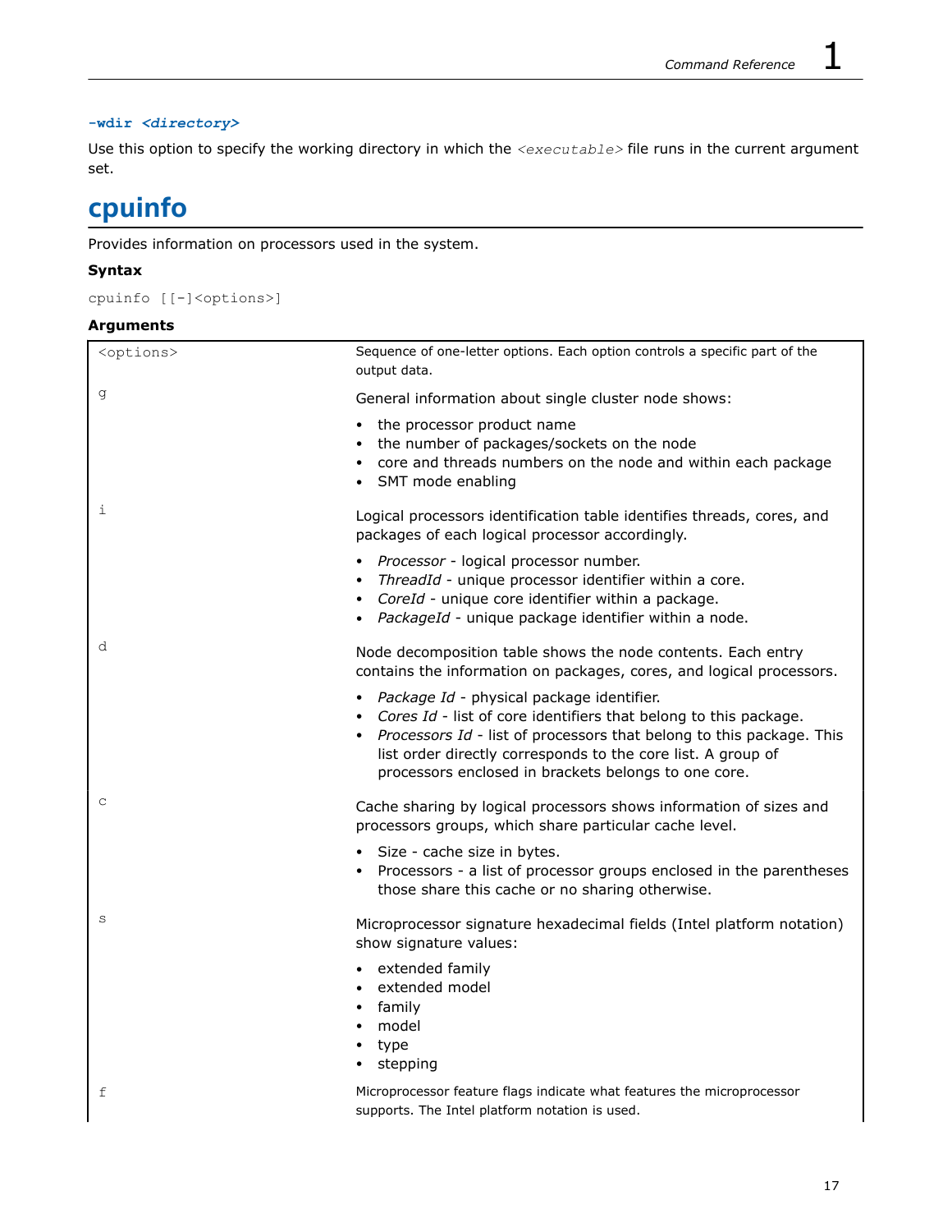### -wdir <directory>

Use this option to specify the working directory in which the `<executable>` file runs in the current argument set.

# cpuinfo

Provides information on processors used in the system.

**Syntax**

```
cpuinfo [[-]<options>]
```

**Arguments**

| | |
|---|---|
| `<options>` | Sequence of one-letter options. Each option controls a specific part of the output data. |
| `g` | General information about single cluster node shows:<br>• the processor product name<br>• the number of packages/sockets on the node<br>• core and threads numbers on the node and within each package<br>• SMT mode enabling |
| `i` | Logical processors identification table identifies threads, cores, and packages of each logical processor accordingly.<br>• *Processor* - logical processor number.<br>• *ThreadId* - unique processor identifier within a core.<br>• *CoreId* - unique core identifier within a package.<br>• *PackageId* - unique package identifier within a node. |
| `d` | Node decomposition table shows the node contents. Each entry contains the information on packages, cores, and logical processors.<br>• *Package Id* - physical package identifier.<br>• *Cores Id* - list of core identifiers that belong to this package.<br>• *Processors Id* - list of processors that belong to this package. This list order directly corresponds to the core list. A group of processors enclosed in brackets belongs to one core. |
| `c` | Cache sharing by logical processors shows information of sizes and processors groups, which share particular cache level.<br>• Size - cache size in bytes.<br>• Processors - a list of processor groups enclosed in the parentheses those share this cache or no sharing otherwise. |
| `s` | Microprocessor signature hexadecimal fields (Intel platform notation) show signature values:<br>• extended family<br>• extended model<br>• family<br>• model<br>• type<br>• stepping |
| `f` | Microprocessor feature flags indicate what features the microprocessor supports. The Intel platform notation is used. |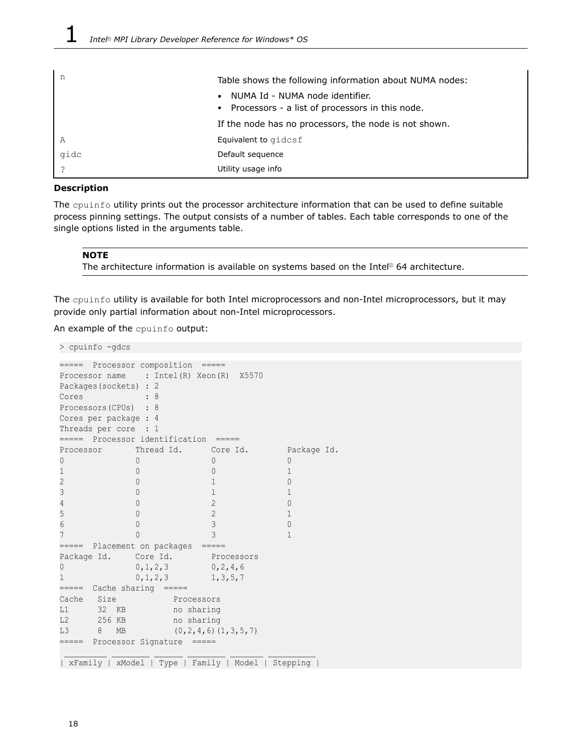| | |
|---|---|
| n | Table shows the following information about NUMA nodes:<br>• NUMA Id - NUMA node identifier.<br>• Processors - a list of processors in this node.<br>If the node has no processors, the node is not shown. |
| A | Equivalent to gidcsf |
| gidc | Default sequence |
| ? | Utility usage info |

**Description**

The cpuinfo utility prints out the processor architecture information that can be used to define suitable process pinning settings. The output consists of a number of tables. Each table corresponds to one of the single options listed in the arguments table.

> **NOTE**
> The architecture information is available on systems based on the Intel® 64 architecture.

The cpuinfo utility is available for both Intel microprocessors and non-Intel microprocessors, but it may provide only partial information about non-Intel microprocessors.

An example of the cpuinfo output:

```
> cpuinfo -gdcs
```

```
=====  Processor composition  =====
Processor name    : Intel(R) Xeon(R)  X5570
Packages(sockets) : 2
Cores             : 8
Processors(CPUs)  : 8
Cores per package : 4
Threads per core  : 1
=====  Processor identification  =====
Processor       Thread Id.      Core Id.        Package Id.
0               0               0               0
1               0               0               1
2               0               1               0
3               0               1               1
4               0               2               0
5               0               2               1
6               0               3               0
7               0               3               1
=====  Placement on packages  =====
Package Id.     Core Id.        Processors
0               0,1,2,3         0,2,4,6
1               0,1,2,3         1,3,5,7
=====  Cache sharing  =====
Cache   Size            Processors
L1      32  KB          no sharing
L2      256 KB          no sharing
L3      8   MB          (0,2,4,6)(1,3,5,7)
=====  Processor Signature  =====
 _________ ________ ______ ________ _______ __________
| xFamily | xModel | Type | Family | Model | Stepping |
```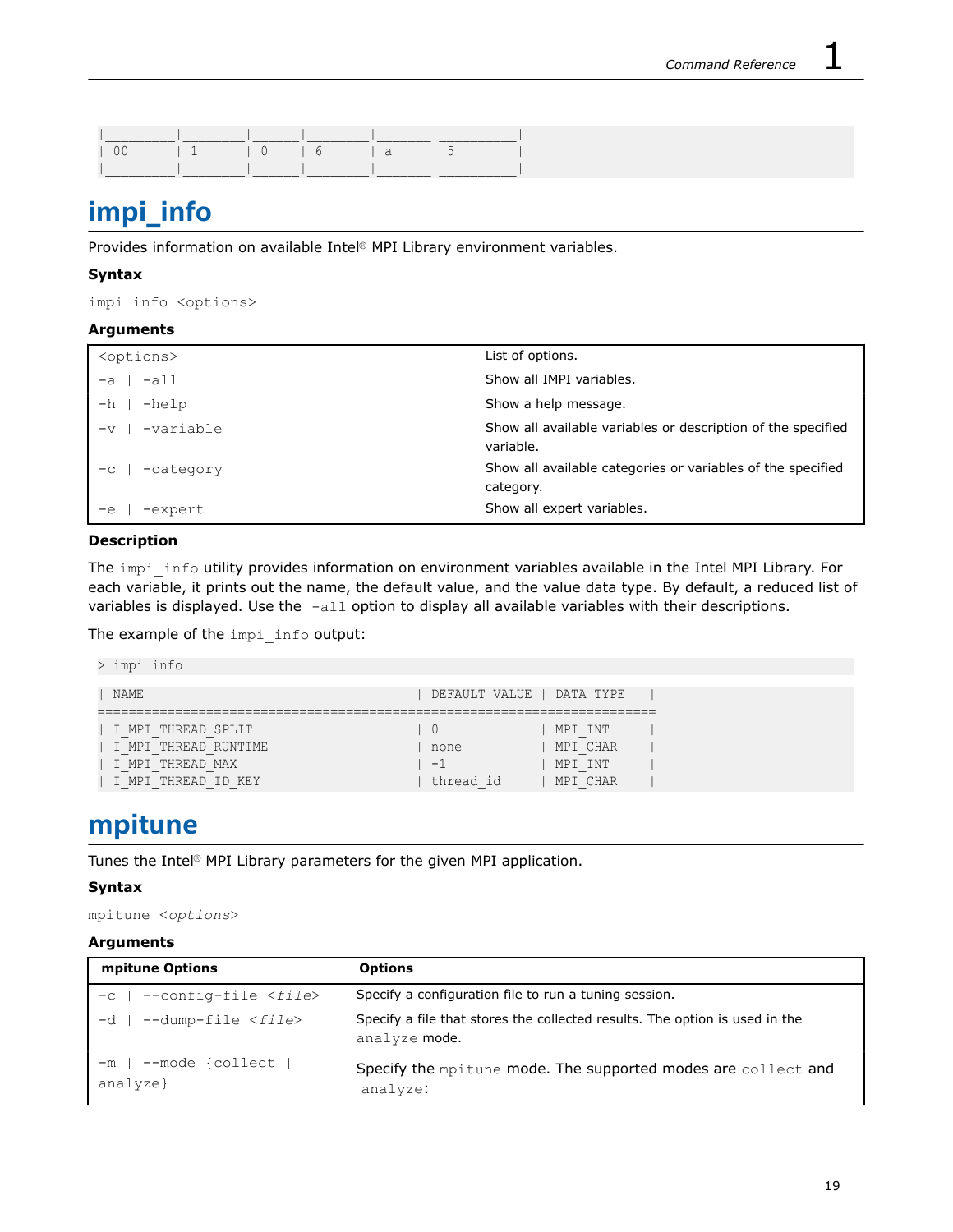```
|________|_______|_____|_______|______|_________|
| 00     | 1     | 0   | 6     | a    | 5       |
|________|_______|_____|_______|______|_________|
```

# impi_info

Provides information on available Intel® MPI Library environment variables.

### Syntax

`impi_info <options>`

### Arguments

| | |
|---|---|
| `<options>` | List of options. |
| `-a \| -all` | Show all IMPI variables. |
| `-h \| -help` | Show a help message. |
| `-v \| -variable` | Show all available variables or description of the specified variable. |
| `-c \| -category` | Show all available categories or variables of the specified category. |
| `-e \| -expert` | Show all expert variables. |

### Description

The `impi_info` utility provides information on environment variables available in the Intel MPI Library. For each variable, it prints out the name, the default value, and the value data type. By default, a reduced list of variables is displayed. Use the `-all` option to display all available variables with their descriptions.

The example of the `impi_info` output:

```
> impi_info
```

```
| NAME                                      | DEFAULT VALUE | DATA TYPE   |
===========================================================================
| I_MPI_THREAD_SPLIT                        | 0             | MPI_INT     |
| I_MPI_THREAD_RUNTIME                      | none          | MPI_CHAR    |
| I_MPI_THREAD_MAX                          | -1            | MPI_INT     |
| I_MPI_THREAD_ID_KEY                       | thread_id     | MPI_CHAR    |
```

# mpitune

Tunes the Intel® MPI Library parameters for the given MPI application.

### Syntax

`mpitune <options>`

### Arguments

| mpitune Options | Options |
|---|---|
| `-c \| --config-file <file>` | Specify a configuration file to run a tuning session. |
| `-d \| --dump-file <file>` | Specify a file that stores the collected results. The option is used in the `analyze` mode. |
| `-m \| --mode {collect \| analyze}` | Specify the `mpitune` mode. The supported modes are `collect` and `analyze`: |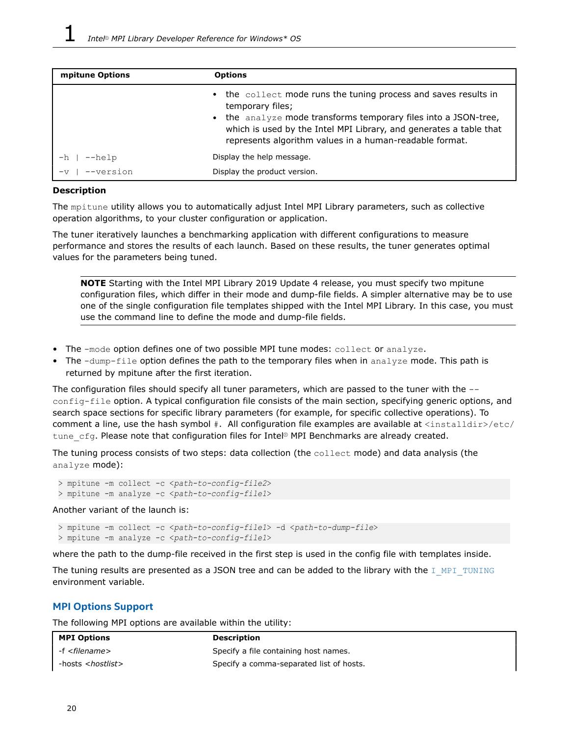| mpitune Options | Options |
| --- | --- |
| | • the `collect` mode runs the tuning process and saves results in temporary files;<br>• the `analyze` mode transforms temporary files into a JSON-tree, which is used by the Intel MPI Library, and generates a table that represents algorithm values in a human-readable format. |
| `-h \| --help` | Display the help message. |
| `-v \| --version` | Display the product version. |

**Description**

The `mpitune` utility allows you to automatically adjust Intel MPI Library parameters, such as collective operation algorithms, to your cluster configuration or application.

The tuner iteratively launches a benchmarking application with different configurations to measure performance and stores the results of each launch. Based on these results, the tuner generates optimal values for the parameters being tuned.

> **NOTE** Starting with the Intel MPI Library 2019 Update 4 release, you must specify two mpitune configuration files, which differ in their mode and dump-file fields. A simpler alternative may be to use one of the single configuration file templates shipped with the Intel MPI Library. In this case, you must use the command line to define the mode and dump-file fields.

- The `-mode` option defines one of two possible MPI tune modes: `collect` or `analyze`.
- The `-dump-file` option defines the path to the temporary files when in `analyze` mode. This path is returned by mpitune after the first iteration.

The configuration files should specify all tuner parameters, which are passed to the tuner with the `--config-file` option. A typical configuration file consists of the main section, specifying generic options, and search space sections for specific library parameters (for example, for specific collective operations). To comment a line, use the hash symbol `#`. All configuration file examples are available at `<installdir>/etc/tune_cfg`. Please note that configuration files for Intel® MPI Benchmarks are already created.

The tuning process consists of two steps: data collection (the `collect` mode) and data analysis (the `analyze` mode):

```
> mpitune -m collect -c <path-to-config-file2>
> mpitune -m analyze -c <path-to-config-file1>
```

Another variant of the launch is:

```
> mpitune -m collect -c <path-to-config-file1> -d <path-to-dump-file>
> mpitune -m analyze -c <path-to-config-file1>
```

where the path to the dump-file received in the first step is used in the config file with templates inside.

The tuning results are presented as a JSON tree and can be added to the library with the `I_MPI_TUNING` environment variable.

## MPI Options Support

The following MPI options are available within the utility:

| MPI Options | Description |
| --- | --- |
| -f *<filename>* | Specify a file containing host names. |
| -hosts *<hostlist>* | Specify a comma-separated list of hosts. |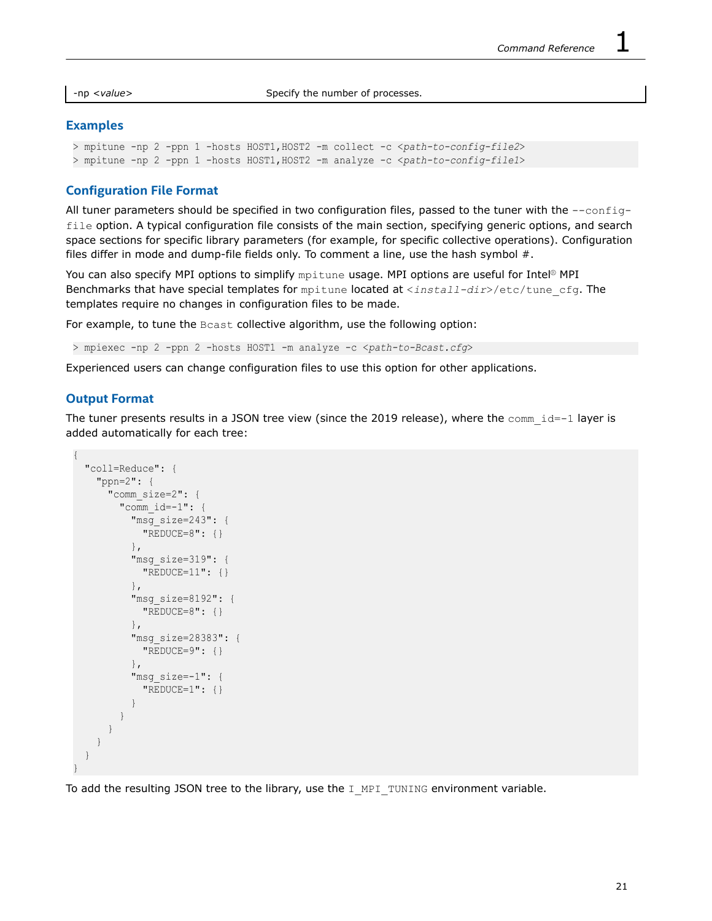| | |
|---|---|
| -np *<value>* | Specify the number of processes. |

### Examples

```
> mpitune -np 2 -ppn 1 -hosts HOST1,HOST2 -m collect -c <path-to-config-file2>
> mpitune -np 2 -ppn 1 -hosts HOST1,HOST2 -m analyze -c <path-to-config-file1>
```

### Configuration File Format

All tuner parameters should be specified in two configuration files, passed to the tuner with the `--config-file` option. A typical configuration file consists of the main section, specifying generic options, and search space sections for specific library parameters (for example, for specific collective operations). Configuration files differ in mode and dump-file fields only. To comment a line, use the hash symbol #.

You can also specify MPI options to simplify `mpitune` usage. MPI options are useful for Intel® MPI Benchmarks that have special templates for `mpitune` located at `<install-dir>/etc/tune_cfg`. The templates require no changes in configuration files to be made.

For example, to tune the `Bcast` collective algorithm, use the following option:

```
> mpiexec -np 2 -ppn 2 -hosts HOST1 -m analyze -c <path-to-Bcast.cfg>
```

Experienced users can change configuration files to use this option for other applications.

### Output Format

The tuner presents results in a JSON tree view (since the 2019 release), where the `comm_id=-1` layer is added automatically for each tree:

```
{
  "coll=Reduce": {
    "ppn=2": {
      "comm_size=2": {
        "comm_id=-1": {
          "msg_size=243": {
            "REDUCE=8": {}
          },
          "msg_size=319": {
            "REDUCE=11": {}
          },
          "msg_size=8192": {
            "REDUCE=8": {}
          },
          "msg_size=28383": {
            "REDUCE=9": {}
          },
          "msg_size=-1": {
            "REDUCE=1": {}
          }
        }
      }
    }
  }
}
```

To add the resulting JSON tree to the library, use the `I_MPI_TUNING` environment variable.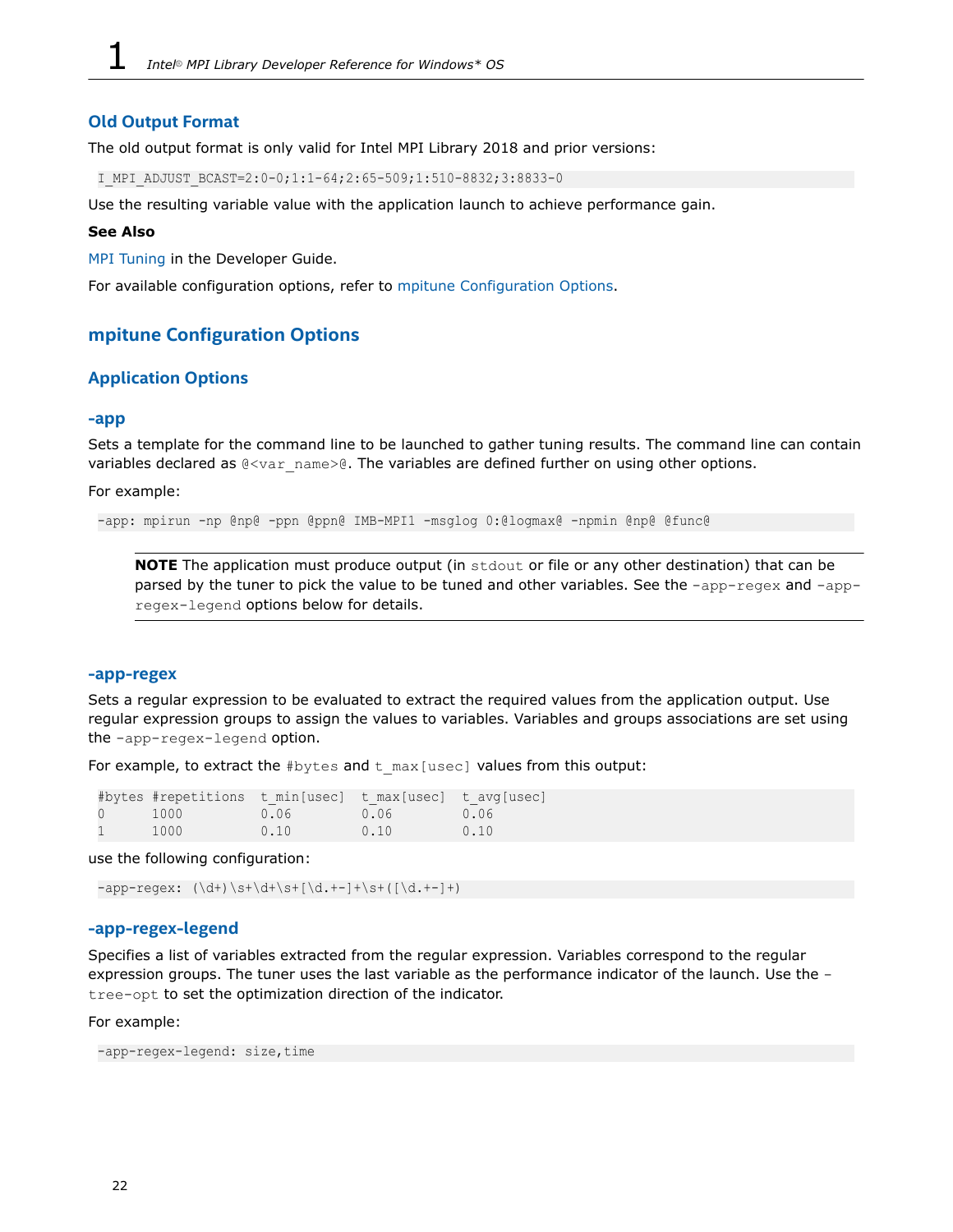## Old Output Format

The old output format is only valid for Intel MPI Library 2018 and prior versions:

```
I_MPI_ADJUST_BCAST=2:0-0;1:1-64;2:65-509;1:510-8832;3:8833-0
```

Use the resulting variable value with the application launch to achieve performance gain.

**See Also**

MPI Tuning in the Developer Guide.

For available configuration options, refer to mpitune Configuration Options.

## mpitune Configuration Options

### Application Options

#### -app

Sets a template for the command line to be launched to gather tuning results. The command line can contain variables declared as `@<var_name>@`. The variables are defined further on using other options.

For example:

```
-app: mpirun -np @np@ -ppn @ppn@ IMB-MPI1 -msglog 0:@logmax@ -npmin @np@ @func@
```

> **NOTE** The application must produce output (in `stdout` or file or any other destination) that can be parsed by the tuner to pick the value to be tuned and other variables. See the `-app-regex` and `-app-regex-legend` options below for details.

#### -app-regex

Sets a regular expression to be evaluated to extract the required values from the application output. Use regular expression groups to assign the values to variables. Variables and groups associations are set using the `-app-regex-legend` option.

For example, to extract the `#bytes` and `t_max[usec]` values from this output:

```
#bytes #repetitions  t_min[usec]  t_max[usec]  t_avg[usec]
0      1000          0.06         0.06         0.06
1      1000          0.10         0.10         0.10
```

use the following configuration:

```
-app-regex: (\d+)\s+\d+\s+[\d.+-]+\s+([\d.+-]+)
```

#### -app-regex-legend

Specifies a list of variables extracted from the regular expression. Variables correspond to the regular expression groups. The tuner uses the last variable as the performance indicator of the launch. Use the `-tree-opt` to set the optimization direction of the indicator.

For example:

```
-app-regex-legend: size,time
```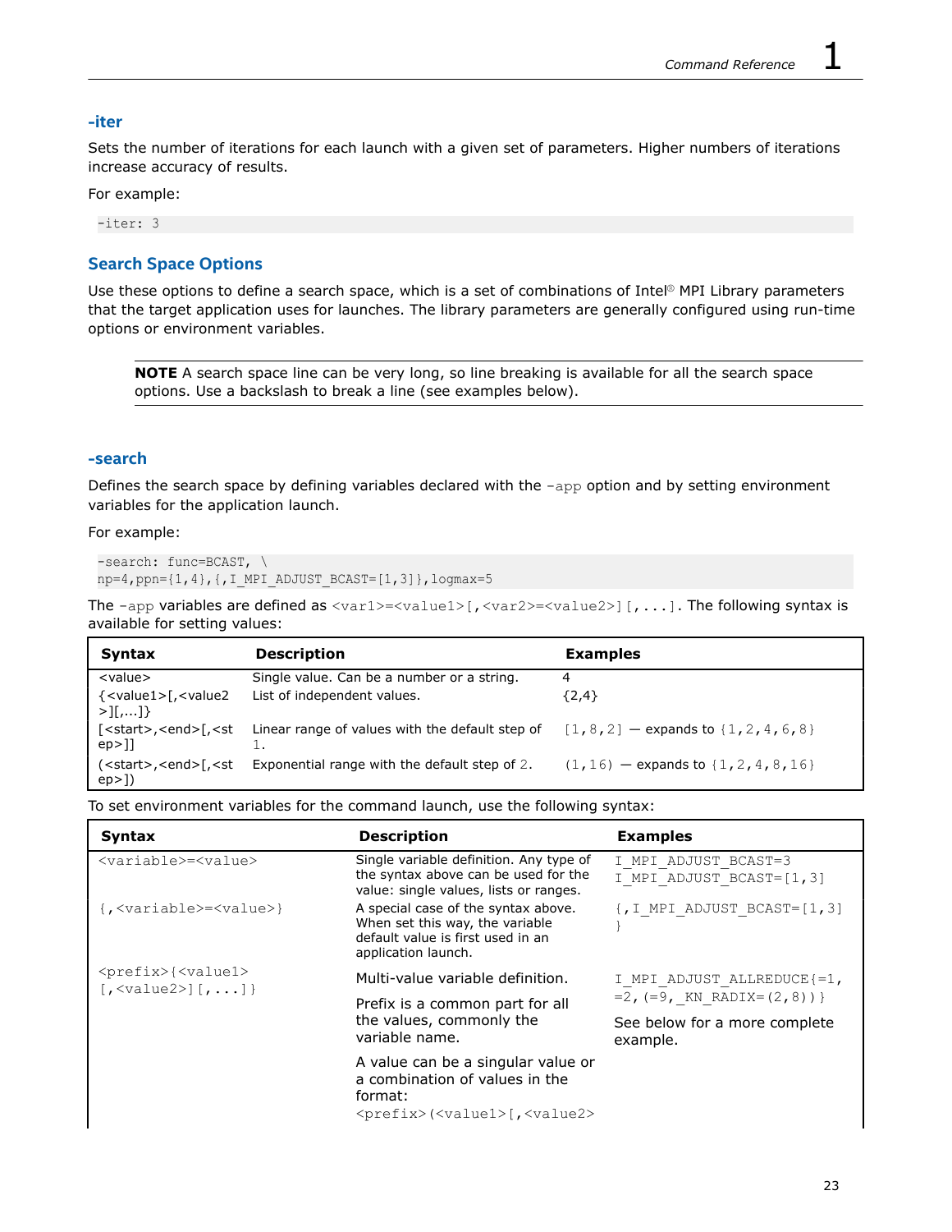### -iter

Sets the number of iterations for each launch with a given set of parameters. Higher numbers of iterations increase accuracy of results.

For example:

```
-iter: 3
```

## Search Space Options

Use these options to define a search space, which is a set of combinations of Intel® MPI Library parameters that the target application uses for launches. The library parameters are generally configured using run-time options or environment variables.

**NOTE** A search space line can be very long, so line breaking is available for all the search space options. Use a backslash to break a line (see examples below).

### -search

Defines the search space by defining variables declared with the `-app` option and by setting environment variables for the application launch.

For example:

```
-search: func=BCAST, \
np=4,ppn={1,4},{,I_MPI_ADJUST_BCAST=[1,3]},logmax=5
```

The `-app` variables are defined as `<var1>=<value1>[,<var2>=<value2>][,...]`. The following syntax is available for setting values:

| Syntax | Description | Examples |
|---|---|---|
| <value> | Single value. Can be a number or a string. | 4 |
| {<value1>[,<value2>][,...]} | List of independent values. | {2,4} |
| [<start>,<end>[,<step>]] | Linear range of values with the default step of 1. | [1,8,2] — expands to {1,2,4,6,8} |
| (<start>,<end>[,<step>]) | Exponential range with the default step of 2. | (1,16) — expands to {1,2,4,8,16} |

To set environment variables for the command launch, use the following syntax:

| Syntax | Description | Examples |
|---|---|---|
| `<variable>=<value>` | Single variable definition. Any type of the syntax above can be used for the value: single values, lists or ranges. | `I_MPI_ADJUST_BCAST=3` `I_MPI_ADJUST_BCAST=[1,3]` |
| `{,<variable>=<value>}` | A special case of the syntax above. When set this way, the variable default value is first used in an application launch. | `{,I_MPI_ADJUST_BCAST=[1,3]}` |
| `<prefix>{<value1>[,<value2>][,...]}` | Multi-value variable definition. Prefix is a common part for all the values, commonly the variable name. A value can be a singular value or a combination of values in the format: `<prefix>(<value1>[,<value2>` | `I_MPI_ADJUST_ALLREDUCE{=1,=2,(=9,_KN_RADIX=(2,8))}` See below for a more complete example. |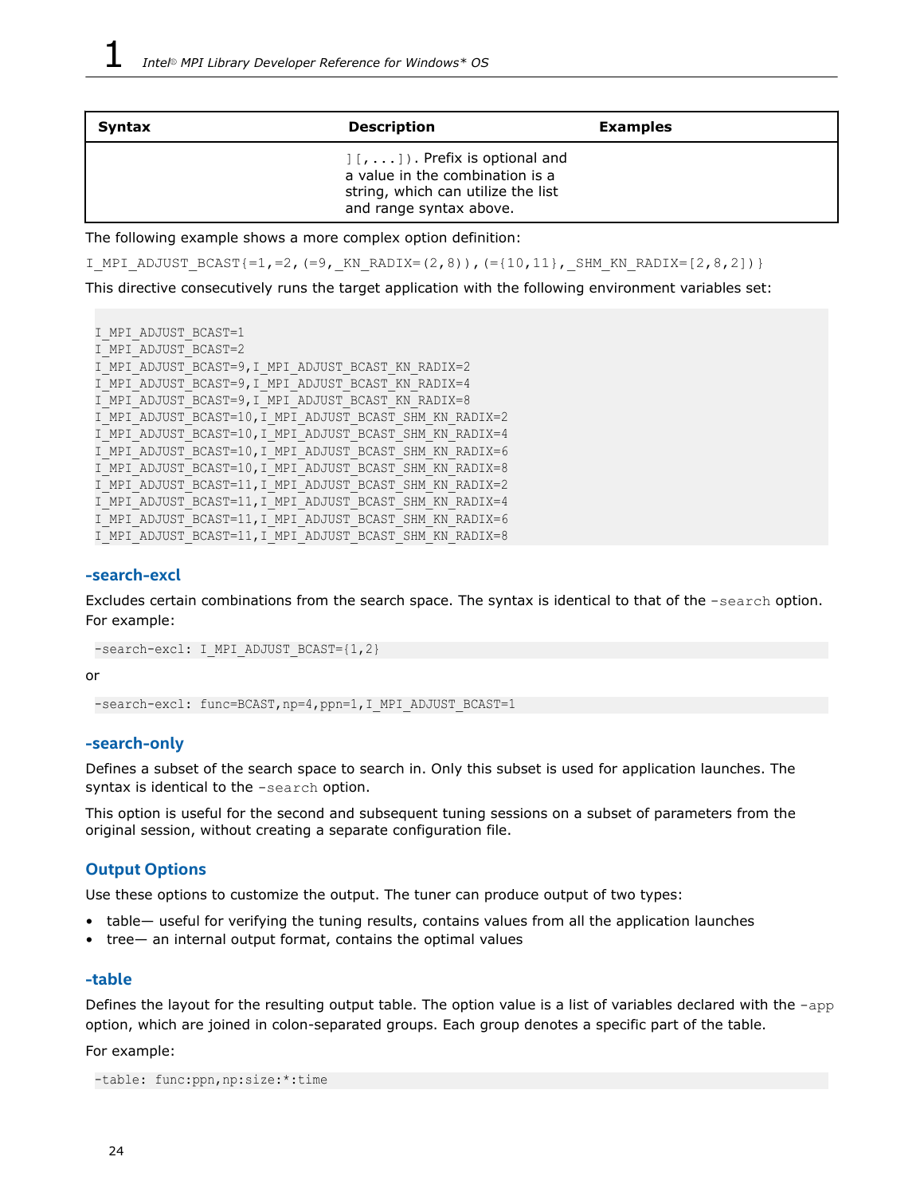| Syntax | Description | Examples |
| --- | --- | --- |
| | `][,...])`. Prefix is optional and a value in the combination is a string, which can utilize the list and range syntax above. | |

The following example shows a more complex option definition:

```
I_MPI_ADJUST_BCAST{=1,=2,(=9,_KN_RADIX=(2,8)),(={10,11},_SHM_KN_RADIX=[2,8,2])}
```

This directive consecutively runs the target application with the following environment variables set:

```
I_MPI_ADJUST_BCAST=1
I_MPI_ADJUST_BCAST=2
I_MPI_ADJUST_BCAST=9,I_MPI_ADJUST_BCAST_KN_RADIX=2
I_MPI_ADJUST_BCAST=9,I_MPI_ADJUST_BCAST_KN_RADIX=4
I_MPI_ADJUST_BCAST=9,I_MPI_ADJUST_BCAST_KN_RADIX=8
I_MPI_ADJUST_BCAST=10,I_MPI_ADJUST_BCAST_SHM_KN_RADIX=2
I_MPI_ADJUST_BCAST=10,I_MPI_ADJUST_BCAST_SHM_KN_RADIX=4
I_MPI_ADJUST_BCAST=10,I_MPI_ADJUST_BCAST_SHM_KN_RADIX=6
I_MPI_ADJUST_BCAST=10,I_MPI_ADJUST_BCAST_SHM_KN_RADIX=8
I_MPI_ADJUST_BCAST=11,I_MPI_ADJUST_BCAST_SHM_KN_RADIX=2
I_MPI_ADJUST_BCAST=11,I_MPI_ADJUST_BCAST_SHM_KN_RADIX=4
I_MPI_ADJUST_BCAST=11,I_MPI_ADJUST_BCAST_SHM_KN_RADIX=6
I_MPI_ADJUST_BCAST=11,I_MPI_ADJUST_BCAST_SHM_KN_RADIX=8
```

### -search-excl

Excludes certain combinations from the search space. The syntax is identical to that of the `-search` option. For example:

```
-search-excl: I_MPI_ADJUST_BCAST={1,2}
```

or

```
-search-excl: func=BCAST,np=4,ppn=1,I_MPI_ADJUST_BCAST=1
```

### -search-only

Defines a subset of the search space to search in. Only this subset is used for application launches. The syntax is identical to the `-search` option.

This option is useful for the second and subsequent tuning sessions on a subset of parameters from the original session, without creating a separate configuration file.

## Output Options

Use these options to customize the output. The tuner can produce output of two types:

- table— useful for verifying the tuning results, contains values from all the application launches
- tree— an internal output format, contains the optimal values

### -table

Defines the layout for the resulting output table. The option value is a list of variables declared with the `-app` option, which are joined in colon-separated groups. Each group denotes a specific part of the table.

For example:

```
-table: func:ppn,np:size:*:time
```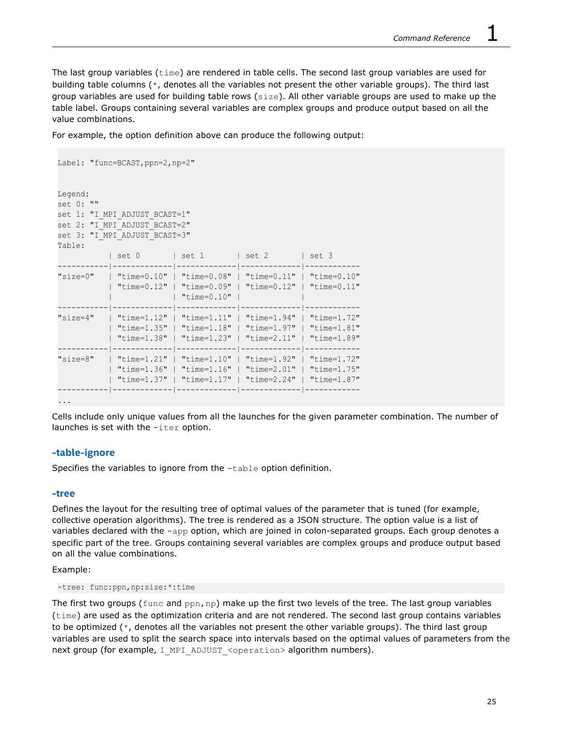The last group variables (`time`) are rendered in table cells. The second last group variables are used for building table columns (`*`, denotes all the variables not present the other variable groups). The third last group variables are used for building table rows (`size`). All other variable groups are used to make up the table label. Groups containing several variables are complex groups and produce output based on all the value combinations.

For example, the option definition above can produce the following output:

```
Label: "func=BCAST,ppn=2,np=2"


Legend:
set 0: ""
set 1: "I_MPI_ADJUST_BCAST=1"
set 2: "I_MPI_ADJUST_BCAST=2"
set 3: "I_MPI_ADJUST_BCAST=3"
Table:
           | set 0       | set 1       | set 2       | set 3
-----------|-------------|-------------|-------------|------------
"size=0"   | "time=0.10" | "time=0.08" | "time=0.11" | "time=0.10"
           | "time=0.12" | "time=0.09" | "time=0.12" | "time=0.11"
           |             | "time=0.10" |             |
-----------|-------------|-------------|-------------|------------
"size=4"   | "time=1.12" | "time=1.11" | "time=1.94" | "time=1.72"
           | "time=1.35" | "time=1.18" | "time=1.97" | "time=1.81"
           | "time=1.38" | "time=1.23" | "time=2.11" | "time=1.89"
-----------|-------------|-------------|-------------|------------
"size=8"   | "time=1.21" | "time=1.10" | "time=1.92" | "time=1.72"
           | "time=1.36" | "time=1.16" | "time=2.01" | "time=1.75"
           | "time=1.37" | "time=1.17" | "time=2.24" | "time=1.87"
-----------|-------------|-------------|-------------|------------
...
```

Cells include only unique values from all the launches for the given parameter combination. The number of launches is set with the `-iter` option.

### -table-ignore

Specifies the variables to ignore from the `-table` option definition.

### -tree

Defines the layout for the resulting tree of optimal values of the parameter that is tuned (for example, collective operation algorithms). The tree is rendered as a JSON structure. The option value is a list of variables declared with the `-app` option, which are joined in colon-separated groups. Each group denotes a specific part of the tree. Groups containing several variables are complex groups and produce output based on all the value combinations.

Example:

```
-tree: func:ppn,np:size:*:time
```

The first two groups (`func` and `ppn,np`) make up the first two levels of the tree. The last group variables (`time`) are used as the optimization criteria and are not rendered. The second last group contains variables to be optimized (`*`, denotes all the variables not present the other variable groups). The third last group variables are used to split the search space into intervals based on the optimal values of parameters from the next group (for example, `I_MPI_ADJUST_<operation>` algorithm numbers).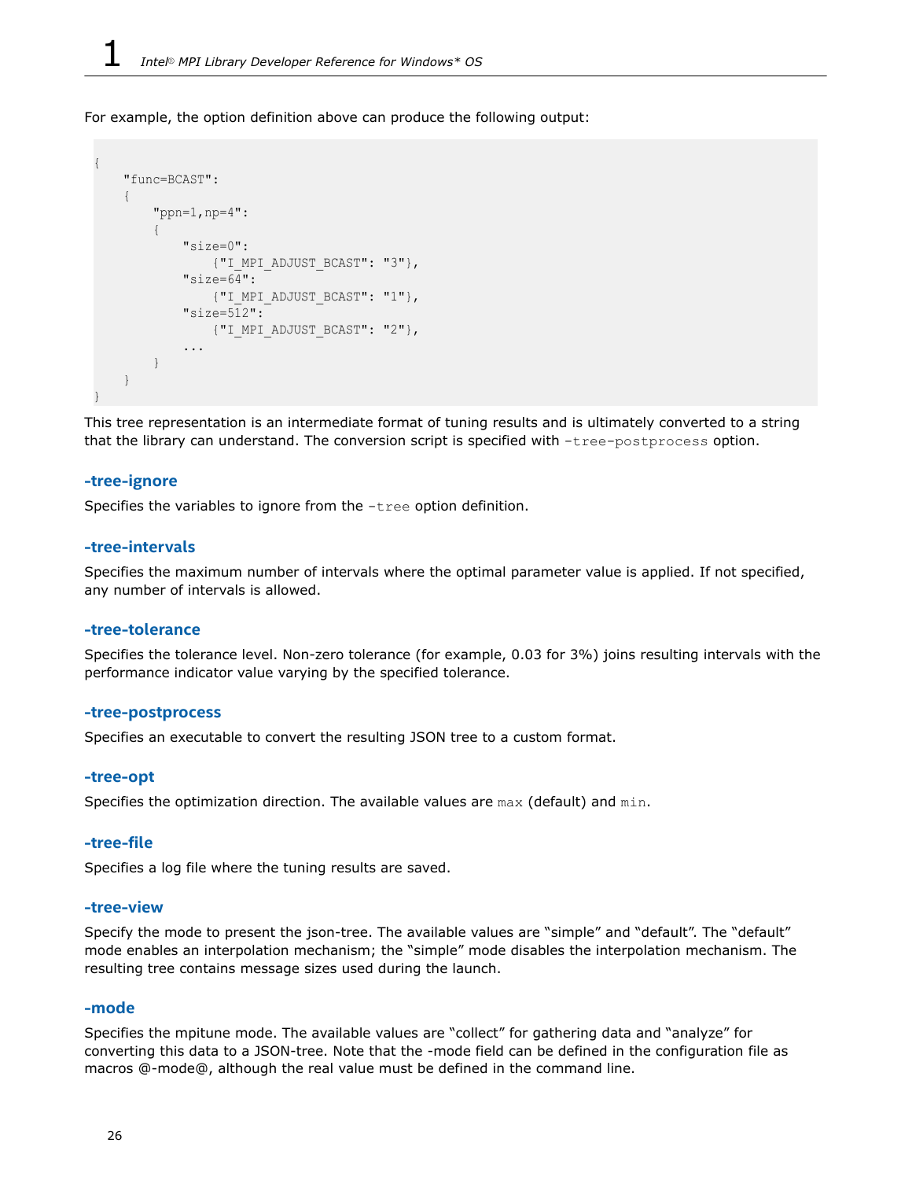For example, the option definition above can produce the following output:

```
{
    "func=BCAST":
    {
        "ppn=1,np=4":
        {
            "size=0":
                {"I_MPI_ADJUST_BCAST": "3"},
            "size=64":
                {"I_MPI_ADJUST_BCAST": "1"},
            "size=512":
                {"I_MPI_ADJUST_BCAST": "2"},
            ...
        }
    }
}
```

This tree representation is an intermediate format of tuning results and is ultimately converted to a string that the library can understand. The conversion script is specified with `-tree-postprocess` option.

### -tree-ignore

Specifies the variables to ignore from the `-tree` option definition.

### -tree-intervals

Specifies the maximum number of intervals where the optimal parameter value is applied. If not specified, any number of intervals is allowed.

### -tree-tolerance

Specifies the tolerance level. Non-zero tolerance (for example, 0.03 for 3%) joins resulting intervals with the performance indicator value varying by the specified tolerance.

### -tree-postprocess

Specifies an executable to convert the resulting JSON tree to a custom format.

### -tree-opt

Specifies the optimization direction. The available values are `max` (default) and `min`.

### -tree-file

Specifies a log file where the tuning results are saved.

### -tree-view

Specify the mode to present the json-tree. The available values are "simple" and "default". The "default" mode enables an interpolation mechanism; the "simple" mode disables the interpolation mechanism. The resulting tree contains message sizes used during the launch.

### -mode

Specifies the mpitune mode. The available values are "collect" for gathering data and "analyze" for converting this data to a JSON-tree. Note that the -mode field can be defined in the configuration file as macros @-mode@, although the real value must be defined in the command line.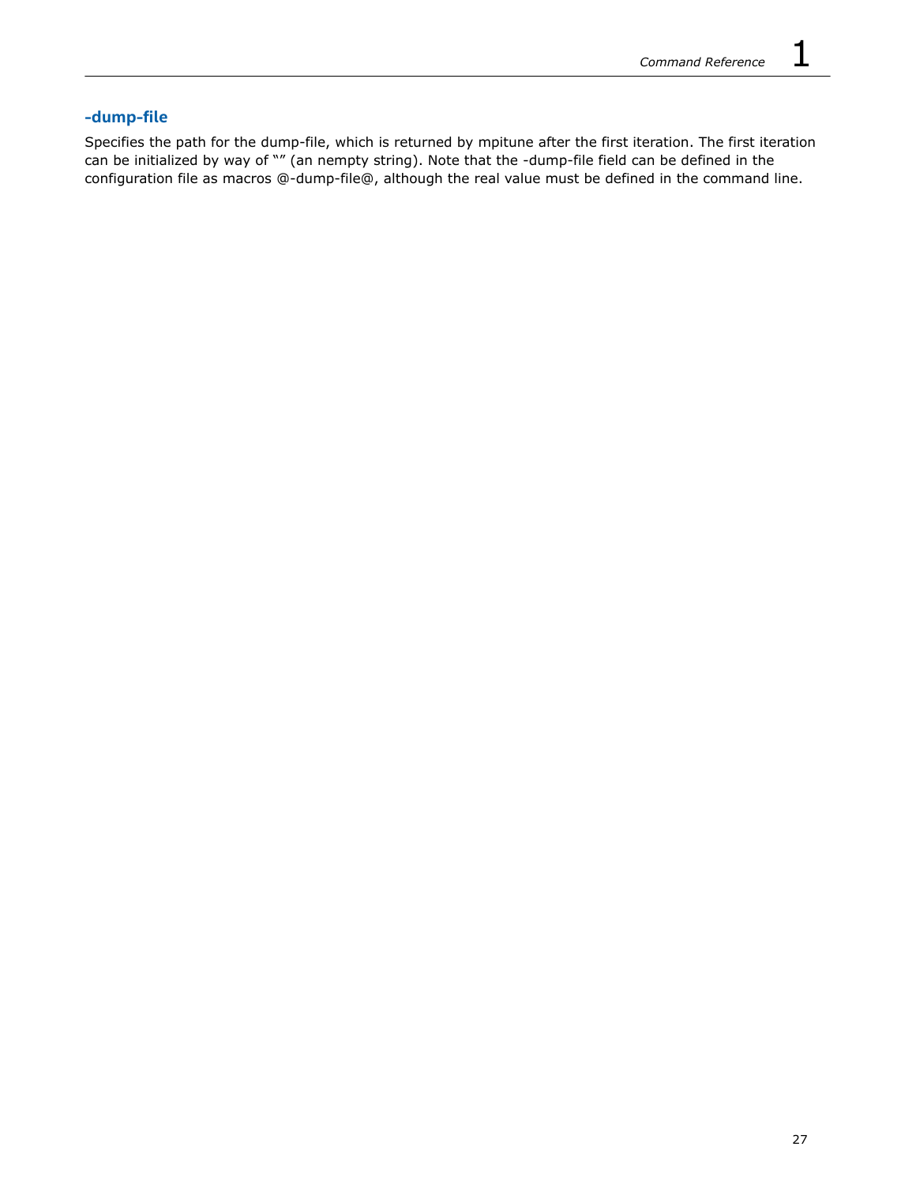### -dump-file

Specifies the path for the dump-file, which is returned by mpitune after the first iteration. The first iteration can be initialized by way of "" (an nempty string). Note that the -dump-file field can be defined in the configuration file as macros @-dump-file@, although the real value must be defined in the command line.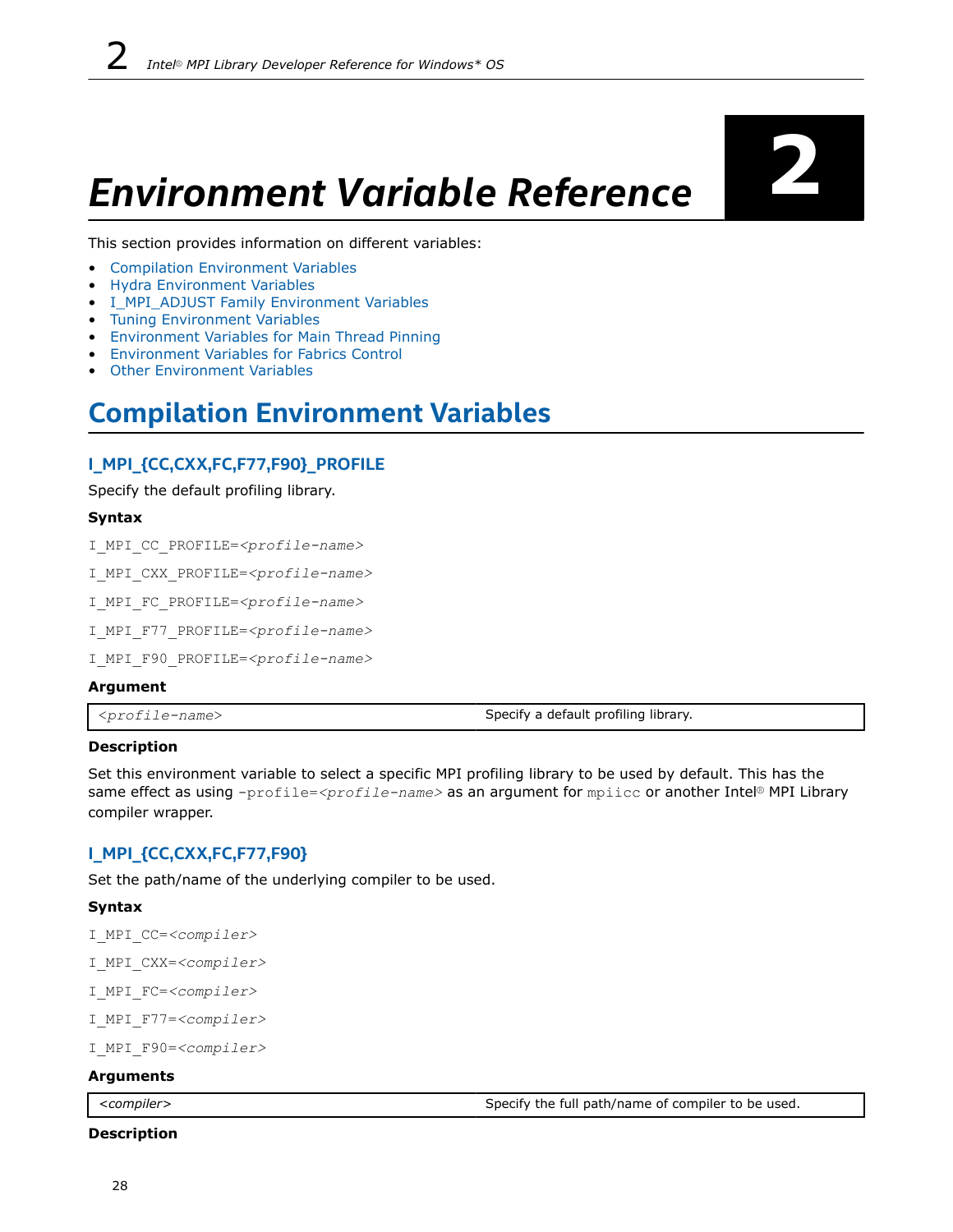# Environment Variable Reference

This section provides information on different variables:

- Compilation Environment Variables
- Hydra Environment Variables
- I_MPI_ADJUST Family Environment Variables
- Tuning Environment Variables
- Environment Variables for Main Thread Pinning
- Environment Variables for Fabrics Control
- Other Environment Variables

## Compilation Environment Variables

### I_MPI_{CC,CXX,FC,F77,F90}_PROFILE

Specify the default profiling library.

**Syntax**

I_MPI_CC_PROFILE=*<profile-name>*

I_MPI_CXX_PROFILE=*<profile-name>*

I_MPI_FC_PROFILE=*<profile-name>*

I_MPI_F77_PROFILE=*<profile-name>*

I_MPI_F90_PROFILE=*<profile-name>*

**Argument**

| | |
|---|---|
| *<profile-name>* | Specify a default profiling library. |

**Description**

Set this environment variable to select a specific MPI profiling library to be used by default. This has the same effect as using `-profile=<profile-name>` as an argument for `mpiicc` or another Intel® MPI Library compiler wrapper.

### I_MPI_{CC,CXX,FC,F77,F90}

Set the path/name of the underlying compiler to be used.

**Syntax**

I_MPI_CC=*<compiler>*

I_MPI_CXX=*<compiler>*

I_MPI_FC=*<compiler>*

I_MPI_F77=*<compiler>*

I_MPI_F90=*<compiler>*

**Arguments**

| | |
|---|---|
| *<compiler>* | Specify the full path/name of compiler to be used. |

**Description**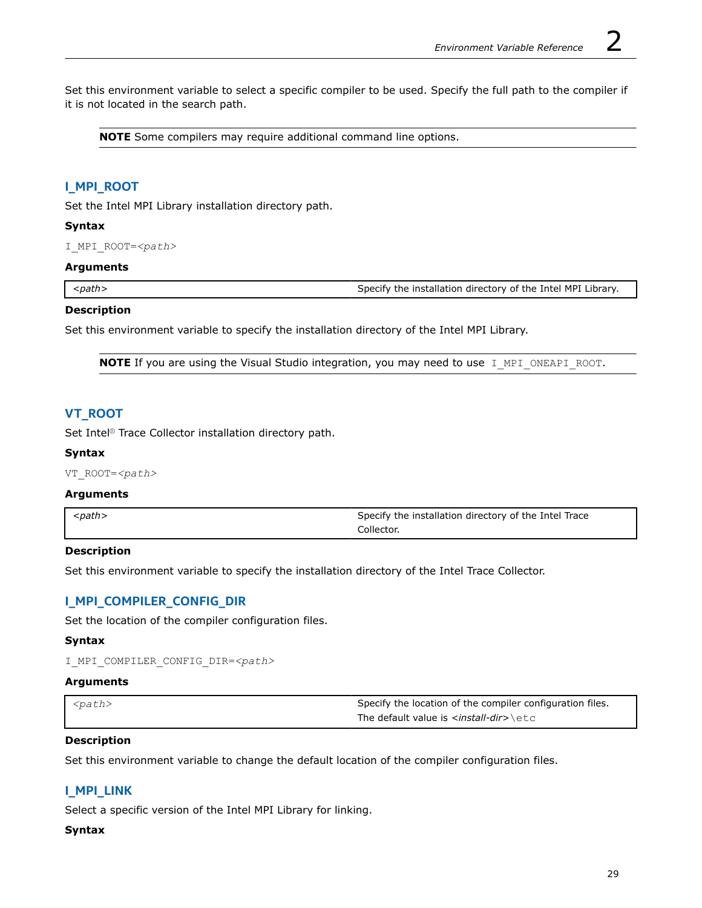Set this environment variable to select a specific compiler to be used. Specify the full path to the compiler if it is not located in the search path.

**NOTE** Some compilers may require additional command line options.

## I_MPI_ROOT

Set the Intel MPI Library installation directory path.

**Syntax**

`I_MPI_ROOT=<path>`

**Arguments**

| | |
|---|---|
| *<path>* | Specify the installation directory of the Intel MPI Library. |

**Description**

Set this environment variable to specify the installation directory of the Intel MPI Library.

**NOTE** If you are using the Visual Studio integration, you may need to use `I_MPI_ONEAPI_ROOT`.

## VT_ROOT

Set Intel® Trace Collector installation directory path.

**Syntax**

`VT_ROOT=<path>`

**Arguments**

| | |
|---|---|
| *<path>* | Specify the installation directory of the Intel Trace Collector. |

**Description**

Set this environment variable to specify the installation directory of the Intel Trace Collector.

## I_MPI_COMPILER_CONFIG_DIR

Set the location of the compiler configuration files.

**Syntax**

`I_MPI_COMPILER_CONFIG_DIR=<path>`

**Arguments**

| | |
|---|---|
| *<path>* | Specify the location of the compiler configuration files. The default value is *<install-dir>*`\etc` |

**Description**

Set this environment variable to change the default location of the compiler configuration files.

## I_MPI_LINK

Select a specific version of the Intel MPI Library for linking.

**Syntax**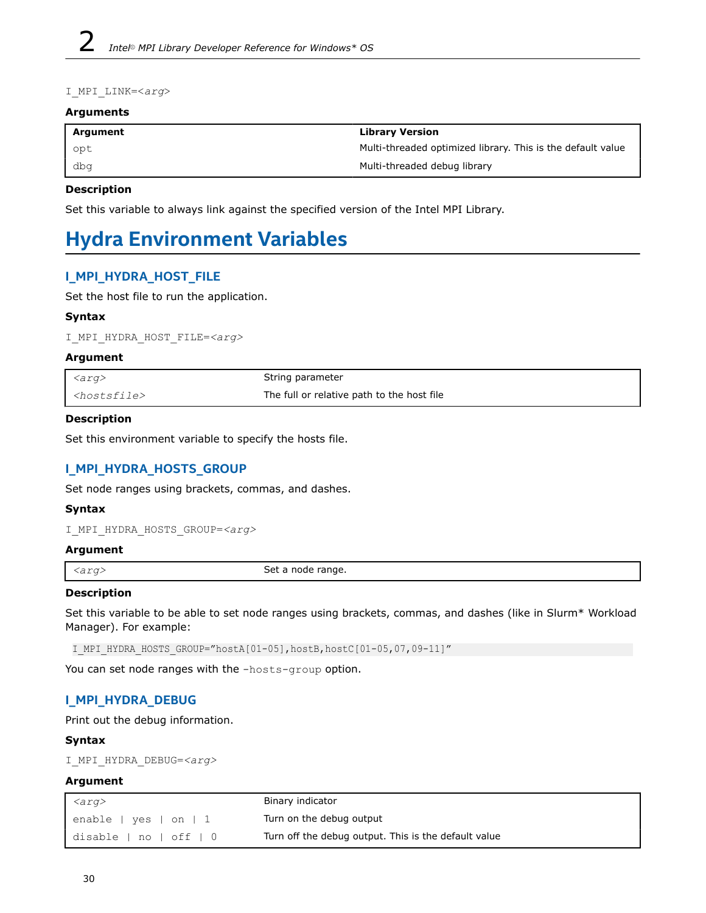```
I_MPI_LINK=<arg>
```

### Arguments

| Argument | Library Version |
| --- | --- |
| `opt` | Multi-threaded optimized library. This is the default value |
| `dbg` | Multi-threaded debug library |

### Description

Set this variable to always link against the specified version of the Intel MPI Library.

# Hydra Environment Variables

## I_MPI_HYDRA_HOST_FILE

Set the host file to run the application.

### Syntax

```
I_MPI_HYDRA_HOST_FILE=<arg>
```

### Argument

| | |
| --- | --- |
| `<arg>` | String parameter |
| `<hostsfile>` | The full or relative path to the host file |

### Description

Set this environment variable to specify the hosts file.

## I_MPI_HYDRA_HOSTS_GROUP

Set node ranges using brackets, commas, and dashes.

### Syntax

```
I_MPI_HYDRA_HOSTS_GROUP=<arg>
```

### Argument

| | |
| --- | --- |
| `<arg>` | Set a node range. |

### Description

Set this variable to be able to set node ranges using brackets, commas, and dashes (like in Slurm* Workload Manager). For example:

```
I_MPI_HYDRA_HOSTS_GROUP="hostA[01-05],hostB,hostC[01-05,07,09-11]"
```

You can set node ranges with the `-hosts-group` option.

## I_MPI_HYDRA_DEBUG

Print out the debug information.

### Syntax

```
I_MPI_HYDRA_DEBUG=<arg>
```

### Argument

| | |
| --- | --- |
| `<arg>` | Binary indicator |
| `enable \| yes \| on \| 1` | Turn on the debug output |
| `disable \| no \| off \| 0` | Turn off the debug output. This is the default value |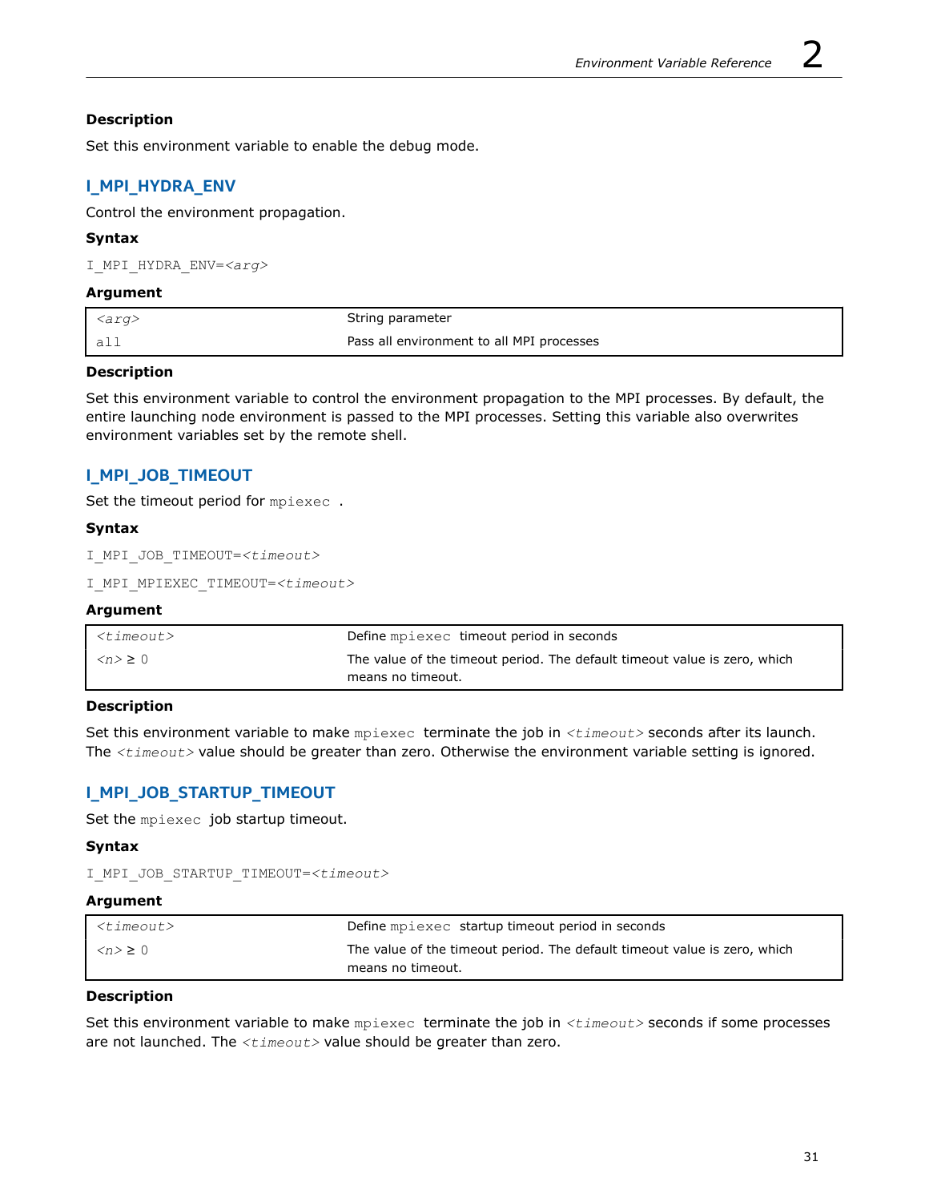### Description

Set this environment variable to enable the debug mode.

## I_MPI_HYDRA_ENV

Control the environment propagation.

### Syntax

```
I_MPI_HYDRA_ENV=<arg>
```

### Argument

| *<arg>* | String parameter |
|---|---|
| all | Pass all environment to all MPI processes |

### Description

Set this environment variable to control the environment propagation to the MPI processes. By default, the entire launching node environment is passed to the MPI processes. Setting this variable also overwrites environment variables set by the remote shell.

## I_MPI_JOB_TIMEOUT

Set the timeout period for `mpiexec`.

### Syntax

```
I_MPI_JOB_TIMEOUT=<timeout>
```

```
I_MPI_MPIEXEC_TIMEOUT=<timeout>
```

### Argument

| *<timeout>* | Define `mpiexec` timeout period in seconds |
|---|---|
| *<n>* ≥ 0 | The value of the timeout period. The default timeout value is zero, which means no timeout. |

### Description

Set this environment variable to make `mpiexec` terminate the job in *<timeout>* seconds after its launch. The *<timeout>* value should be greater than zero. Otherwise the environment variable setting is ignored.

## I_MPI_JOB_STARTUP_TIMEOUT

Set the `mpiexec` job startup timeout.

### Syntax

```
I_MPI_JOB_STARTUP_TIMEOUT=<timeout>
```

### Argument

| *<timeout>* | Define `mpiexec` startup timeout period in seconds |
|---|---|
| *<n>* ≥ 0 | The value of the timeout period. The default timeout value is zero, which means no timeout. |

### Description

Set this environment variable to make `mpiexec` terminate the job in *<timeout>* seconds if some processes are not launched. The *<timeout>* value should be greater than zero.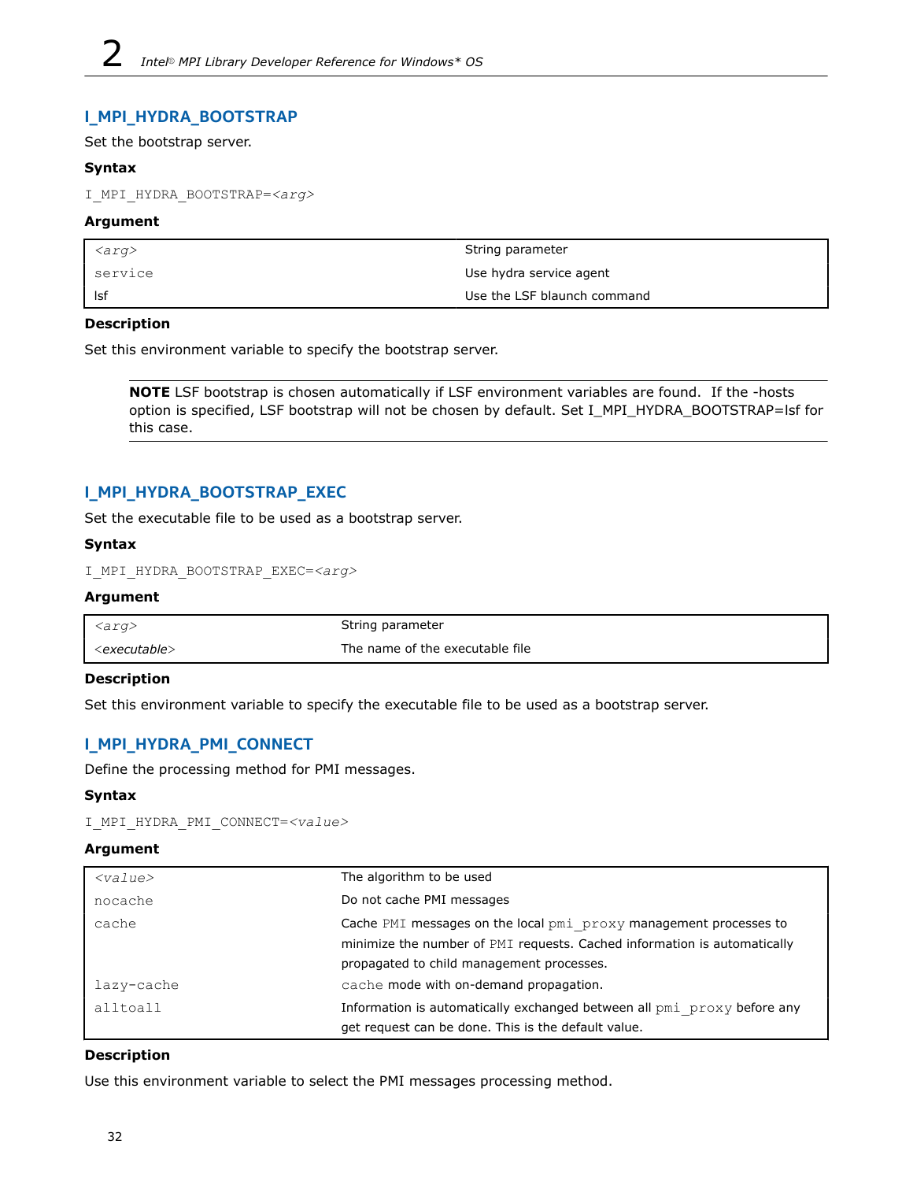### I_MPI_HYDRA_BOOTSTRAP

Set the bootstrap server.

**Syntax**

`I_MPI_HYDRA_BOOTSTRAP=<arg>`

**Argument**

| *<arg>* | String parameter |
|---|---|
| `service` | Use hydra service agent |
| lsf | Use the LSF blaunch command |

**Description**

Set this environment variable to specify the bootstrap server.

> **NOTE** LSF bootstrap is chosen automatically if LSF environment variables are found. If the -hosts option is specified, LSF bootstrap will not be chosen by default. Set I_MPI_HYDRA_BOOTSTRAP=lsf for this case.

### I_MPI_HYDRA_BOOTSTRAP_EXEC

Set the executable file to be used as a bootstrap server.

**Syntax**

`I_MPI_HYDRA_BOOTSTRAP_EXEC=<arg>`

**Argument**

| *<arg>* | String parameter |
|---|---|
| *<executable>* | The name of the executable file |

**Description**

Set this environment variable to specify the executable file to be used as a bootstrap server.

### I_MPI_HYDRA_PMI_CONNECT

Define the processing method for PMI messages.

**Syntax**

`I_MPI_HYDRA_PMI_CONNECT=<value>`

**Argument**

| *<value>* | The algorithm to be used |
|---|---|
| `nocache` | Do not cache PMI messages |
| `cache` | Cache `PMI` messages on the local `pmi_proxy` management processes to minimize the number of `PMI` requests. Cached information is automatically propagated to child management processes. |
| `lazy-cache` | `cache` mode with on-demand propagation. |
| `alltoall` | Information is automatically exchanged between all `pmi_proxy` before any get request can be done. This is the default value. |

**Description**

Use this environment variable to select the PMI messages processing method.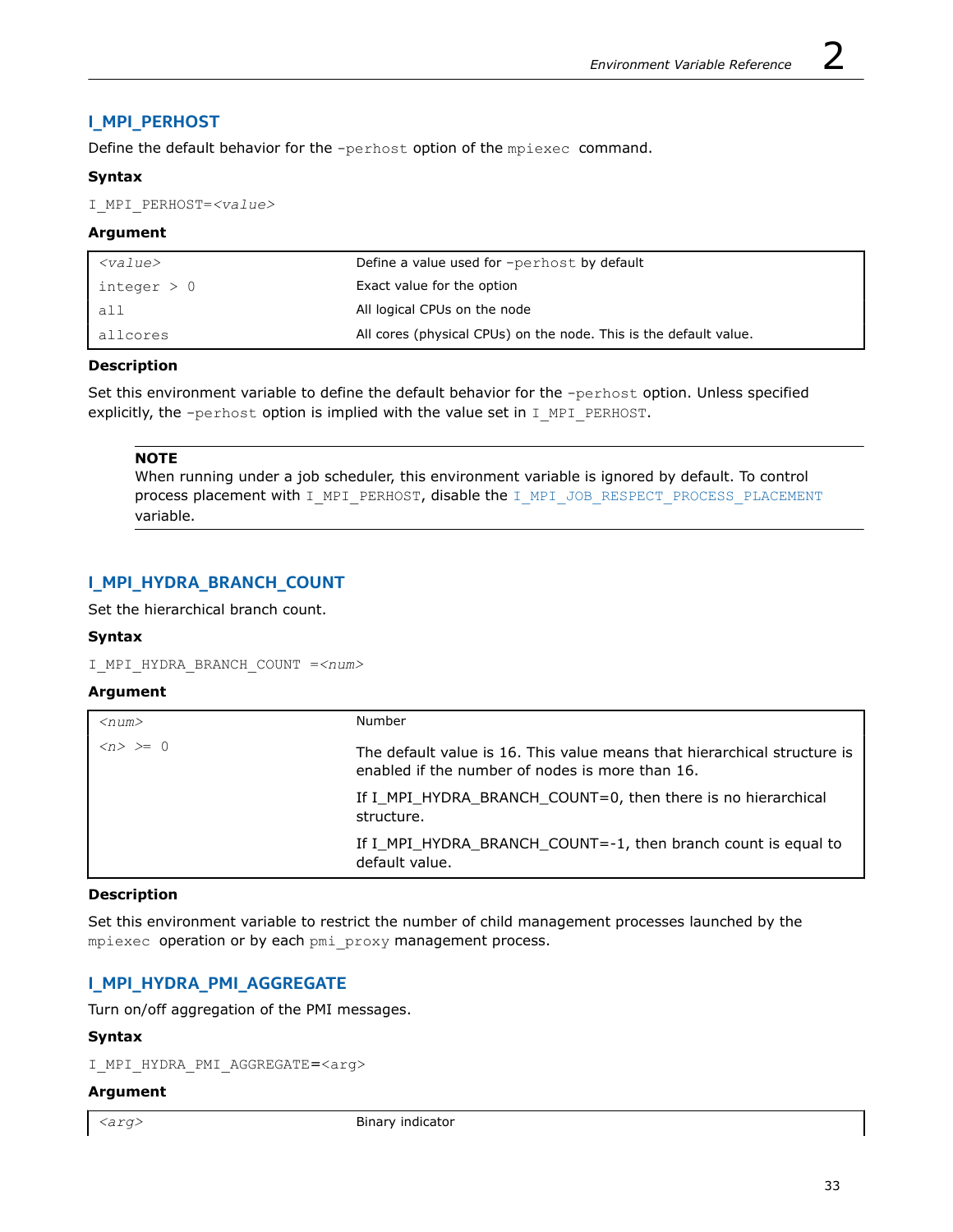## I_MPI_PERHOST

Define the default behavior for the `-perhost` option of the `mpiexec` command.

### Syntax

```
I_MPI_PERHOST=<value>
```

### Argument

| `<value>` | Define a value used for `-perhost` by default |
|---|---|
| `integer > 0` | Exact value for the option |
| `all` | All logical CPUs on the node |
| `allcores` | All cores (physical CPUs) on the node. This is the default value. |

### Description

Set this environment variable to define the default behavior for the `-perhost` option. Unless specified explicitly, the `-perhost` option is implied with the value set in `I_MPI_PERHOST`.

> **NOTE**
> When running under a job scheduler, this environment variable is ignored by default. To control process placement with `I_MPI_PERHOST`, disable the `I_MPI_JOB_RESPECT_PROCESS_PLACEMENT` variable.

## I_MPI_HYDRA_BRANCH_COUNT

Set the hierarchical branch count.

### Syntax

```
I_MPI_HYDRA_BRANCH_COUNT =<num>
```

### Argument

| `<num>` | Number |
|---|---|
| `<n> >= 0` | The default value is 16. This value means that hierarchical structure is enabled if the number of nodes is more than 16.<br><br>If I_MPI_HYDRA_BRANCH_COUNT=0, then there is no hierarchical structure.<br><br>If I_MPI_HYDRA_BRANCH_COUNT=-1, then branch count is equal to default value. |

### Description

Set this environment variable to restrict the number of child management processes launched by the `mpiexec` operation or by each `pmi_proxy` management process.

## I_MPI_HYDRA_PMI_AGGREGATE

Turn on/off aggregation of the PMI messages.

### Syntax

```
I_MPI_HYDRA_PMI_AGGREGATE=<arg>
```

### Argument

| `<arg>` | Binary indicator |
|---|---|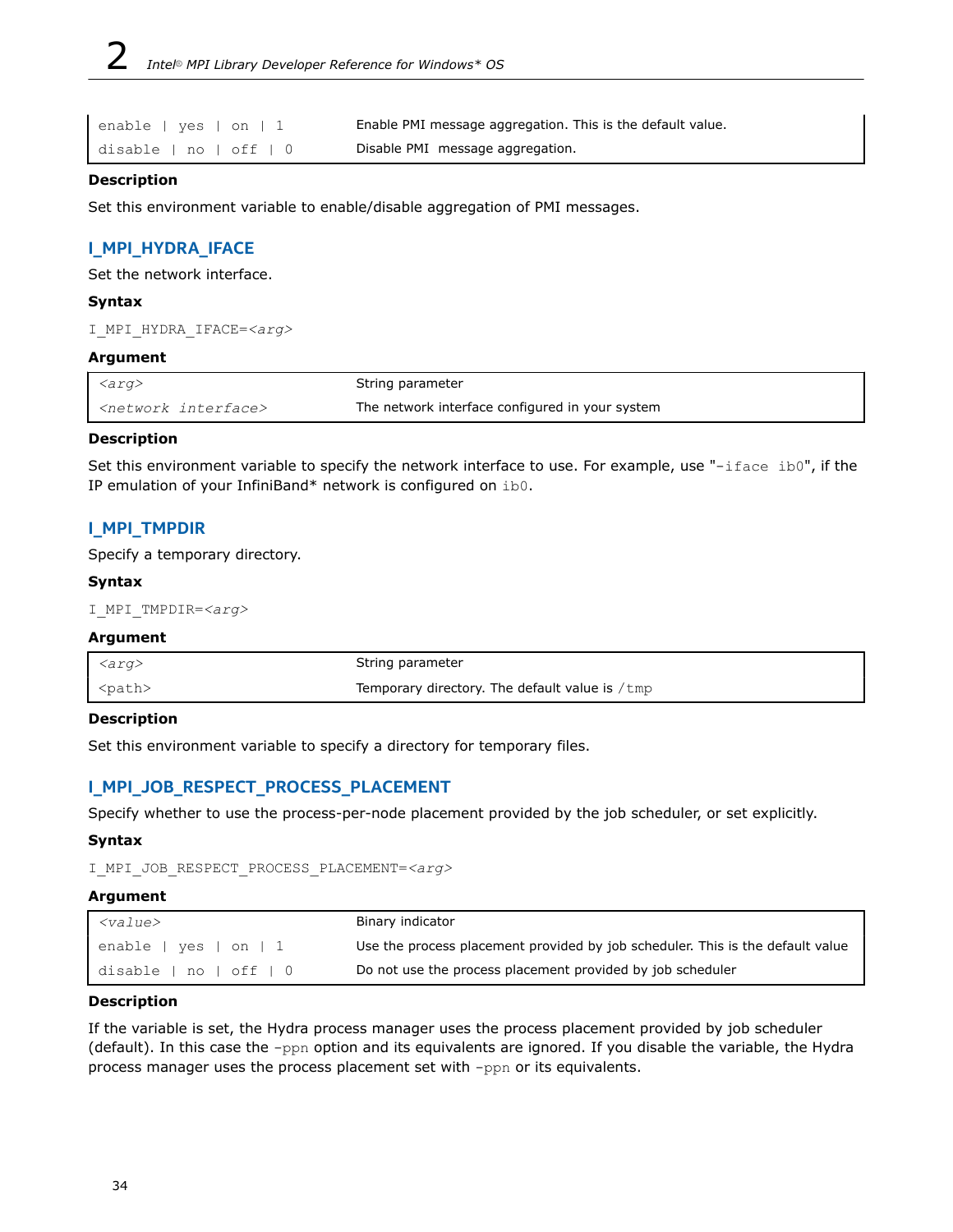| | |
|---|---|
| enable \| yes \| on \| 1 | Enable PMI message aggregation. This is the default value. |
| disable \| no \| off \| 0 | Disable PMI message aggregation. |

### Description

Set this environment variable to enable/disable aggregation of PMI messages.

## I_MPI_HYDRA_IFACE

Set the network interface.

### Syntax

`I_MPI_HYDRA_IFACE=<arg>`

### Argument

| | |
|---|---|
| *<arg>* | String parameter |
| *<network interface>* | The network interface configured in your system |

### Description

Set this environment variable to specify the network interface to use. For example, use "`-iface ib0`", if the IP emulation of your InfiniBand* network is configured on `ib0`.

## I_MPI_TMPDIR

Specify a temporary directory.

### Syntax

`I_MPI_TMPDIR=<arg>`

### Argument

| | |
|---|---|
| *<arg>* | String parameter |
| <path> | Temporary directory. The default value is `/tmp` |

### Description

Set this environment variable to specify a directory for temporary files.

## I_MPI_JOB_RESPECT_PROCESS_PLACEMENT

Specify whether to use the process-per-node placement provided by the job scheduler, or set explicitly.

### Syntax

`I_MPI_JOB_RESPECT_PROCESS_PLACEMENT=<arg>`

### Argument

| | |
|---|---|
| *<value>* | Binary indicator |
| enable \| yes \| on \| 1 | Use the process placement provided by job scheduler. This is the default value |
| disable \| no \| off \| 0 | Do not use the process placement provided by job scheduler |

### Description

If the variable is set, the Hydra process manager uses the process placement provided by job scheduler (default). In this case the `-ppn` option and its equivalents are ignored. If you disable the variable, the Hydra process manager uses the process placement set with `-ppn` or its equivalents.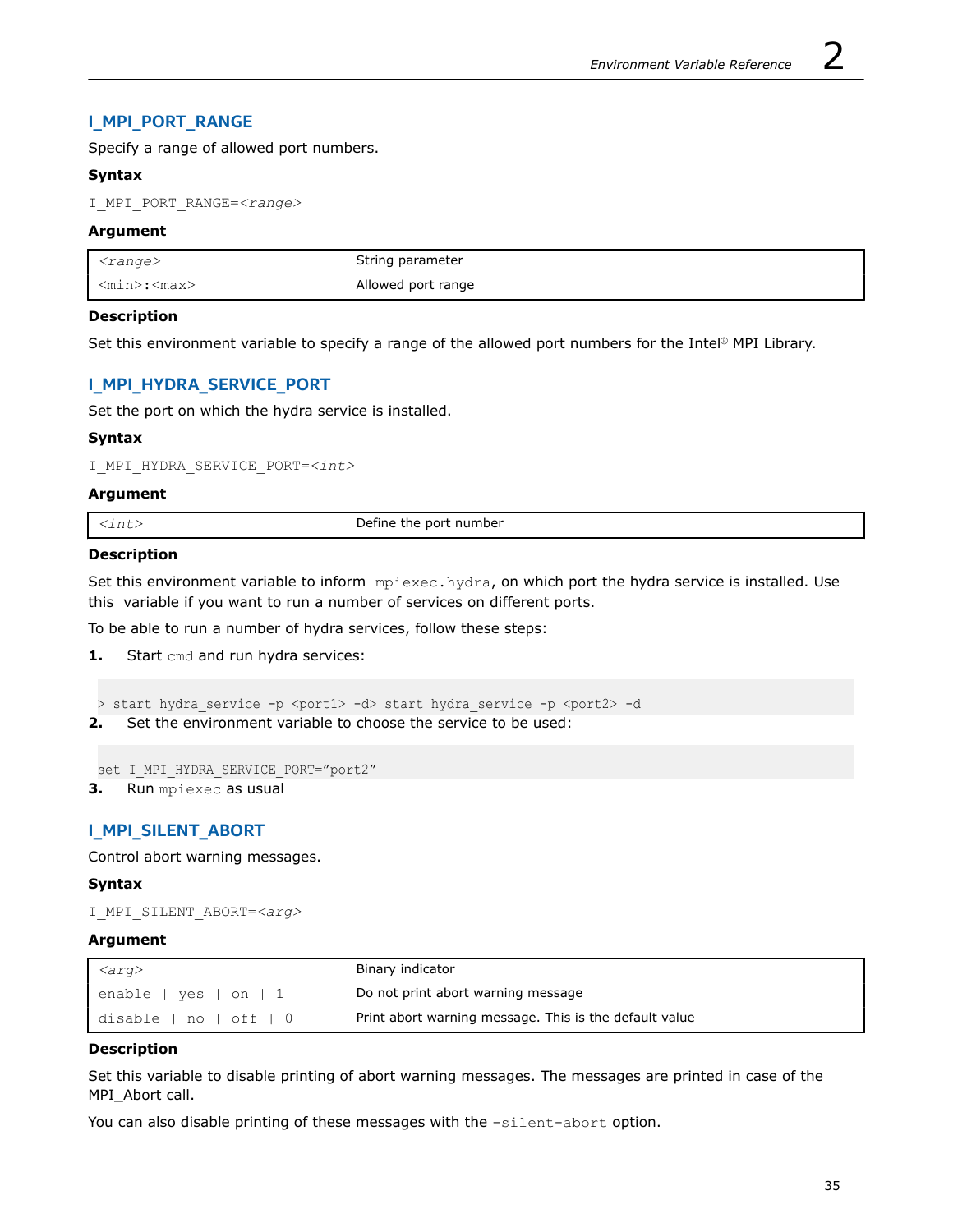## I_MPI_PORT_RANGE

Specify a range of allowed port numbers.

**Syntax**

```
I_MPI_PORT_RANGE=<range>
```

**Argument**

| *<range>* | String parameter |
|---|---|
| `<min>:<max>` | Allowed port range |

**Description**

Set this environment variable to specify a range of the allowed port numbers for the Intel® MPI Library.

## I_MPI_HYDRA_SERVICE_PORT

Set the port on which the hydra service is installed.

**Syntax**

```
I_MPI_HYDRA_SERVICE_PORT=<int>
```

**Argument**

| *<int>* | Define the port number |
|---|---|

**Description**

Set this environment variable to inform `mpiexec.hydra`, on which port the hydra service is installed. Use this variable if you want to run a number of services on different ports.

To be able to run a number of hydra services, follow these steps:

1. Start `cmd` and run hydra services:

```
> start hydra_service -p <port1> -d> start hydra_service -p <port2> -d
```

2. Set the environment variable to choose the service to be used:

```
set I_MPI_HYDRA_SERVICE_PORT=”port2”
```

3. Run `mpiexec` as usual

## I_MPI_SILENT_ABORT

Control abort warning messages.

**Syntax**

```
I_MPI_SILENT_ABORT=<arg>
```

**Argument**

| *<arg>* | Binary indicator |
|---|---|
| `enable | yes | on | 1` | Do not print abort warning message |
| `disable | no | off | 0` | Print abort warning message. This is the default value |

**Description**

Set this variable to disable printing of abort warning messages. The messages are printed in case of the MPI_Abort call.

You can also disable printing of these messages with the `-silent-abort` option.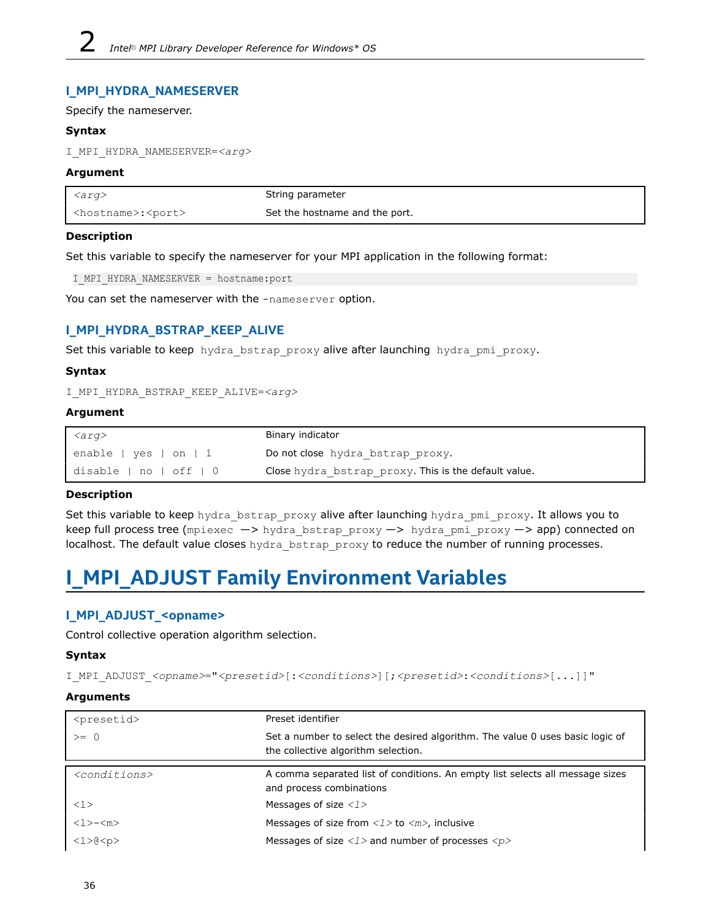### I_MPI_HYDRA_NAMESERVER

Specify the nameserver.

**Syntax**

I_MPI_HYDRA_NAMESERVER=*<arg>*

**Argument**

| *<arg>* | String parameter |
|---|---|
| <hostname>:<port> | Set the hostname and the port. |

**Description**

Set this variable to specify the nameserver for your MPI application in the following format:

```
I_MPI_HYDRA_NAMESERVER = hostname:port
```

You can set the nameserver with the `-nameserver` option.

### I_MPI_HYDRA_BSTRAP_KEEP_ALIVE

Set this variable to keep `hydra_bstrap_proxy` alive after launching `hydra_pmi_proxy`.

**Syntax**

I_MPI_HYDRA_BSTRAP_KEEP_ALIVE=*<arg>*

**Argument**

| *<arg>* | Binary indicator |
|---|---|
| enable \| yes \| on \| 1 | Do not close `hydra_bstrap_proxy`. |
| disable \| no \| off \| 0 | Close `hydra_bstrap_proxy`. This is the default value. |

**Description**

Set this variable to keep `hydra_bstrap_proxy` alive after launching `hydra_pmi_proxy`. It allows you to keep full process tree (`mpiexec` —> `hydra_bstrap_proxy` —> `hydra_pmi_proxy` —> app) connected on localhost. The default value closes `hydra_bstrap_proxy` to reduce the number of running processes.

## I_MPI_ADJUST Family Environment Variables

### I_MPI_ADJUST_<opname>

Control collective operation algorithm selection.

**Syntax**

I_MPI_ADJUST_*<opname>*="*<presetid>*[:*<conditions>*][;*<presetid>*:*<conditions>*[...]]"

**Arguments**

| <presetid> | Preset identifier |
|---|---|
| >= 0 | Set a number to select the desired algorithm. The value 0 uses basic logic of the collective algorithm selection. |

| *<conditions>* | A comma separated list of conditions. An empty list selects all message sizes and process combinations |
|---|---|
| <l> | Messages of size *<l>* |
| <l>-<m> | Messages of size from *<l>* to *<m>*, inclusive |
| <l>@<p> | Messages of size *<l>* and number of processes *<p>* |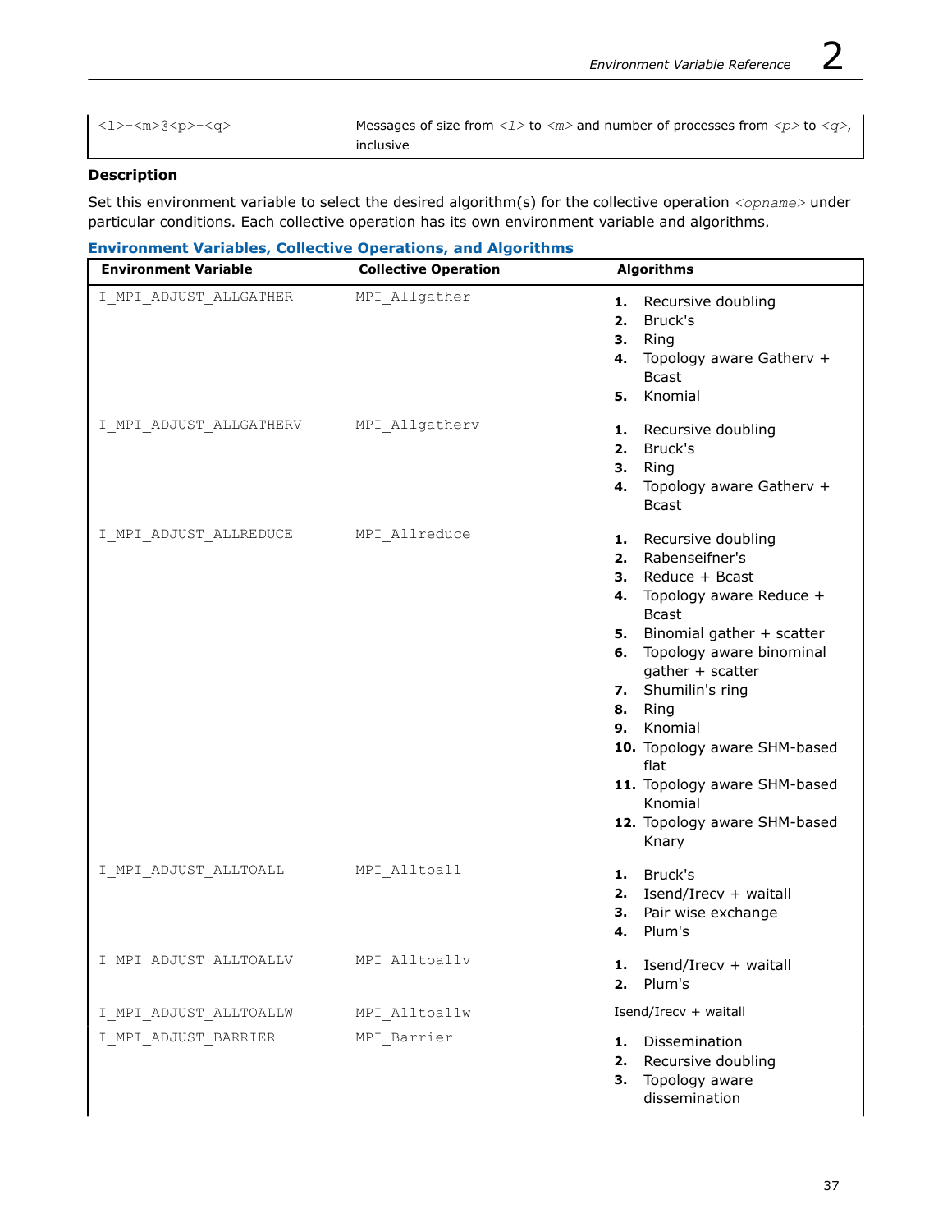| | |
|---|---|
| `<l>-<m>@<p>-<q>` | Messages of size from *<l>* to *<m>* and number of processes from *<p>* to *<q>*, inclusive |

**Description**

Set this environment variable to select the desired algorithm(s) for the collective operation *<opname>* under particular conditions. Each collective operation has its own environment variable and algorithms.

**Environment Variables, Collective Operations, and Algorithms**

| Environment Variable | Collective Operation | Algorithms |
|---|---|---|
| `I_MPI_ADJUST_ALLGATHER` | `MPI_Allgather` | **1.** Recursive doubling<br>**2.** Bruck's<br>**3.** Ring<br>**4.** Topology aware Gatherv + Bcast<br>**5.** Knomial |
| `I_MPI_ADJUST_ALLGATHERV` | `MPI_Allgatherv` | **1.** Recursive doubling<br>**2.** Bruck's<br>**3.** Ring<br>**4.** Topology aware Gatherv + Bcast |
| `I_MPI_ADJUST_ALLREDUCE` | `MPI_Allreduce` | **1.** Recursive doubling<br>**2.** Rabenseifner's<br>**3.** Reduce + Bcast<br>**4.** Topology aware Reduce + Bcast<br>**5.** Binomial gather + scatter<br>**6.** Topology aware binominal gather + scatter<br>**7.** Shumilin's ring<br>**8.** Ring<br>**9.** Knomial<br>**10.** Topology aware SHM-based flat<br>**11.** Topology aware SHM-based Knomial<br>**12.** Topology aware SHM-based Knary |
| `I_MPI_ADJUST_ALLTOALL` | `MPI_Alltoall` | **1.** Bruck's<br>**2.** Isend/Irecv + waitall<br>**3.** Pair wise exchange<br>**4.** Plum's |
| `I_MPI_ADJUST_ALLTOALLV` | `MPI_Alltoallv` | **1.** Isend/Irecv + waitall<br>**2.** Plum's |
| `I_MPI_ADJUST_ALLTOALLW` | `MPI_Alltoallw` | Isend/Irecv + waitall |
| `I_MPI_ADJUST_BARRIER` | `MPI_Barrier` | **1.** Dissemination<br>**2.** Recursive doubling<br>**3.** Topology aware dissemination |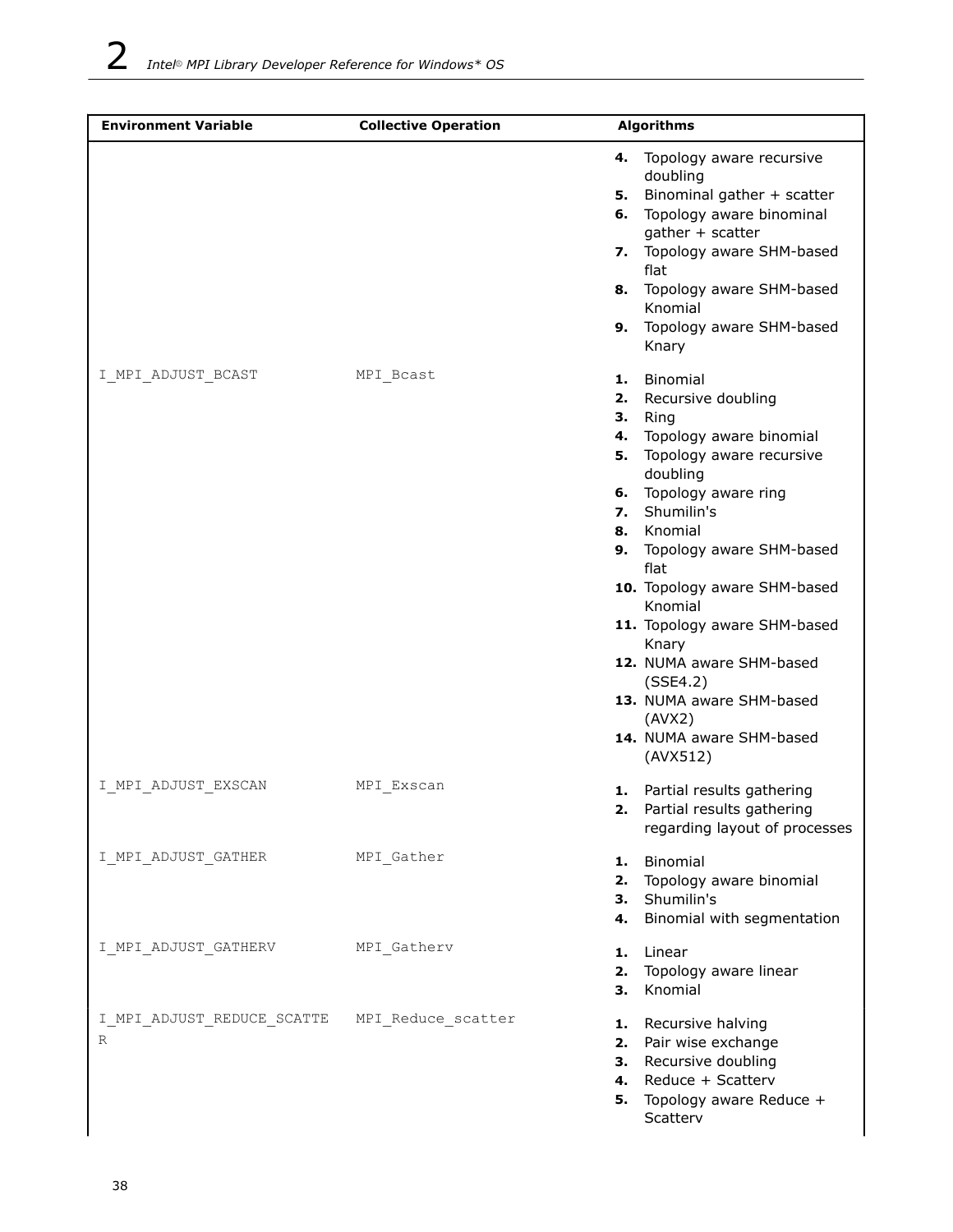| Environment Variable | Collective Operation | Algorithms |
|---|---|---|
| | | 4. Topology aware recursive doubling<br>5. Binominal gather + scatter<br>6. Topology aware binominal gather + scatter<br>7. Topology aware SHM-based flat<br>8. Topology aware SHM-based Knomial<br>9. Topology aware SHM-based Knary |
| I_MPI_ADJUST_BCAST | MPI_Bcast | 1. Binomial<br>2. Recursive doubling<br>3. Ring<br>4. Topology aware binomial<br>5. Topology aware recursive doubling<br>6. Topology aware ring<br>7. Shumilin's<br>8. Knomial<br>9. Topology aware SHM-based flat<br>10. Topology aware SHM-based Knomial<br>11. Topology aware SHM-based Knary<br>12. NUMA aware SHM-based (SSE4.2)<br>13. NUMA aware SHM-based (AVX2)<br>14. NUMA aware SHM-based (AVX512) |
| I_MPI_ADJUST_EXSCAN | MPI_Exscan | 1. Partial results gathering<br>2. Partial results gathering regarding layout of processes |
| I_MPI_ADJUST_GATHER | MPI_Gather | 1. Binomial<br>2. Topology aware binomial<br>3. Shumilin's<br>4. Binomial with segmentation |
| I_MPI_ADJUST_GATHERV | MPI_Gatherv | 1. Linear<br>2. Topology aware linear<br>3. Knomial |
| I_MPI_ADJUST_REDUCE_SCATTER | MPI_Reduce_scatter | 1. Recursive halving<br>2. Pair wise exchange<br>3. Recursive doubling<br>4. Reduce + Scatterv<br>5. Topology aware Reduce + Scatterv |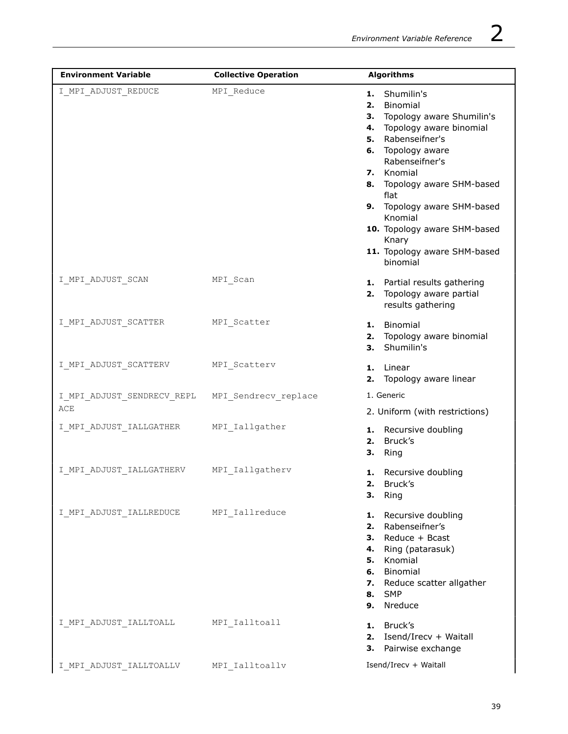| Environment Variable | Collective Operation | Algorithms |
|---|---|---|
| I_MPI_ADJUST_REDUCE | MPI_Reduce | 1. Shumilin's<br>2. Binomial<br>3. Topology aware Shumilin's<br>4. Topology aware binomial<br>5. Rabenseifner's<br>6. Topology aware Rabenseifner's<br>7. Knomial<br>8. Topology aware SHM-based flat<br>9. Topology aware SHM-based Knomial<br>10. Topology aware SHM-based Knary<br>11. Topology aware SHM-based binomial |
| I_MPI_ADJUST_SCAN | MPI_Scan | 1. Partial results gathering<br>2. Topology aware partial results gathering |
| I_MPI_ADJUST_SCATTER | MPI_Scatter | 1. Binomial<br>2. Topology aware binomial<br>3. Shumilin's |
| I_MPI_ADJUST_SCATTERV | MPI_Scatterv | 1. Linear<br>2. Topology aware linear |
| I_MPI_ADJUST_SENDRECV_REPLACE | MPI_Sendrecv_replace | 1. Generic<br>2. Uniform (with restrictions) |
| I_MPI_ADJUST_IALLGATHER | MPI_Iallgather | 1. Recursive doubling<br>2. Bruck's<br>3. Ring |
| I_MPI_ADJUST_IALLGATHERV | MPI_Iallgatherv | 1. Recursive doubling<br>2. Bruck's<br>3. Ring |
| I_MPI_ADJUST_IALLREDUCE | MPI_Iallreduce | 1. Recursive doubling<br>2. Rabenseifner's<br>3. Reduce + Bcast<br>4. Ring (patarasuk)<br>5. Knomial<br>6. Binomial<br>7. Reduce scatter allgather<br>8. SMP<br>9. Nreduce |
| I_MPI_ADJUST_IALLTOALL | MPI_Ialltoall | 1. Bruck's<br>2. Isend/Irecv + Waitall<br>3. Pairwise exchange |
| I_MPI_ADJUST_IALLTOALLV | MPI_Ialltoallv | Isend/Irecv + Waitall |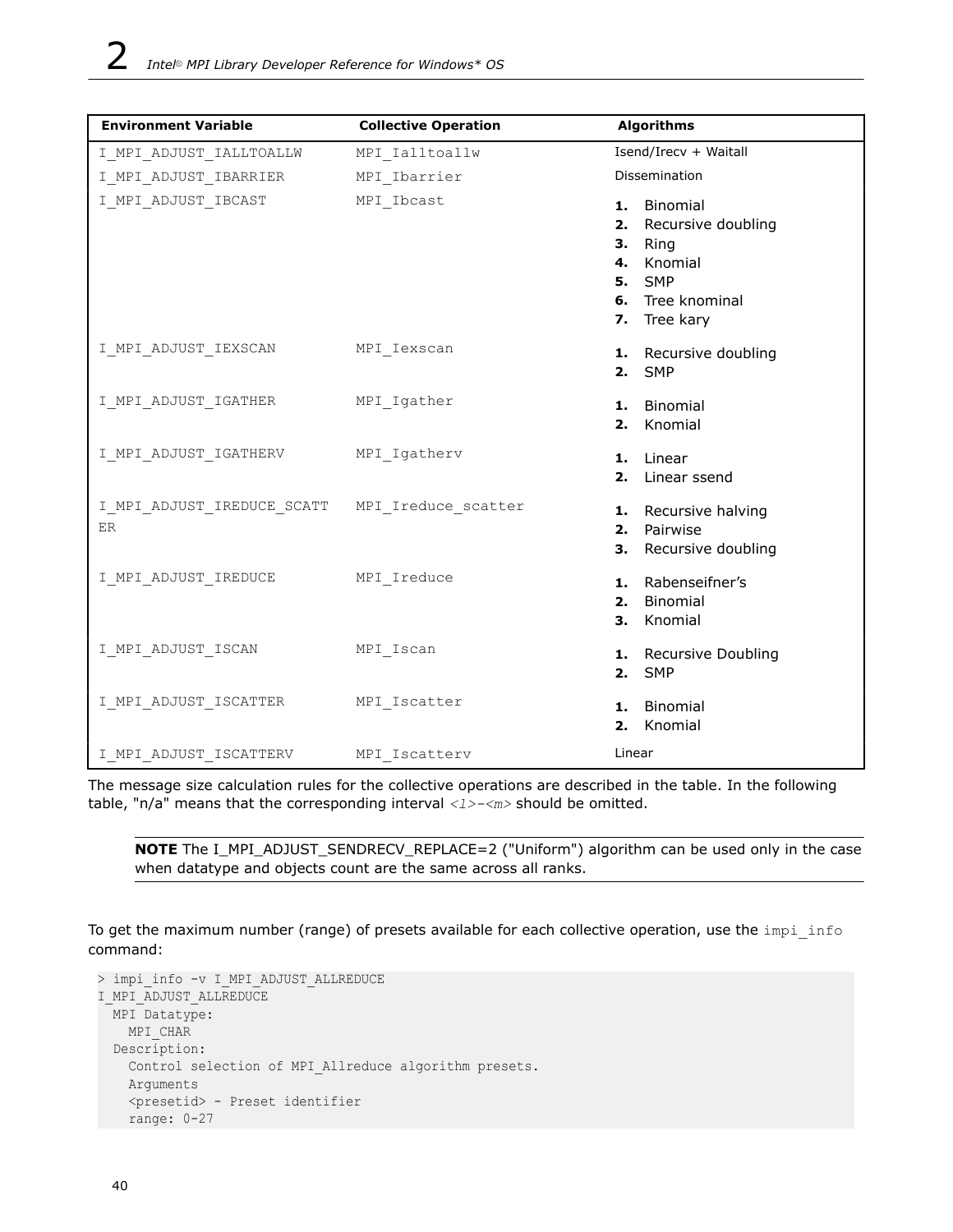| Environment Variable | Collective Operation | Algorithms |
|---|---|---|
| I_MPI_ADJUST_IALLTOALLW | MPI_Ialltoallw | Isend/Irecv + Waitall |
| I_MPI_ADJUST_IBARRIER | MPI_Ibarrier | Dissemination |
| I_MPI_ADJUST_IBCAST | MPI_Ibcast | 1. Binomial<br>2. Recursive doubling<br>3. Ring<br>4. Knomial<br>5. SMP<br>6. Tree knominal<br>7. Tree kary |
| I_MPI_ADJUST_IEXSCAN | MPI_Iexscan | 1. Recursive doubling<br>2. SMP |
| I_MPI_ADJUST_IGATHER | MPI_Igather | 1. Binomial<br>2. Knomial |
| I_MPI_ADJUST_IGATHERV | MPI_Igatherv | 1. Linear<br>2. Linear ssend |
| I_MPI_ADJUST_IREDUCE_SCATTER | MPI_Ireduce_scatter | 1. Recursive halving<br>2. Pairwise<br>3. Recursive doubling |
| I_MPI_ADJUST_IREDUCE | MPI_Ireduce | 1. Rabenseifner's<br>2. Binomial<br>3. Knomial |
| I_MPI_ADJUST_ISCAN | MPI_Iscan | 1. Recursive Doubling<br>2. SMP |
| I_MPI_ADJUST_ISCATTER | MPI_Iscatter | 1. Binomial<br>2. Knomial |
| I_MPI_ADJUST_ISCATTERV | MPI_Iscatterv | Linear |

The message size calculation rules for the collective operations are described in the table. In the following table, "n/a" means that the corresponding interval *<l>-<m>* should be omitted.

> **NOTE** The I_MPI_ADJUST_SENDRECV_REPLACE=2 ("Uniform") algorithm can be used only in the case when datatype and objects count are the same across all ranks.

To get the maximum number (range) of presets available for each collective operation, use the `impi_info` command:

```
> impi_info -v I_MPI_ADJUST_ALLREDUCE
I_MPI_ADJUST_ALLREDUCE
  MPI Datatype:
    MPI_CHAR
  Description:
    Control selection of MPI_Allreduce algorithm presets.
    Arguments
    <presetid> - Preset identifier
    range: 0-27
```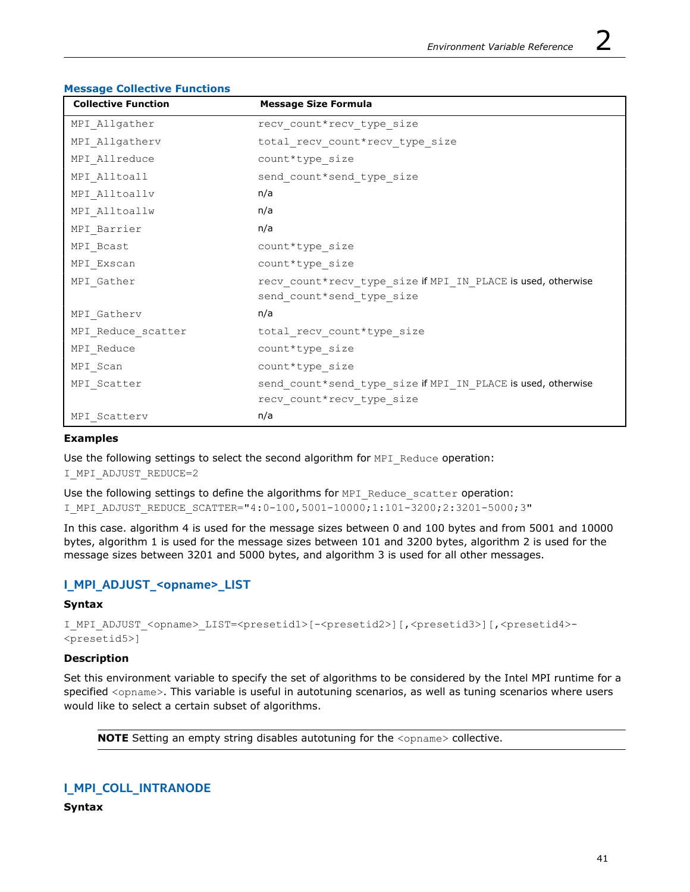### Message Collective Functions

| Collective Function | Message Size Formula |
|---|---|
| MPI_Allgather | recv_count*recv_type_size |
| MPI_Allgatherv | total_recv_count*recv_type_size |
| MPI_Allreduce | count*type_size |
| MPI_Alltoall | send_count*send_type_size |
| MPI_Alltoallv | n/a |
| MPI_Alltoallw | n/a |
| MPI_Barrier | n/a |
| MPI_Bcast | count*type_size |
| MPI_Exscan | count*type_size |
| MPI_Gather | recv_count*recv_type_size if MPI_IN_PLACE is used, otherwise send_count*send_type_size |
| MPI_Gatherv | n/a |
| MPI_Reduce_scatter | total_recv_count*type_size |
| MPI_Reduce | count*type_size |
| MPI_Scan | count*type_size |
| MPI_Scatter | send_count*send_type_size if MPI_IN_PLACE is used, otherwise recv_count*recv_type_size |
| MPI_Scatterv | n/a |

**Examples**

Use the following settings to select the second algorithm for MPI_Reduce operation:

```
I_MPI_ADJUST_REDUCE=2
```

Use the following settings to define the algorithms for MPI_Reduce_scatter operation:

```
I_MPI_ADJUST_REDUCE_SCATTER="4:0-100,5001-10000;1:101-3200;2:3201-5000;3"
```

In this case. algorithm 4 is used for the message sizes between 0 and 100 bytes and from 5001 and 10000 bytes, algorithm 1 is used for the message sizes between 101 and 3200 bytes, algorithm 2 is used for the message sizes between 3201 and 5000 bytes, and algorithm 3 is used for all other messages.

## I_MPI_ADJUST_<opname>_LIST

**Syntax**

```
I_MPI_ADJUST_<opname>_LIST=<presetid1>[-<presetid2>][,<presetid3>][,<presetid4>-<presetid5>]
```

**Description**

Set this environment variable to specify the set of algorithms to be considered by the Intel MPI runtime for a specified <opname>. This variable is useful in autotuning scenarios, as well as tuning scenarios where users would like to select a certain subset of algorithms.

> **NOTE** Setting an empty string disables autotuning for the <opname> collective.

## I_MPI_COLL_INTRANODE

**Syntax**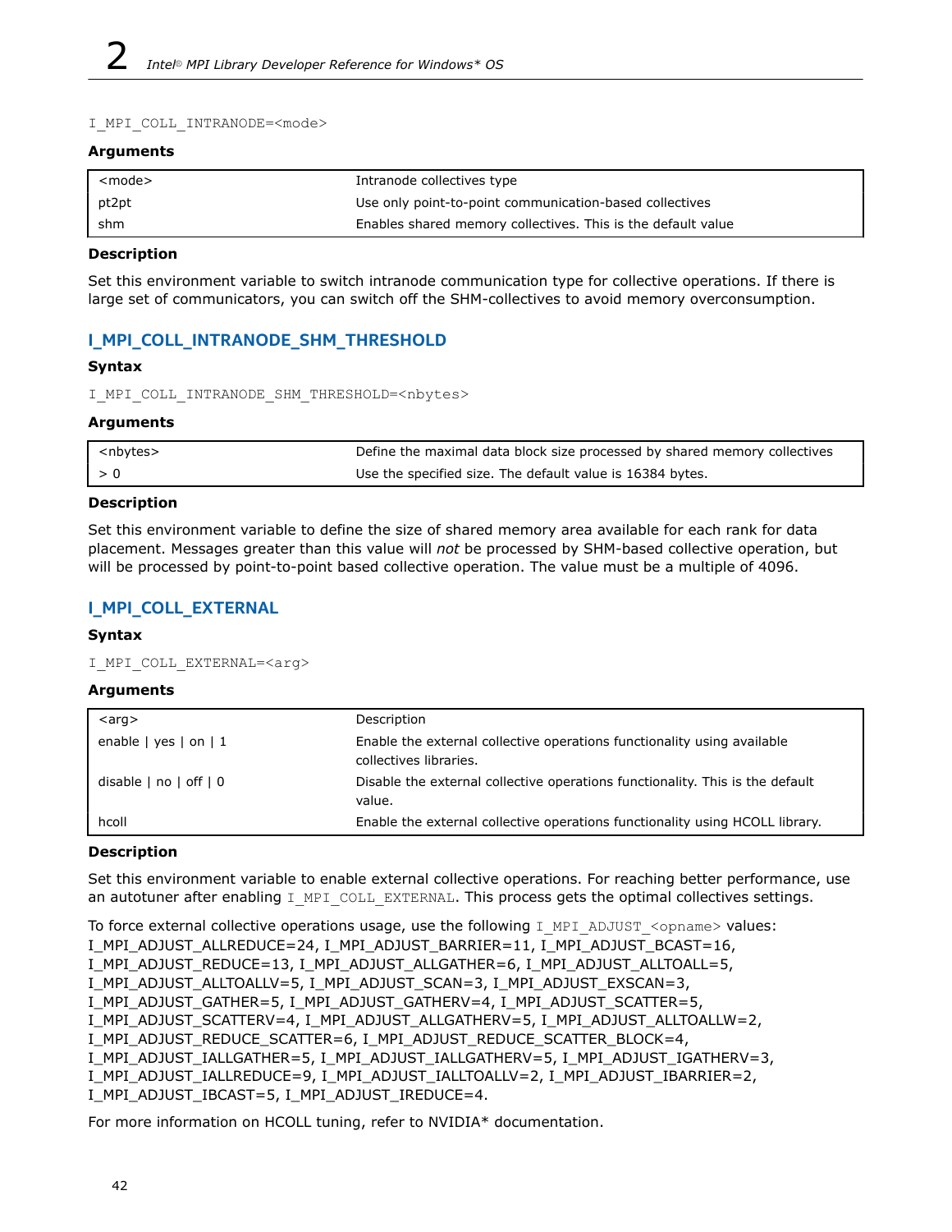```
I_MPI_COLL_INTRANODE=<mode>
```

#### Arguments

| <mode> | Intranode collectives type |
| --- | --- |
| pt2pt | Use only point-to-point communication-based collectives |
| shm | Enables shared memory collectives. This is the default value |

#### Description

Set this environment variable to switch intranode communication type for collective operations. If there is large set of communicators, you can switch off the SHM-collectives to avoid memory overconsumption.

### I_MPI_COLL_INTRANODE_SHM_THRESHOLD

#### Syntax

```
I_MPI_COLL_INTRANODE_SHM_THRESHOLD=<nbytes>
```

#### Arguments

| <nbytes> | Define the maximal data block size processed by shared memory collectives |
| --- | --- |
| > 0 | Use the specified size. The default value is 16384 bytes. |

#### Description

Set this environment variable to define the size of shared memory area available for each rank for data placement. Messages greater than this value will *not* be processed by SHM-based collective operation, but will be processed by point-to-point based collective operation. The value must be a multiple of 4096.

### I_MPI_COLL_EXTERNAL

#### Syntax

```
I_MPI_COLL_EXTERNAL=<arg>
```

#### Arguments

| <arg> | Description |
| --- | --- |
| enable \| yes \| on \| 1 | Enable the external collective operations functionality using available collectives libraries. |
| disable \| no \| off \| 0 | Disable the external collective operations functionality. This is the default value. |
| hcoll | Enable the external collective operations functionality using HCOLL library. |

#### Description

Set this environment variable to enable external collective operations. For reaching better performance, use an autotuner after enabling `I_MPI_COLL_EXTERNAL`. This process gets the optimal collectives settings.

To force external collective operations usage, use the following `I_MPI_ADJUST_<opname>` values: I_MPI_ADJUST_ALLREDUCE=24, I_MPI_ADJUST_BARRIER=11, I_MPI_ADJUST_BCAST=16, I_MPI_ADJUST_REDUCE=13, I_MPI_ADJUST_ALLGATHER=6, I_MPI_ADJUST_ALLTOALL=5, I_MPI_ADJUST_ALLTOALLV=5, I_MPI_ADJUST_SCAN=3, I_MPI_ADJUST_EXSCAN=3, I_MPI_ADJUST_GATHER=5, I_MPI_ADJUST_GATHERV=4, I_MPI_ADJUST_SCATTER=5, I_MPI_ADJUST_SCATTERV=4, I_MPI_ADJUST_ALLGATHERV=5, I_MPI_ADJUST_ALLTOALLW=2, I_MPI_ADJUST_REDUCE_SCATTER=6, I_MPI_ADJUST_REDUCE_SCATTER_BLOCK=4, I_MPI_ADJUST_IALLGATHER=5, I_MPI_ADJUST_IALLGATHERV=5, I_MPI_ADJUST_IGATHERV=3, I_MPI_ADJUST_IALLREDUCE=9, I_MPI_ADJUST_IALLTOALLV=2, I_MPI_ADJUST_IBARRIER=2, I_MPI_ADJUST_IBCAST=5, I_MPI_ADJUST_IREDUCE=4.

For more information on HCOLL tuning, refer to NVIDIA* documentation.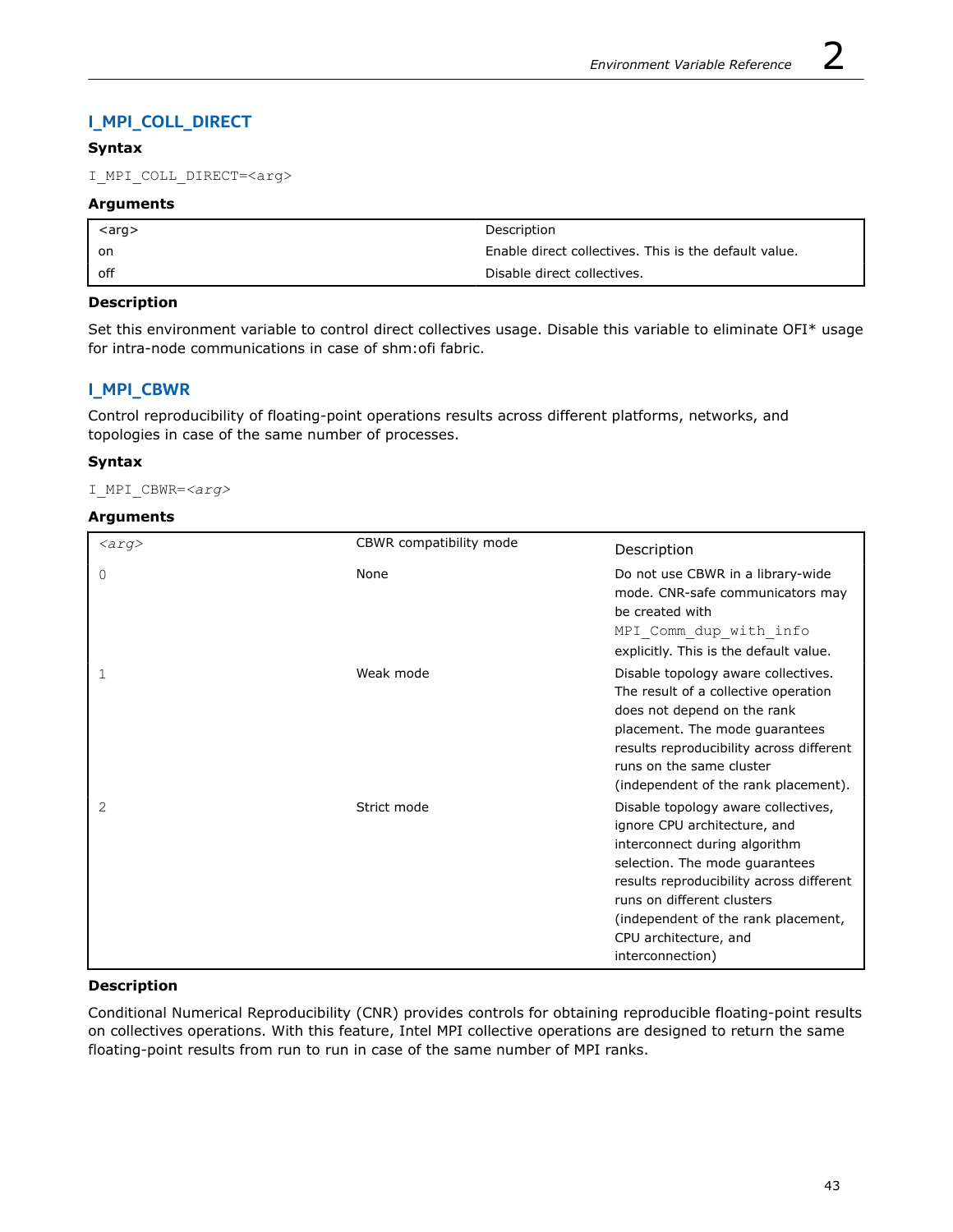## I_MPI_COLL_DIRECT

### Syntax

```
I_MPI_COLL_DIRECT=<arg>
```

### Arguments

| <arg> | Description |
|---|---|
| on | Enable direct collectives. This is the default value. |
| off | Disable direct collectives. |

### Description

Set this environment variable to control direct collectives usage. Disable this variable to eliminate OFI* usage for intra-node communications in case of shm:ofi fabric.

## I_MPI_CBWR

Control reproducibility of floating-point operations results across different platforms, networks, and topologies in case of the same number of processes.

### Syntax

```
I_MPI_CBWR=<arg>
```

### Arguments

| *<arg>* | CBWR compatibility mode | Description |
|---|---|---|
| 0 | None | Do not use CBWR in a library-wide mode. CNR-safe communicators may be created with `MPI_Comm_dup_with_info` explicitly. This is the default value. |
| 1 | Weak mode | Disable topology aware collectives. The result of a collective operation does not depend on the rank placement. The mode guarantees results reproducibility across different runs on the same cluster (independent of the rank placement). |
| 2 | Strict mode | Disable topology aware collectives, ignore CPU architecture, and interconnect during algorithm selection. The mode guarantees results reproducibility across different runs on different clusters (independent of the rank placement, CPU architecture, and interconnection) |

### Description

Conditional Numerical Reproducibility (CNR) provides controls for obtaining reproducible floating-point results on collectives operations. With this feature, Intel MPI collective operations are designed to return the same floating-point results from run to run in case of the same number of MPI ranks.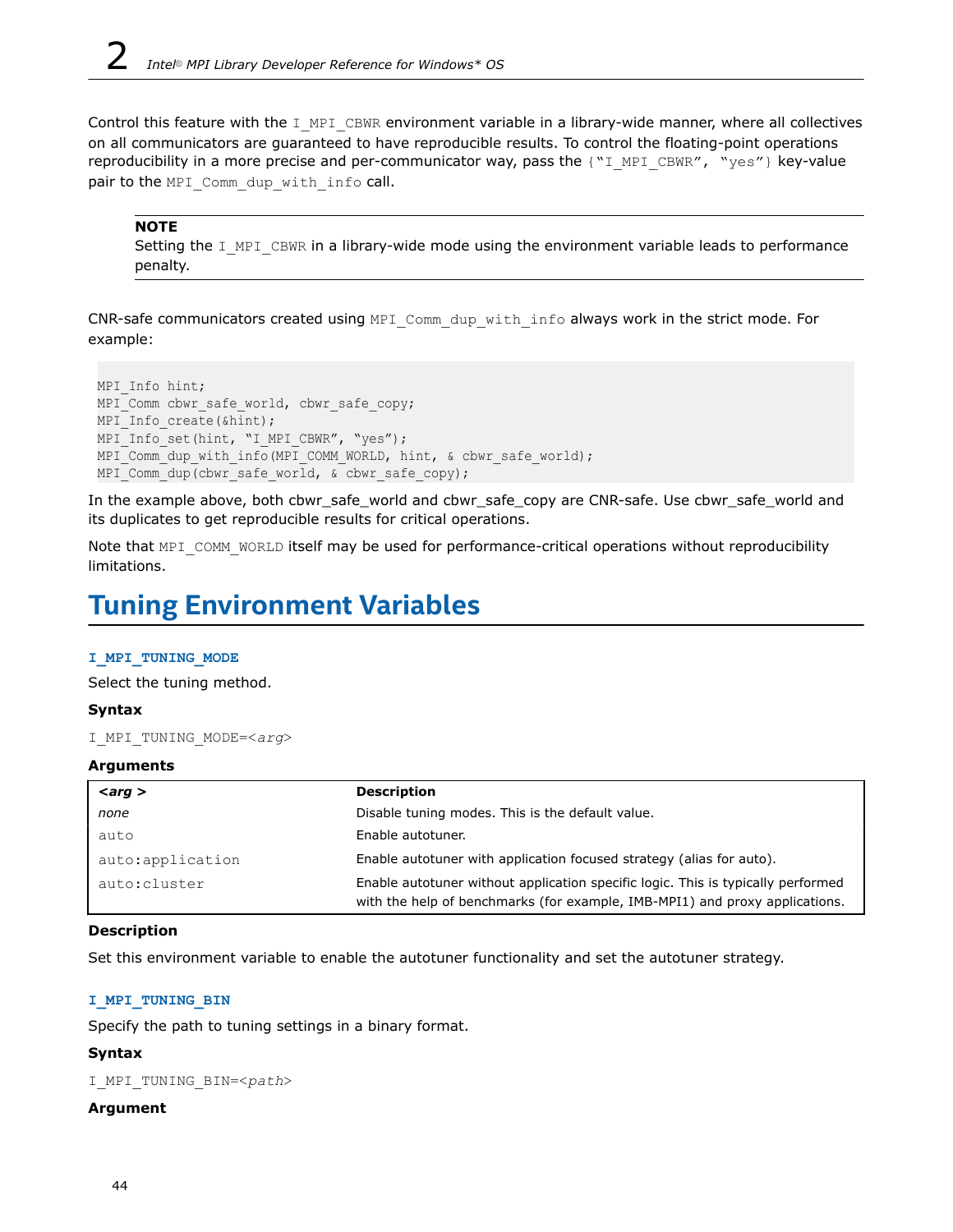Control this feature with the `I_MPI_CBWR` environment variable in a library-wide manner, where all collectives on all communicators are guaranteed to have reproducible results. To control the floating-point operations reproducibility in a more precise and per-communicator way, pass the `{“I_MPI_CBWR”, “yes”}` key-value pair to the `MPI_Comm_dup_with_info` call.

> **NOTE**
> Setting the `I_MPI_CBWR` in a library-wide mode using the environment variable leads to performance penalty.

CNR-safe communicators created using `MPI_Comm_dup_with_info` always work in the strict mode. For example:

```
MPI_Info hint;
MPI_Comm cbwr_safe_world, cbwr_safe_copy;
MPI_Info_create(&hint);
MPI_Info_set(hint, “I_MPI_CBWR”, “yes”);
MPI_Comm_dup_with_info(MPI_COMM_WORLD, hint, & cbwr_safe_world);
MPI_Comm_dup(cbwr_safe_world, & cbwr_safe_copy);
```

In the example above, both cbwr_safe_world and cbwr_safe_copy are CNR-safe. Use cbwr_safe_world and its duplicates to get reproducible results for critical operations.

Note that `MPI_COMM_WORLD` itself may be used for performance-critical operations without reproducibility limitations.

# Tuning Environment Variables

### I_MPI_TUNING_MODE

Select the tuning method.

**Syntax**

`I_MPI_TUNING_MODE=<arg>`

**Arguments**

| *<arg >* | Description |
|---|---|
| *none* | Disable tuning modes. This is the default value. |
| `auto` | Enable autotuner. |
| `auto:application` | Enable autotuner with application focused strategy (alias for auto). |
| `auto:cluster` | Enable autotuner without application specific logic. This is typically performed with the help of benchmarks (for example, IMB-MPI1) and proxy applications. |

**Description**

Set this environment variable to enable the autotuner functionality and set the autotuner strategy.

### I_MPI_TUNING_BIN

Specify the path to tuning settings in a binary format.

**Syntax**

`I_MPI_TUNING_BIN=<path>`

**Argument**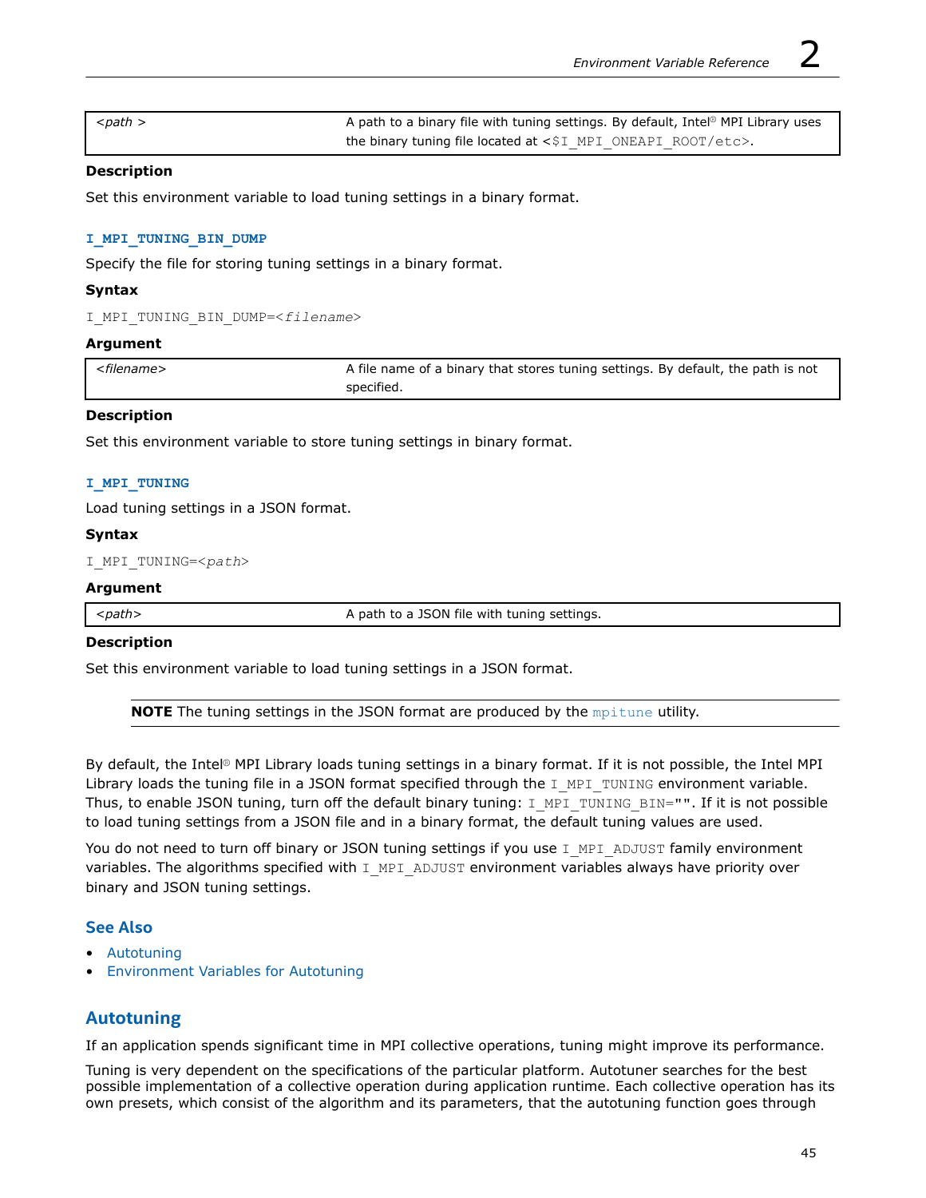| <path > | A path to a binary file with tuning settings. By default, Intel® MPI Library uses the binary tuning file located at `<$I_MPI_ONEAPI_ROOT/etc>`. |
| --- | --- |

### Description

Set this environment variable to load tuning settings in a binary format.

## I_MPI_TUNING_BIN_DUMP

Specify the file for storing tuning settings in a binary format.

### Syntax

`I_MPI_TUNING_BIN_DUMP=<filename>`

### Argument

| <filename> | A file name of a binary that stores tuning settings. By default, the path is not specified. |
| --- | --- |

### Description

Set this environment variable to store tuning settings in binary format.

## I_MPI_TUNING

Load tuning settings in a JSON format.

### Syntax

`I_MPI_TUNING=<path>`

### Argument

| <path> | A path to a JSON file with tuning settings. |
| --- | --- |

### Description

Set this environment variable to load tuning settings in a JSON format.

> **NOTE** The tuning settings in the JSON format are produced by the `mpitune` utility.

By default, the Intel® MPI Library loads tuning settings in a binary format. If it is not possible, the Intel MPI Library loads the tuning file in a JSON format specified through the `I_MPI_TUNING` environment variable. Thus, to enable JSON tuning, turn off the default binary tuning: `I_MPI_TUNING_BIN=""`. If it is not possible to load tuning settings from a JSON file and in a binary format, the default tuning values are used.

You do not need to turn off binary or JSON tuning settings if you use `I_MPI_ADJUST` family environment variables. The algorithms specified with `I_MPI_ADJUST` environment variables always have priority over binary and JSON tuning settings.

### See Also

- Autotuning
- Environment Variables for Autotuning

## Autotuning

If an application spends significant time in MPI collective operations, tuning might improve its performance.

Tuning is very dependent on the specifications of the particular platform. Autotuner searches for the best possible implementation of a collective operation during application runtime. Each collective operation has its own presets, which consist of the algorithm and its parameters, that the autotuning function goes through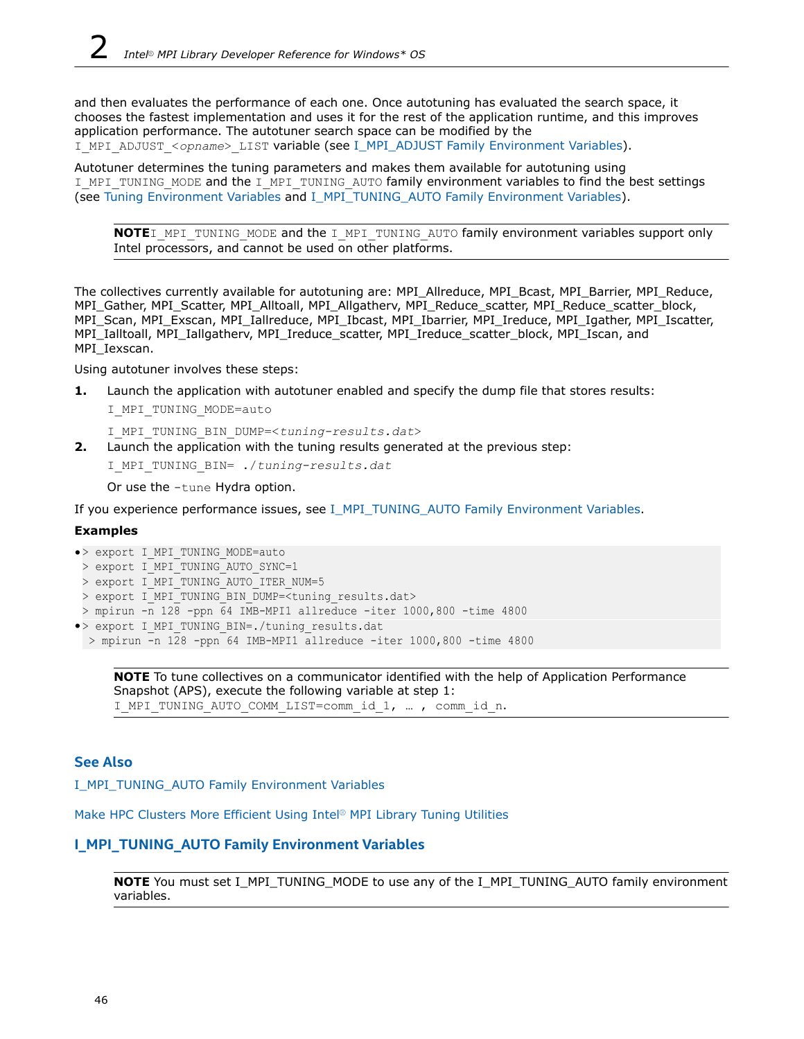and then evaluates the performance of each one. Once autotuning has evaluated the search space, it chooses the fastest implementation and uses it for the rest of the application runtime, and this improves application performance. The autotuner search space can be modified by the `I_MPI_ADJUST_<opname>_LIST` variable (see I_MPI_ADJUST Family Environment Variables).

Autotuner determines the tuning parameters and makes them available for autotuning using `I_MPI_TUNING_MODE` and the `I_MPI_TUNING_AUTO` family environment variables to find the best settings (see Tuning Environment Variables and I_MPI_TUNING_AUTO Family Environment Variables).

> **NOTE** `I_MPI_TUNING_MODE` and the `I_MPI_TUNING_AUTO` family environment variables support only Intel processors, and cannot be used on other platforms.

The collectives currently available for autotuning are: MPI_Allreduce, MPI_Bcast, MPI_Barrier, MPI_Reduce, MPI_Gather, MPI_Scatter, MPI_Alltoall, MPI_Allgatherv, MPI_Reduce_scatter, MPI_Reduce_scatter_block, MPI_Scan, MPI_Exscan, MPI_Iallreduce, MPI_Ibcast, MPI_Ibarrier, MPI_Ireduce, MPI_Igather, MPI_Iscatter, MPI_Ialltoall, MPI_Iallgatherv, MPI_Ireduce_scatter, MPI_Ireduce_scatter_block, MPI_Iscan, and MPI_Iexscan.

Using autotuner involves these steps:

1. Launch the application with autotuner enabled and specify the dump file that stores results:

   `I_MPI_TUNING_MODE=auto`

   `I_MPI_TUNING_BIN_DUMP=<tuning-results.dat>`
2. Launch the application with the tuning results generated at the previous step:

   `I_MPI_TUNING_BIN= ./tuning-results.dat`

   Or use the `-tune` Hydra option.

If you experience performance issues, see I_MPI_TUNING_AUTO Family Environment Variables.

**Examples**

- ```
  > export I_MPI_TUNING_MODE=auto
  > export I_MPI_TUNING_AUTO_SYNC=1
  > export I_MPI_TUNING_AUTO_ITER_NUM=5
  > export I_MPI_TUNING_BIN_DUMP=<tuning_results.dat>
  > mpirun -n 128 -ppn 64 IMB-MPI1 allreduce -iter 1000,800 -time 4800
  ```
- ```
  > export I_MPI_TUNING_BIN=./tuning_results.dat
   > mpirun -n 128 -ppn 64 IMB-MPI1 allreduce -iter 1000,800 -time 4800
  ```

> **NOTE** To tune collectives on a communicator identified with the help of Application Performance Snapshot (APS), execute the following variable at step 1:
> `I_MPI_TUNING_AUTO_COMM_LIST=comm_id_1, … , comm_id_n.`

### See Also

I_MPI_TUNING_AUTO Family Environment Variables

Make HPC Clusters More Efficient Using Intel® MPI Library Tuning Utilities

## I_MPI_TUNING_AUTO Family Environment Variables

> **NOTE** You must set I_MPI_TUNING_MODE to use any of the I_MPI_TUNING_AUTO family environment variables.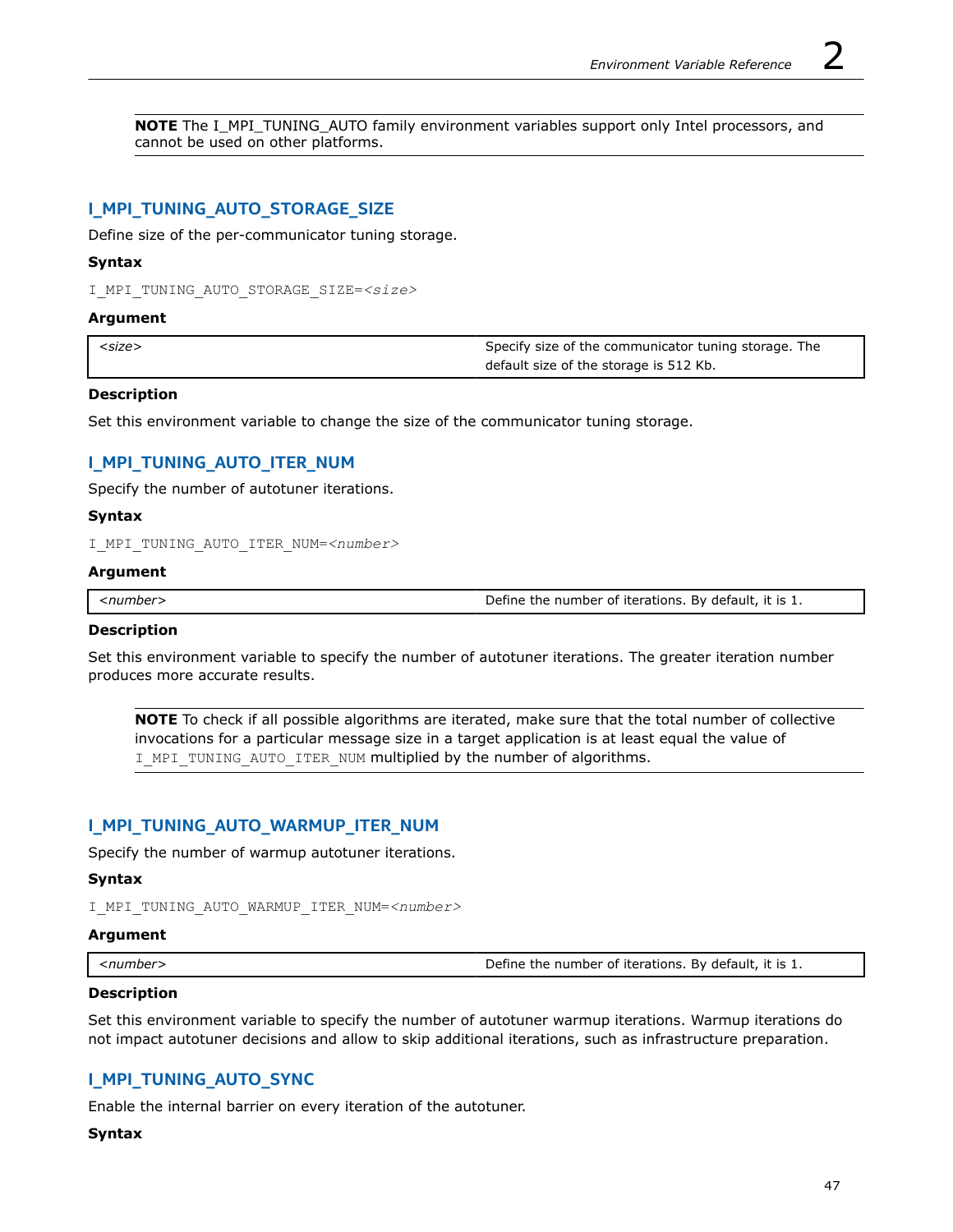**NOTE** The I_MPI_TUNING_AUTO family environment variables support only Intel processors, and cannot be used on other platforms.

## I_MPI_TUNING_AUTO_STORAGE_SIZE

Define size of the per-communicator tuning storage.

### Syntax

```
I_MPI_TUNING_AUTO_STORAGE_SIZE=<size>
```

### Argument

| | |
|---|---|
| *<size>* | Specify size of the communicator tuning storage. The default size of the storage is 512 Kb. |

### Description

Set this environment variable to change the size of the communicator tuning storage.

## I_MPI_TUNING_AUTO_ITER_NUM

Specify the number of autotuner iterations.

### Syntax

```
I_MPI_TUNING_AUTO_ITER_NUM=<number>
```

### Argument

| | |
|---|---|
| *<number>* | Define the number of iterations. By default, it is 1. |

### Description

Set this environment variable to specify the number of autotuner iterations. The greater iteration number produces more accurate results.

**NOTE** To check if all possible algorithms are iterated, make sure that the total number of collective invocations for a particular message size in a target application is at least equal the value of `I_MPI_TUNING_AUTO_ITER_NUM` multiplied by the number of algorithms.

## I_MPI_TUNING_AUTO_WARMUP_ITER_NUM

Specify the number of warmup autotuner iterations.

### Syntax

```
I_MPI_TUNING_AUTO_WARMUP_ITER_NUM=<number>
```

### Argument

| | |
|---|---|
| *<number>* | Define the number of iterations. By default, it is 1. |

### Description

Set this environment variable to specify the number of autotuner warmup iterations. Warmup iterations do not impact autotuner decisions and allow to skip additional iterations, such as infrastructure preparation.

## I_MPI_TUNING_AUTO_SYNC

Enable the internal barrier on every iteration of the autotuner.

### Syntax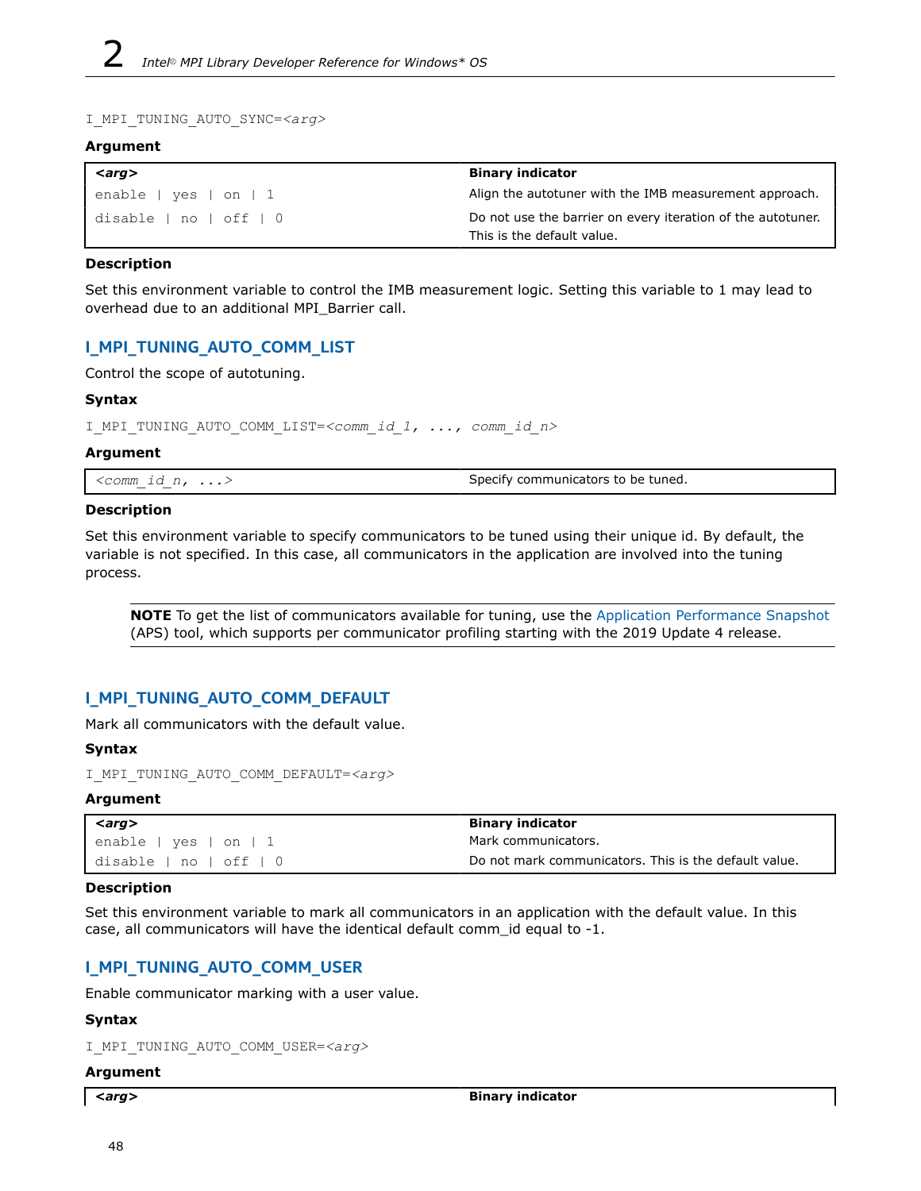`I_MPI_TUNING_AUTO_SYNC=<arg>`

### Argument

| <arg> | Binary indicator |
| --- | --- |
| enable \| yes \| on \| 1 | Align the autotuner with the IMB measurement approach. |
| disable \| no \| off \| 0 | Do not use the barrier on every iteration of the autotuner. This is the default value. |

### Description

Set this environment variable to control the IMB measurement logic. Setting this variable to 1 may lead to overhead due to an additional MPI_Barrier call.

## I_MPI_TUNING_AUTO_COMM_LIST

Control the scope of autotuning.

### Syntax

`I_MPI_TUNING_AUTO_COMM_LIST=<comm_id_1, ..., comm_id_n>`

### Argument

| <comm_id_n, ...> | Specify communicators to be tuned. |
| --- | --- |

### Description

Set this environment variable to specify communicators to be tuned using their unique id. By default, the variable is not specified. In this case, all communicators in the application are involved into the tuning process.

> **NOTE** To get the list of communicators available for tuning, use the Application Performance Snapshot (APS) tool, which supports per communicator profiling starting with the 2019 Update 4 release.

## I_MPI_TUNING_AUTO_COMM_DEFAULT

Mark all communicators with the default value.

### Syntax

`I_MPI_TUNING_AUTO_COMM_DEFAULT=<arg>`

### Argument

| <arg> | Binary indicator |
| --- | --- |
| enable \| yes \| on \| 1 | Mark communicators. |
| disable \| no \| off \| 0 | Do not mark communicators. This is the default value. |

### Description

Set this environment variable to mark all communicators in an application with the default value. In this case, all communicators will have the identical default comm_id equal to -1.

## I_MPI_TUNING_AUTO_COMM_USER

Enable communicator marking with a user value.

### Syntax

`I_MPI_TUNING_AUTO_COMM_USER=<arg>`

### Argument

| <arg> | Binary indicator |
| --- | --- |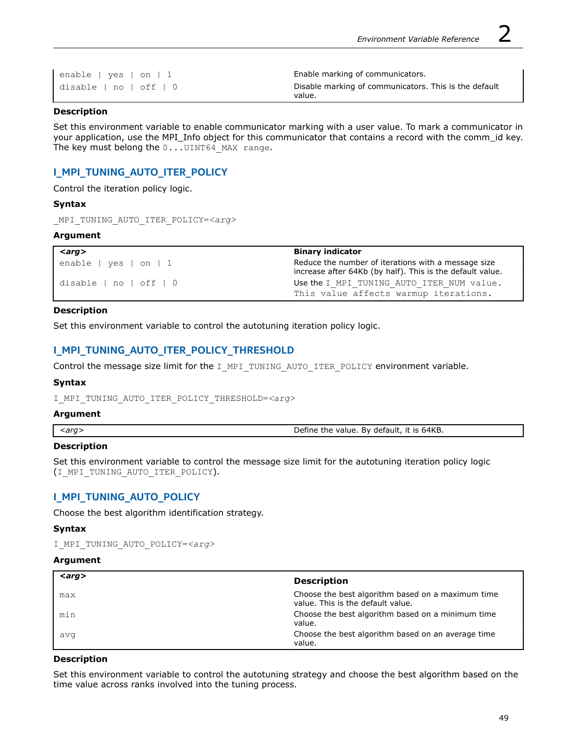| | |
|---|---|
| enable \| yes \| on \| 1 | Enable marking of communicators. |
| disable \| no \| off \| 0 | Disable marking of communicators. This is the default value. |

**Description**

Set this environment variable to enable communicator marking with a user value. To mark a communicator in your application, use the MPI_Info object for this communicator that contains a record with the comm_id key. The key must belong the `0...UINT64_MAX range`.

## I_MPI_TUNING_AUTO_ITER_POLICY

Control the iteration policy logic.

**Syntax**

```
_MPI_TUNING_AUTO_ITER_POLICY=<arg>
```

**Argument**

| *<arg>* | **Binary indicator** |
|---|---|
| enable \| yes \| on \| 1 | Reduce the number of iterations with a message size increase after 64Kb (by half). This is the default value. |
| disable \| no \| off \| 0 | Use the `I_MPI_TUNING_AUTO_ITER_NUM value. This value affects warmup iterations.` |

**Description**

Set this environment variable to control the autotuning iteration policy logic.

## I_MPI_TUNING_AUTO_ITER_POLICY_THRESHOLD

Control the message size limit for the `I_MPI_TUNING_AUTO_ITER_POLICY` environment variable.

**Syntax**

```
I_MPI_TUNING_AUTO_ITER_POLICY_THRESHOLD=<arg>
```

**Argument**

| | |
|---|---|
| *<arg>* | Define the value. By default, it is 64KB. |

**Description**

Set this environment variable to control the message size limit for the autotuning iteration policy logic (`I_MPI_TUNING_AUTO_ITER_POLICY`).

## I_MPI_TUNING_AUTO_POLICY

Choose the best algorithm identification strategy.

**Syntax**

```
I_MPI_TUNING_AUTO_POLICY=<arg>
```

**Argument**

| *<arg>* | **Description** |
|---|---|
| max | Choose the best algorithm based on a maximum time value. This is the default value. |
| min | Choose the best algorithm based on a minimum time value. |
| avg | Choose the best algorithm based on an average time value. |

**Description**

Set this environment variable to control the autotuning strategy and choose the best algorithm based on the time value across ranks involved into the tuning process.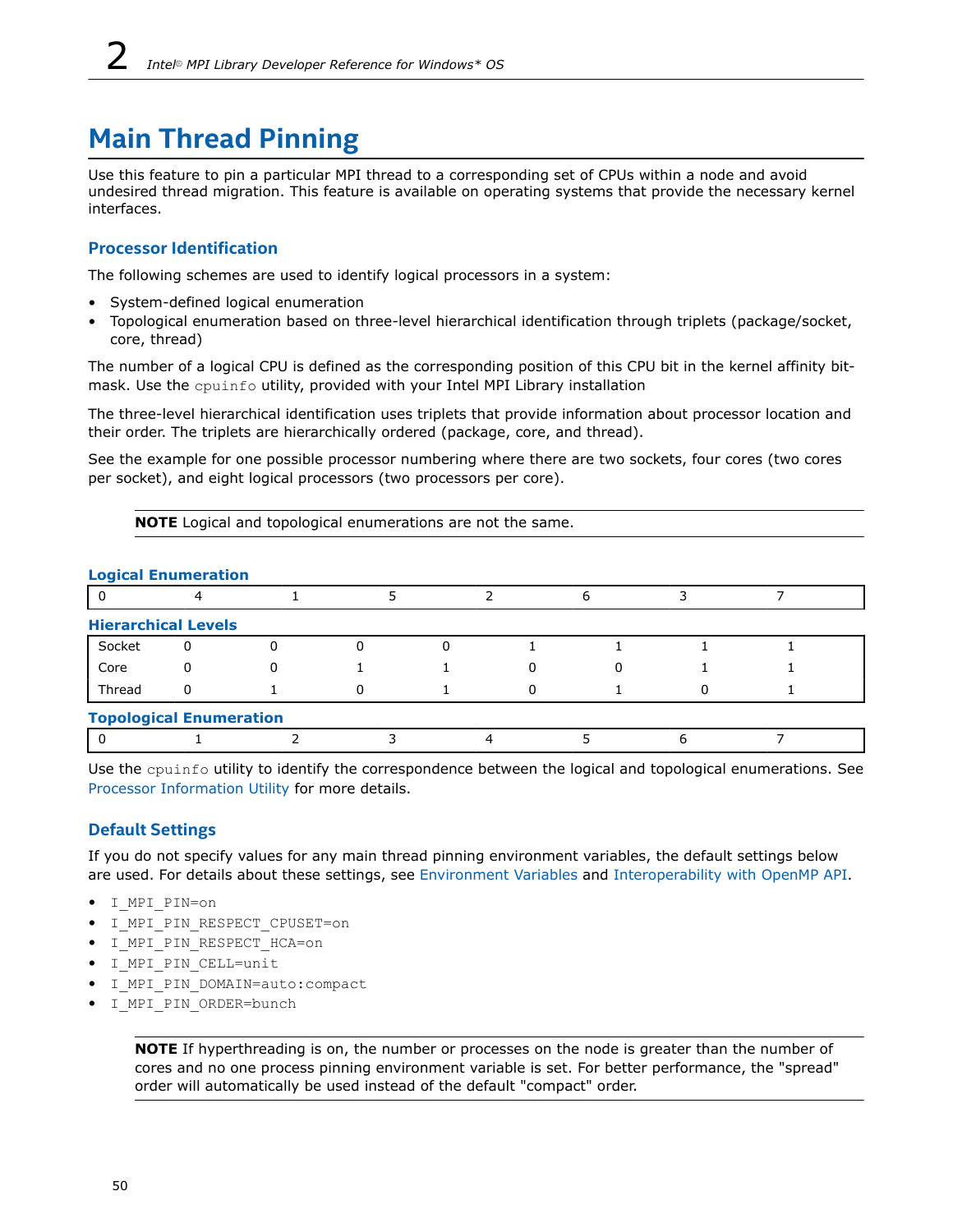# Main Thread Pinning

Use this feature to pin a particular MPI thread to a corresponding set of CPUs within a node and avoid undesired thread migration. This feature is available on operating systems that provide the necessary kernel interfaces.

## Processor Identification

The following schemes are used to identify logical processors in a system:

- System-defined logical enumeration
- Topological enumeration based on three-level hierarchical identification through triplets (package/socket, core, thread)

The number of a logical CPU is defined as the corresponding position of this CPU bit in the kernel affinity bit-mask. Use the `cpuinfo` utility, provided with your Intel MPI Library installation

The three-level hierarchical identification uses triplets that provide information about processor location and their order. The triplets are hierarchically ordered (package, core, and thread).

See the example for one possible processor numbering where there are two sockets, four cores (two cores per socket), and eight logical processors (two processors per core).

> **NOTE** Logical and topological enumerations are not the same.

**Logical Enumeration**

| 0 | 4 | 1 | 5 | 2 | 6 | 3 | 7 |
|---|---|---|---|---|---|---|---|

**Hierarchical Levels**

| | | | | | | | | |
|---|---|---|---|---|---|---|---|---|
| Socket | 0 | 0 | 0 | 0 | 1 | 1 | 1 | 1 |
| Core | 0 | 0 | 1 | 1 | 0 | 0 | 1 | 1 |
| Thread | 0 | 1 | 0 | 1 | 0 | 1 | 0 | 1 |

**Topological Enumeration**

| 0 | 1 | 2 | 3 | 4 | 5 | 6 | 7 |
|---|---|---|---|---|---|---|---|

Use the `cpuinfo` utility to identify the correspondence between the logical and topological enumerations. See Processor Information Utility for more details.

## Default Settings

If you do not specify values for any main thread pinning environment variables, the default settings below are used. For details about these settings, see Environment Variables and Interoperability with OpenMP API.

- `I_MPI_PIN=on`
- `I_MPI_PIN_RESPECT_CPUSET=on`
- `I_MPI_PIN_RESPECT_HCA=on`
- `I_MPI_PIN_CELL=unit`
- `I_MPI_PIN_DOMAIN=auto:compact`
- `I_MPI_PIN_ORDER=bunch`

> **NOTE** If hyperthreading is on, the number or processes on the node is greater than the number of cores and no one process pinning environment variable is set. For better performance, the "spread" order will automatically be used instead of the default "compact" order.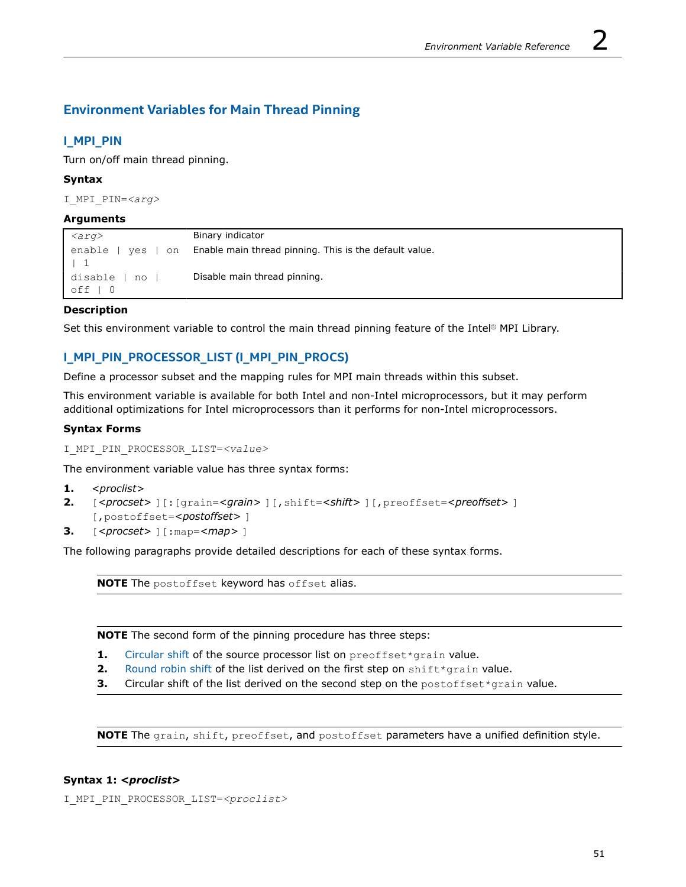## Environment Variables for Main Thread Pinning

### I_MPI_PIN

Turn on/off main thread pinning.

**Syntax**

`I_MPI_PIN=<arg>`

**Arguments**

| `<arg>` | Binary indicator |
|---|---|
| `enable | yes | on | 1` | Enable main thread pinning. This is the default value. |
| `disable | no | off | 0` | Disable main thread pinning. |

**Description**

Set this environment variable to control the main thread pinning feature of the Intel® MPI Library.

### I_MPI_PIN_PROCESSOR_LIST (I_MPI_PIN_PROCS)

Define a processor subset and the mapping rules for MPI main threads within this subset.

This environment variable is available for both Intel and non-Intel microprocessors, but it may perform additional optimizations for Intel microprocessors than it performs for non-Intel microprocessors.

**Syntax Forms**

`I_MPI_PIN_PROCESSOR_LIST=<value>`

The environment variable value has three syntax forms:

1. *<proclist>*
2. `[<procset> ][:[grain=<grain> ][,shift=<shift> ][,preoffset=<preoffset> ][,postoffset=<postoffset> ]`
3. `[<procset> ][:map=<map> ]`

The following paragraphs provide detailed descriptions for each of these syntax forms.

> **NOTE** The `postoffset` keyword has `offset` alias.

> **NOTE** The second form of the pinning procedure has three steps:
>
> 1. Circular shift of the source processor list on `preoffset*grain` value.
> 2. Round robin shift of the list derived on the first step on `shift*grain` value.
> 3. Circular shift of the list derived on the second step on the `postoffset*grain` value.

> **NOTE** The `grain`, `shift`, `preoffset`, and `postoffset` parameters have a unified definition style.

**Syntax 1: *<proclist>***

`I_MPI_PIN_PROCESSOR_LIST=<proclist>`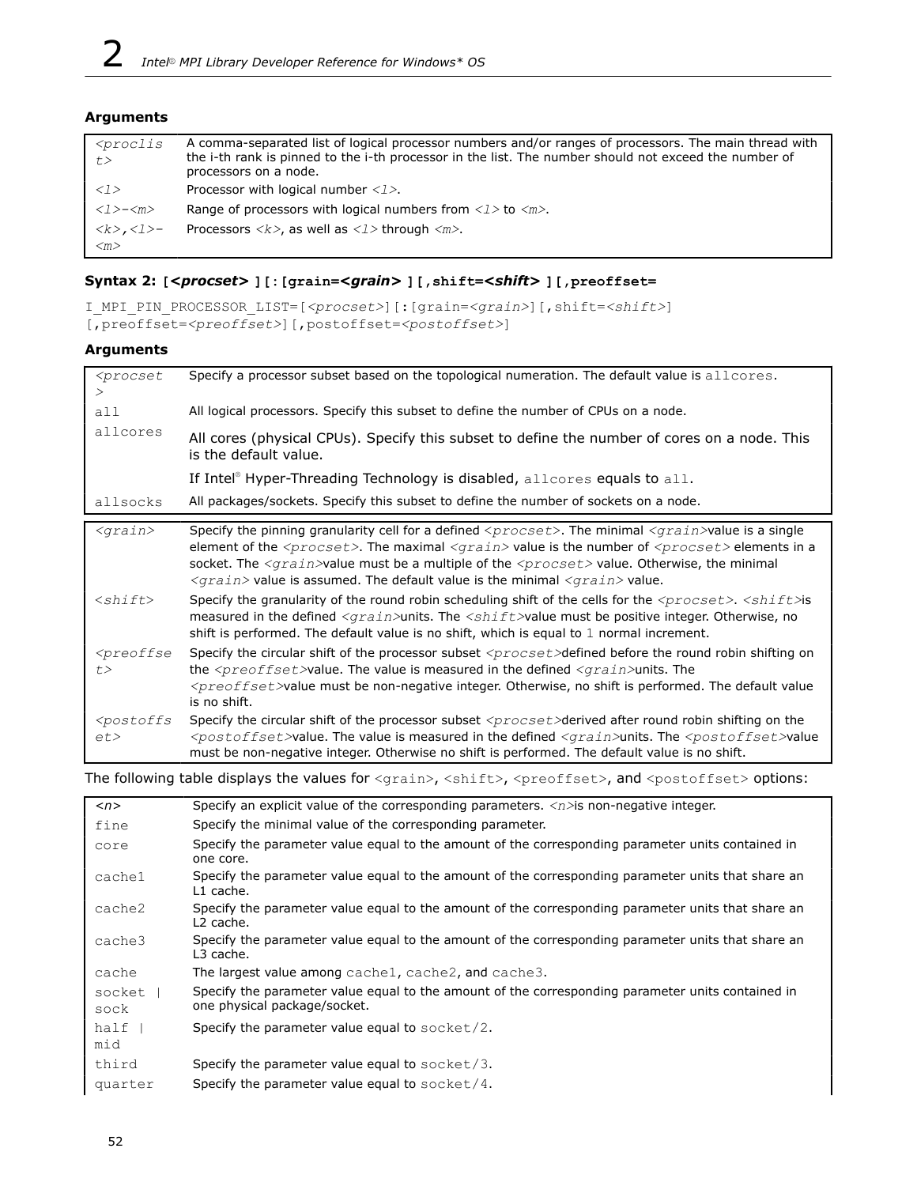**Arguments**

| | |
|---|---|
| *<proclist>* | A comma-separated list of logical processor numbers and/or ranges of processors. The main thread with the i-th rank is pinned to the i-th processor in the list. The number should not exceed the number of processors on a node. |
| *<l>* | Processor with logical number *<l>*. |
| *<l>-<m>* | Range of processors with logical numbers from *<l>* to *<m>*. |
| *<k>,<l>-<m>* | Processors *<k>*, as well as *<l>* through *<m>*. |

### Syntax 2: [*<procset>* ][:[grain=*<grain>* ][,shift=*<shift>* ][,preoffset=

```
I_MPI_PIN_PROCESSOR_LIST=[<procset>][:[grain=<grain>][,shift=<shift>]
[,preoffset=<preoffset>][,postoffset=<postoffset>]
```

**Arguments**

| | |
|---|---|
| *<procset>* | Specify a processor subset based on the topological numeration. The default value is `allcores`. |
| `all` | All logical processors. Specify this subset to define the number of CPUs on a node. |
| `allcores` | All cores (physical CPUs). Specify this subset to define the number of cores on a node. This is the default value. |
| | If Intel® Hyper-Threading Technology is disabled, `allcores` equals to `all`. |
| `allsocks` | All packages/sockets. Specify this subset to define the number of sockets on a node. |

| | |
|---|---|
| *<grain>* | Specify the pinning granularity cell for a defined *<procset>*. The minimal *<grain>* value is a single element of the *<procset>*. The maximal *<grain>* value is the number of *<procset>* elements in a socket. The *<grain>* value must be a multiple of the *<procset>* value. Otherwise, the minimal *<grain>* value is assumed. The default value is the minimal *<grain>* value. |
| *<shift>* | Specify the granularity of the round robin scheduling shift of the cells for the *<procset>*. *<shift>* is measured in the defined *<grain>* units. The *<shift>* value must be positive integer. Otherwise, no shift is performed. The default value is no shift, which is equal to `1` normal increment. |
| *<preoffset>* | Specify the circular shift of the processor subset *<procset>* defined before the round robin shifting on the *<preoffset>* value. The value is measured in the defined *<grain>* units. The *<preoffset>* value must be non-negative integer. Otherwise, no shift is performed. The default value is no shift. |
| *<postoffset>* | Specify the circular shift of the processor subset *<procset>* derived after round robin shifting on the *<postoffset>* value. The value is measured in the defined *<grain>* units. The *<postoffset>* value must be non-negative integer. Otherwise no shift is performed. The default value is no shift. |

The following table displays the values for `<grain>`, `<shift>`, `<preoffset>`, and `<postoffset>` options:

| | |
|---|---|
| *<n>* | Specify an explicit value of the corresponding parameters. *<n>* is non-negative integer. |
| `fine` | Specify the minimal value of the corresponding parameter. |
| `core` | Specify the parameter value equal to the amount of the corresponding parameter units contained in one core. |
| `cache1` | Specify the parameter value equal to the amount of the corresponding parameter units that share an L1 cache. |
| `cache2` | Specify the parameter value equal to the amount of the corresponding parameter units that share an L2 cache. |
| `cache3` | Specify the parameter value equal to the amount of the corresponding parameter units that share an L3 cache. |
| `cache` | The largest value among `cache1`, `cache2`, and `cache3`. |
| `socket \| sock` | Specify the parameter value equal to the amount of the corresponding parameter units contained in one physical package/socket. |
| `half \| mid` | Specify the parameter value equal to `socket/2`. |
| `third` | Specify the parameter value equal to `socket/3`. |
| `quarter` | Specify the parameter value equal to `socket/4`. |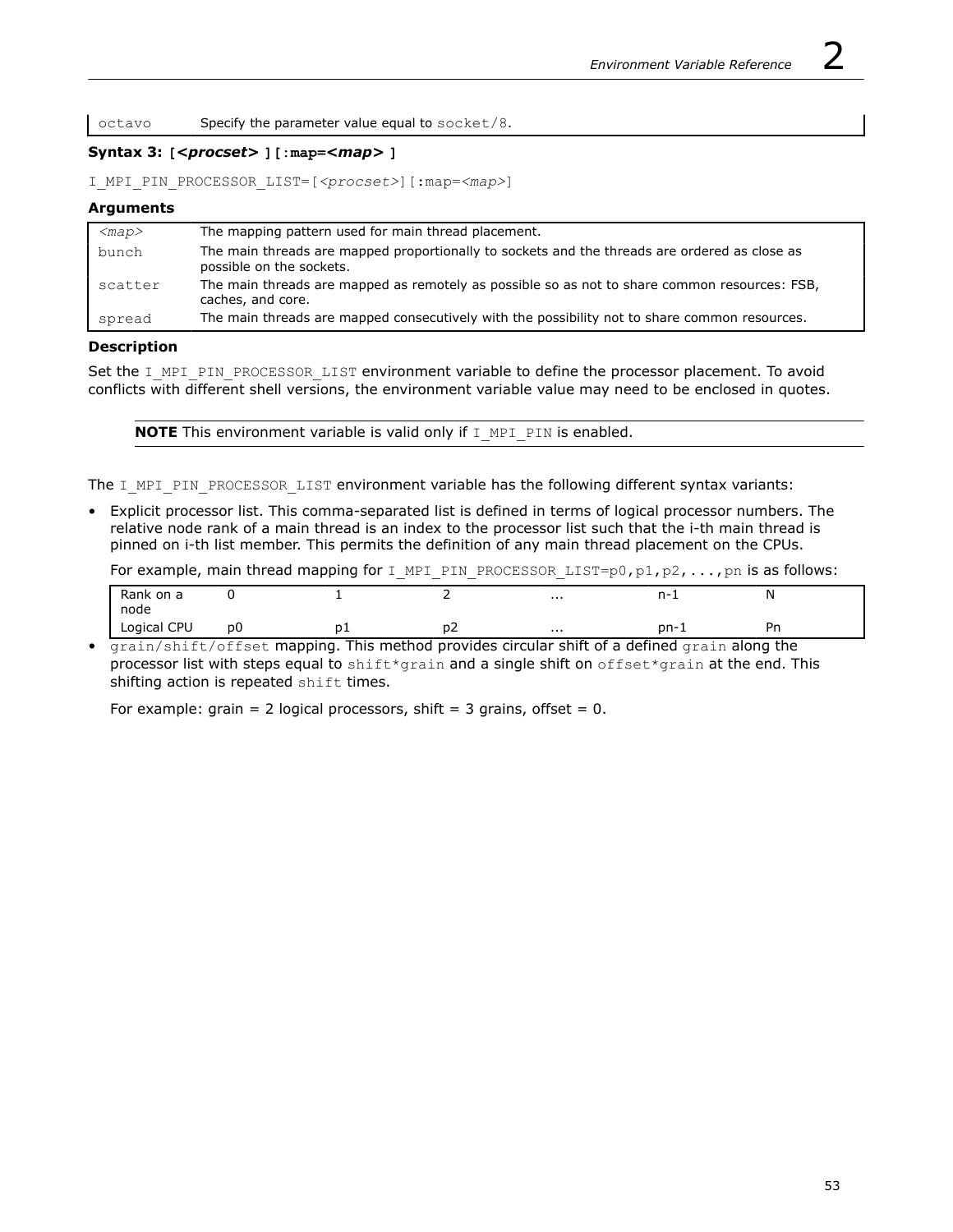| | |
|---|---|
| octavo | Specify the parameter value equal to socket/8. |

**Syntax 3: [<procset>] [:map=<map>]**

I_MPI_PIN_PROCESSOR_LIST=[<procset>][:map=<map>]

**Arguments**

| | |
|---|---|
| *<map>* | The mapping pattern used for main thread placement. |
| bunch | The main threads are mapped proportionally to sockets and the threads are ordered as close as possible on the sockets. |
| scatter | The main threads are mapped as remotely as possible so as not to share common resources: FSB, caches, and core. |
| spread | The main threads are mapped consecutively with the possibility not to share common resources. |

**Description**

Set the I_MPI_PIN_PROCESSOR_LIST environment variable to define the processor placement. To avoid conflicts with different shell versions, the environment variable value may need to be enclosed in quotes.

> **NOTE** This environment variable is valid only if I_MPI_PIN is enabled.

The I_MPI_PIN_PROCESSOR_LIST environment variable has the following different syntax variants:

- Explicit processor list. This comma-separated list is defined in terms of logical processor numbers. The relative node rank of a main thread is an index to the processor list such that the i-th main thread is pinned on i-th list member. This permits the definition of any main thread placement on the CPUs.

  For example, main thread mapping for I_MPI_PIN_PROCESSOR_LIST=p0,p1,p2,...,pn is as follows:

| Rank on a node | 0 | 1 | 2 | ... | n-1 | N |
|---|---|---|---|---|---|---|
| Logical CPU | p0 | p1 | p2 | ... | pn-1 | Pn |

- grain/shift/offset mapping. This method provides circular shift of a defined grain along the processor list with steps equal to shift*grain and a single shift on offset*grain at the end. This shifting action is repeated shift times.

  For example: grain = 2 logical processors, shift = 3 grains, offset = 0.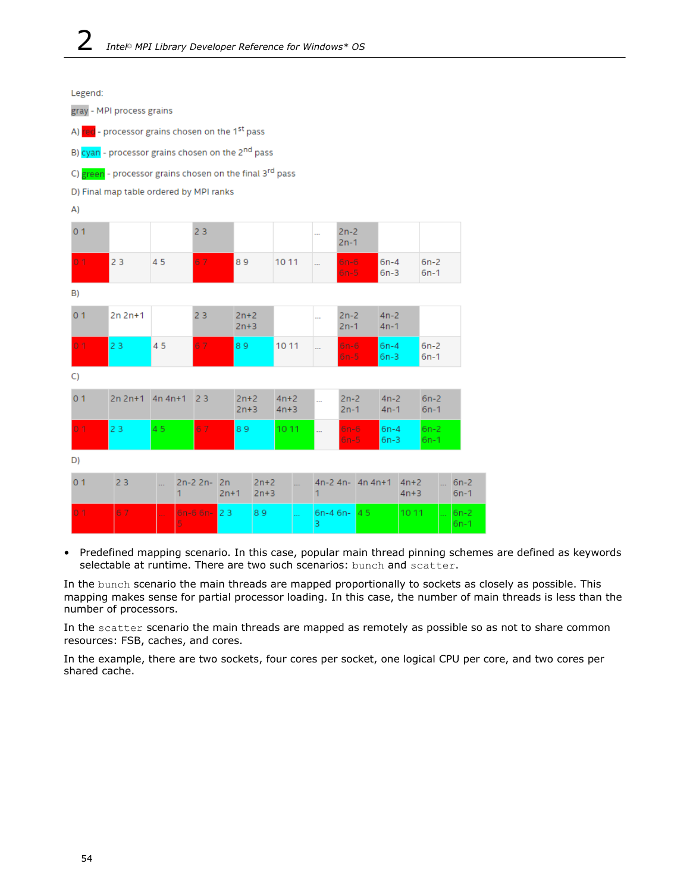Legend:

gray - MPI process grains

A) red - processor grains chosen on the 1st pass

B) cyan - processor grains chosen on the 2nd pass

C) green - processor grains chosen on the final 3rd pass

D) Final map table ordered by MPI ranks

A)

| 0 1 | | | 2 3 | | | ... | 2n-2 2n-1 | | |
|---|---|---|---|---|---|---|---|---|---|
| 0 1 | 2 3 | 4 5 | 6 7 | 8 9 | 10 11 | ... | 6n-6 6n-5 | 6n-4 6n-3 | 6n-2 6n-1 |

B)

| 0 1 | 2n 2n+1 | | 2 3 | 2n+2 2n+3 | | ... | 2n-2 2n-1 | 4n-2 4n-1 | |
|---|---|---|---|---|---|---|---|---|---|
| 0 1 | 2 3 | 4 5 | 6 7 | 8 9 | 10 11 | ... | 6n-6 6n-5 | 6n-4 6n-3 | 6n-2 6n-1 |

C)

| 0 1 | 2n 2n+1 | 4n 4n+1 | 2 3 | 2n+2 2n+3 | 4n+2 4n+3 | ... | 2n-2 2n-1 | 4n-2 4n-1 | 6n-2 6n-1 |
|---|---|---|---|---|---|---|---|---|---|
| 0 1 | 2 3 | 4 5 | 6 7 | 8 9 | 10 11 | ... | 6n-6 6n-5 | 6n-4 6n-3 | 6n-2 6n-1 |

D)

| 0 1 | 2 3 | ... | 2n-2 2n-1 | 2n 2n+1 | 2n+2 2n+3 | ... | 4n-2 4n-1 | 4n 4n+1 | 4n+2 4n+3 | ... | 6n-2 6n-1 |
|---|---|---|---|---|---|---|---|---|---|---|---|
| 0 1 | 6 7 | ... | 6n-6 6n-5 | 2 3 | 8 9 | ... | 6n-4 6n-3 | 4 5 | 10 11 | ... | 6n-2 6n-1 |

- Predefined mapping scenario. In this case, popular main thread pinning schemes are defined as keywords selectable at runtime. There are two such scenarios: `bunch` and `scatter`.

In the `bunch` scenario the main threads are mapped proportionally to sockets as closely as possible. This mapping makes sense for partial processor loading. In this case, the number of main threads is less than the number of processors.

In the `scatter` scenario the main threads are mapped as remotely as possible so as not to share common resources: FSB, caches, and cores.

In the example, there are two sockets, four cores per socket, one logical CPU per core, and two cores per shared cache.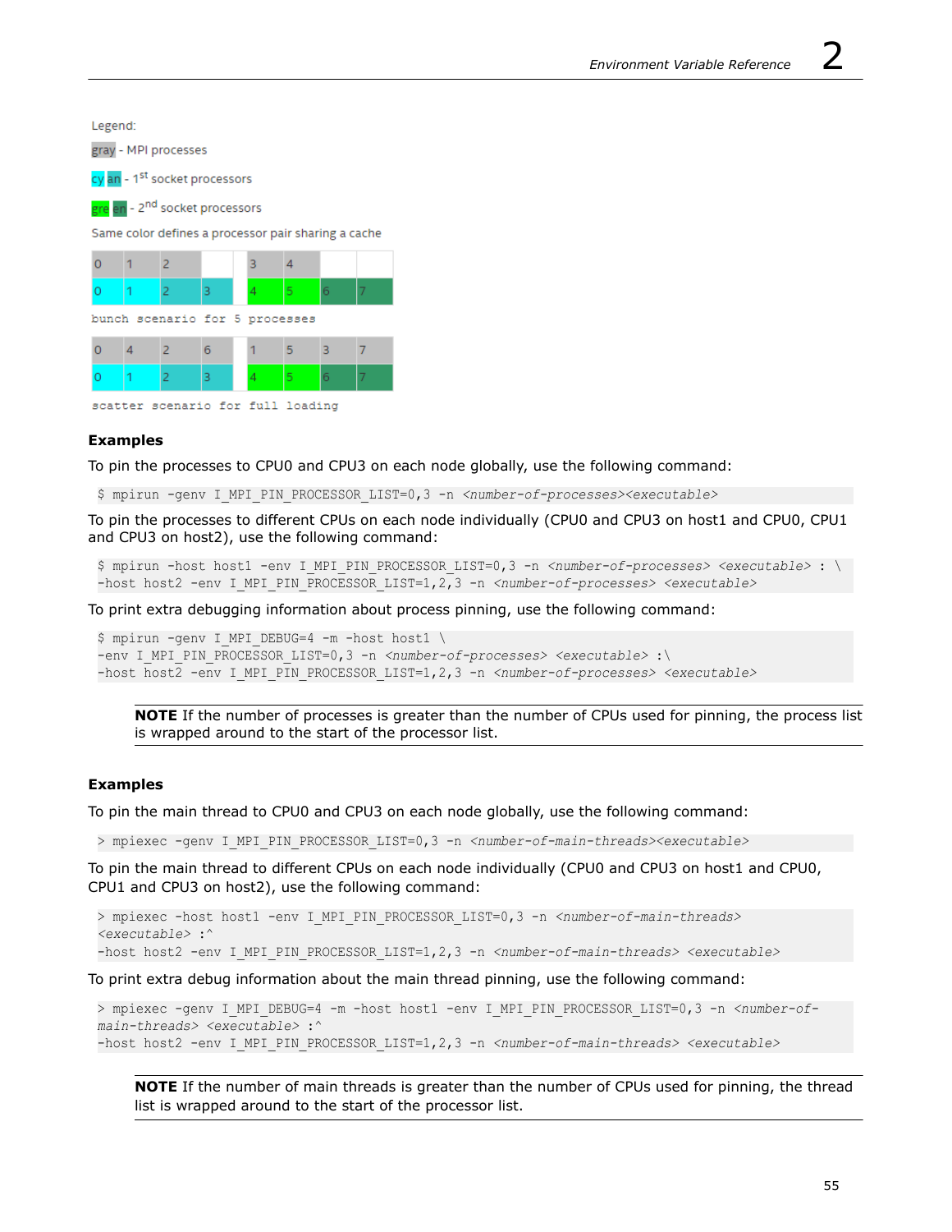Legend:

gray - MPI processes

cy an - 1st socket processors

gre en - 2nd socket processors

Same color defines a processor pair sharing a cache

| 0 | 1 | 2 | | 3 | 4 | | |
|---|---|---|---|---|---|---|---|
| 0 | 1 | 2 | 3 | 4 | 5 | 6 | 7 |

bunch scenario for 5 processes

| 0 | 4 | 2 | 6 | 1 | 5 | 3 | 7 |
|---|---|---|---|---|---|---|---|
| 0 | 1 | 2 | 3 | 4 | 5 | 6 | 7 |

scatter scenario for full loading

### Examples

To pin the processes to CPU0 and CPU3 on each node globally, use the following command:

```
$ mpirun -genv I_MPI_PIN_PROCESSOR_LIST=0,3 -n <number-of-processes><executable>
```

To pin the processes to different CPUs on each node individually (CPU0 and CPU3 on host1 and CPU0, CPU1 and CPU3 on host2), use the following command:

```
$ mpirun -host host1 -env I_MPI_PIN_PROCESSOR_LIST=0,3 -n <number-of-processes> <executable> : \
-host host2 -env I_MPI_PIN_PROCESSOR_LIST=1,2,3 -n <number-of-processes> <executable>
```

To print extra debugging information about process pinning, use the following command:

```
$ mpirun -genv I_MPI_DEBUG=4 -m -host host1 \
-env I_MPI_PIN_PROCESSOR_LIST=0,3 -n <number-of-processes> <executable> :\
-host host2 -env I_MPI_PIN_PROCESSOR_LIST=1,2,3 -n <number-of-processes> <executable>
```

**NOTE** If the number of processes is greater than the number of CPUs used for pinning, the process list is wrapped around to the start of the processor list.

### Examples

To pin the main thread to CPU0 and CPU3 on each node globally, use the following command:

```
> mpiexec -genv I_MPI_PIN_PROCESSOR_LIST=0,3 -n <number-of-main-threads><executable>
```

To pin the main thread to different CPUs on each node individually (CPU0 and CPU3 on host1 and CPU0, CPU1 and CPU3 on host2), use the following command:

```
> mpiexec -host host1 -env I_MPI_PIN_PROCESSOR_LIST=0,3 -n <number-of-main-threads>
<executable> :^
-host host2 -env I_MPI_PIN_PROCESSOR_LIST=1,2,3 -n <number-of-main-threads> <executable>
```

To print extra debug information about the main thread pinning, use the following command:

```
> mpiexec -genv I_MPI_DEBUG=4 -m -host host1 -env I_MPI_PIN_PROCESSOR_LIST=0,3 -n <number-of-
main-threads> <executable> :^
-host host2 -env I_MPI_PIN_PROCESSOR_LIST=1,2,3 -n <number-of-main-threads> <executable>
```

**NOTE** If the number of main threads is greater than the number of CPUs used for pinning, the thread list is wrapped around to the start of the processor list.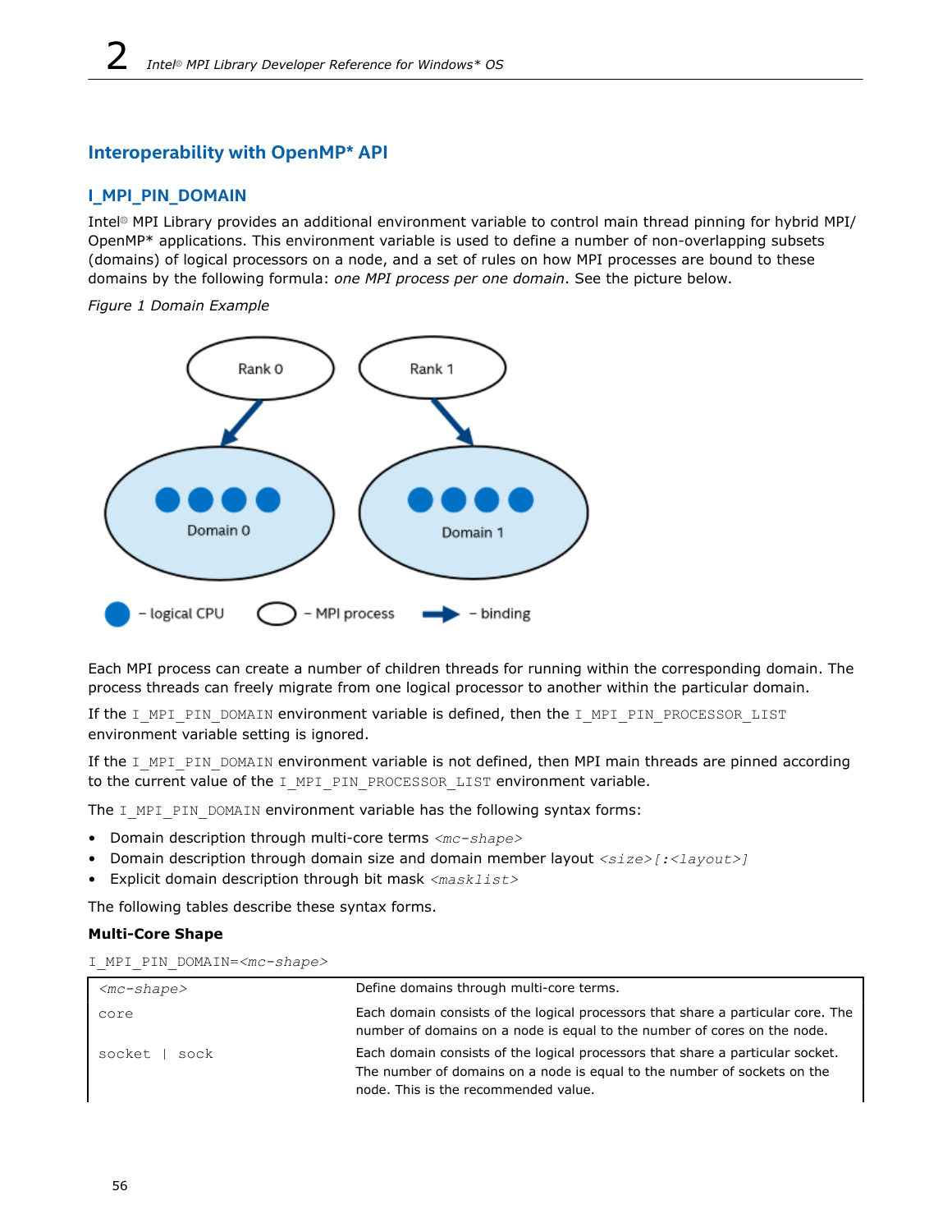## Interoperability with OpenMP* API

### I_MPI_PIN_DOMAIN

Intel® MPI Library provides an additional environment variable to control main thread pinning for hybrid MPI/OpenMP* applications. This environment variable is used to define a number of non-overlapping subsets (domains) of logical processors on a node, and a set of rules on how MPI processes are bound to these domains by the following formula: *one MPI process per one domain*. See the picture below.

*Figure 1 Domain Example*

Each MPI process can create a number of children threads for running within the corresponding domain. The process threads can freely migrate from one logical processor to another within the particular domain.

If the `I_MPI_PIN_DOMAIN` environment variable is defined, then the `I_MPI_PIN_PROCESSOR_LIST` environment variable setting is ignored.

If the `I_MPI_PIN_DOMAIN` environment variable is not defined, then MPI main threads are pinned according to the current value of the `I_MPI_PIN_PROCESSOR_LIST` environment variable.

The `I_MPI_PIN_DOMAIN` environment variable has the following syntax forms:

- Domain description through multi-core terms *<mc-shape>*
- Domain description through domain size and domain member layout *<size>[:<layout>]*
- Explicit domain description through bit mask *<masklist>*

The following tables describe these syntax forms.

**Multi-Core Shape**

`I_MPI_PIN_DOMAIN=<mc-shape>`

| *<mc-shape>* | Define domains through multi-core terms. |
|---|---|
| `core` | Each domain consists of the logical processors that share a particular core. The number of domains on a node is equal to the number of cores on the node. |
| `socket | sock` | Each domain consists of the logical processors that share a particular socket. The number of domains on a node is equal to the number of sockets on the node. This is the recommended value. |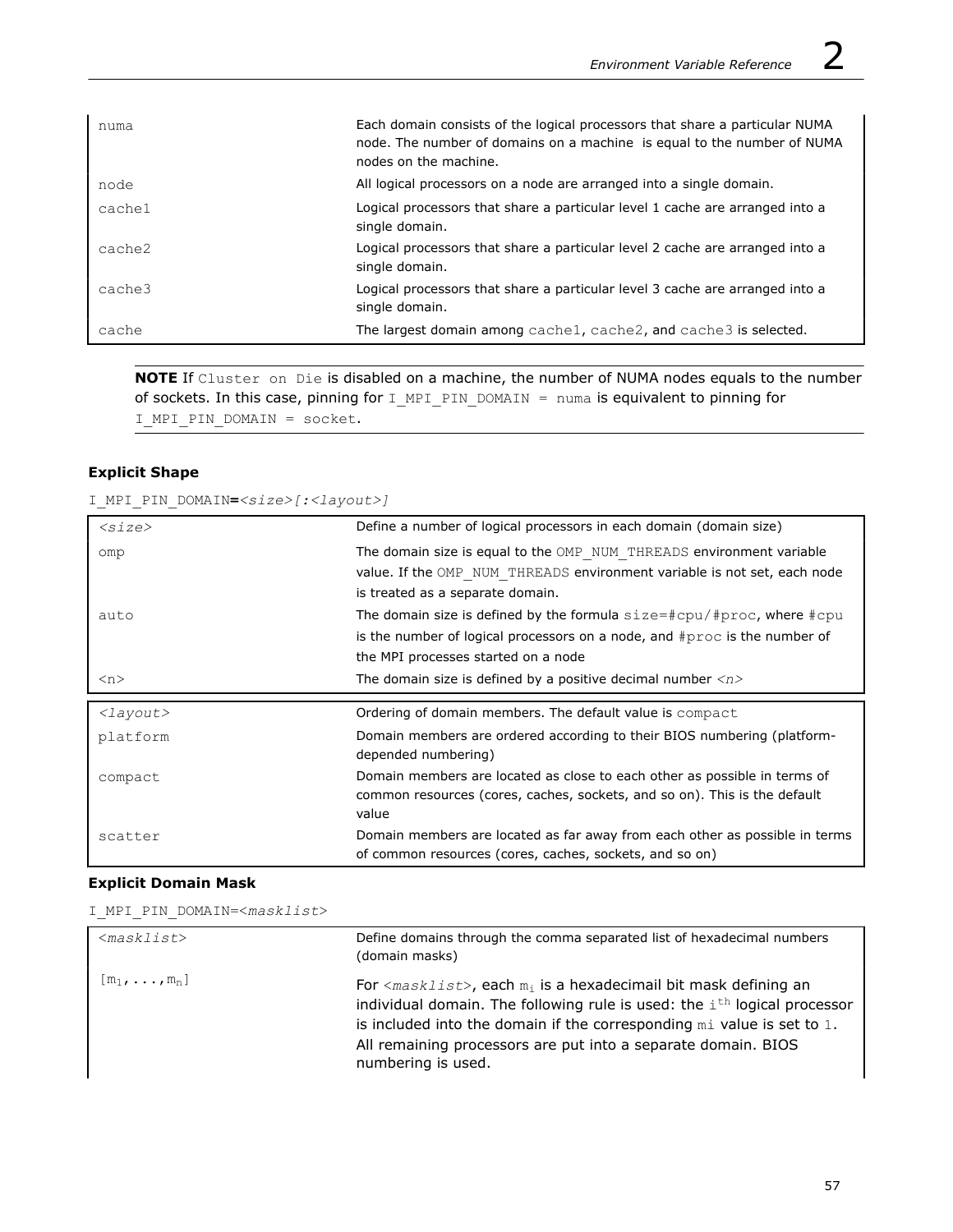| | |
|---|---|
| numa | Each domain consists of the logical processors that share a particular NUMA node. The number of domains on a machine is equal to the number of NUMA nodes on the machine. |
| node | All logical processors on a node are arranged into a single domain. |
| cache1 | Logical processors that share a particular level 1 cache are arranged into a single domain. |
| cache2 | Logical processors that share a particular level 2 cache are arranged into a single domain. |
| cache3 | Logical processors that share a particular level 3 cache are arranged into a single domain. |
| cache | The largest domain among cache1, cache2, and cache3 is selected. |

**NOTE** If Cluster on Die is disabled on a machine, the number of NUMA nodes equals to the number of sockets. In this case, pinning for I_MPI_PIN_DOMAIN = numa is equivalent to pinning for I_MPI_PIN_DOMAIN = socket.

**Explicit Shape**

I_MPI_PIN_DOMAIN=*<size>[:<layout>]*

| *<size>* | Define a number of logical processors in each domain (domain size) |
|---|---|
| omp | The domain size is equal to the OMP_NUM_THREADS environment variable value. If the OMP_NUM_THREADS environment variable is not set, each node is treated as a separate domain. |
| auto | The domain size is defined by the formula size=#cpu/#proc, where #cpu is the number of logical processors on a node, and #proc is the number of the MPI processes started on a node |
| <n> | The domain size is defined by a positive decimal number *<n>* |

| *<layout>* | Ordering of domain members. The default value is compact |
|---|---|
| platform | Domain members are ordered according to their BIOS numbering (platform-depended numbering) |
| compact | Domain members are located as close to each other as possible in terms of common resources (cores, caches, sockets, and so on). This is the default value |
| scatter | Domain members are located as far away from each other as possible in terms of common resources (cores, caches, sockets, and so on) |

**Explicit Domain Mask**

I_MPI_PIN_DOMAIN=<*masklist*>

| <*masklist*> | Define domains through the comma separated list of hexadecimal numbers (domain masks) |
|---|---|
| [$m_1$,...,$m_n$] | For <*masklist*>, each $m_i$ is a hexadecimail bit mask defining an individual domain. The following rule is used: the $i^{th}$ logical processor is included into the domain if the corresponding mi value is set to 1. All remaining processors are put into a separate domain. BIOS numbering is used. |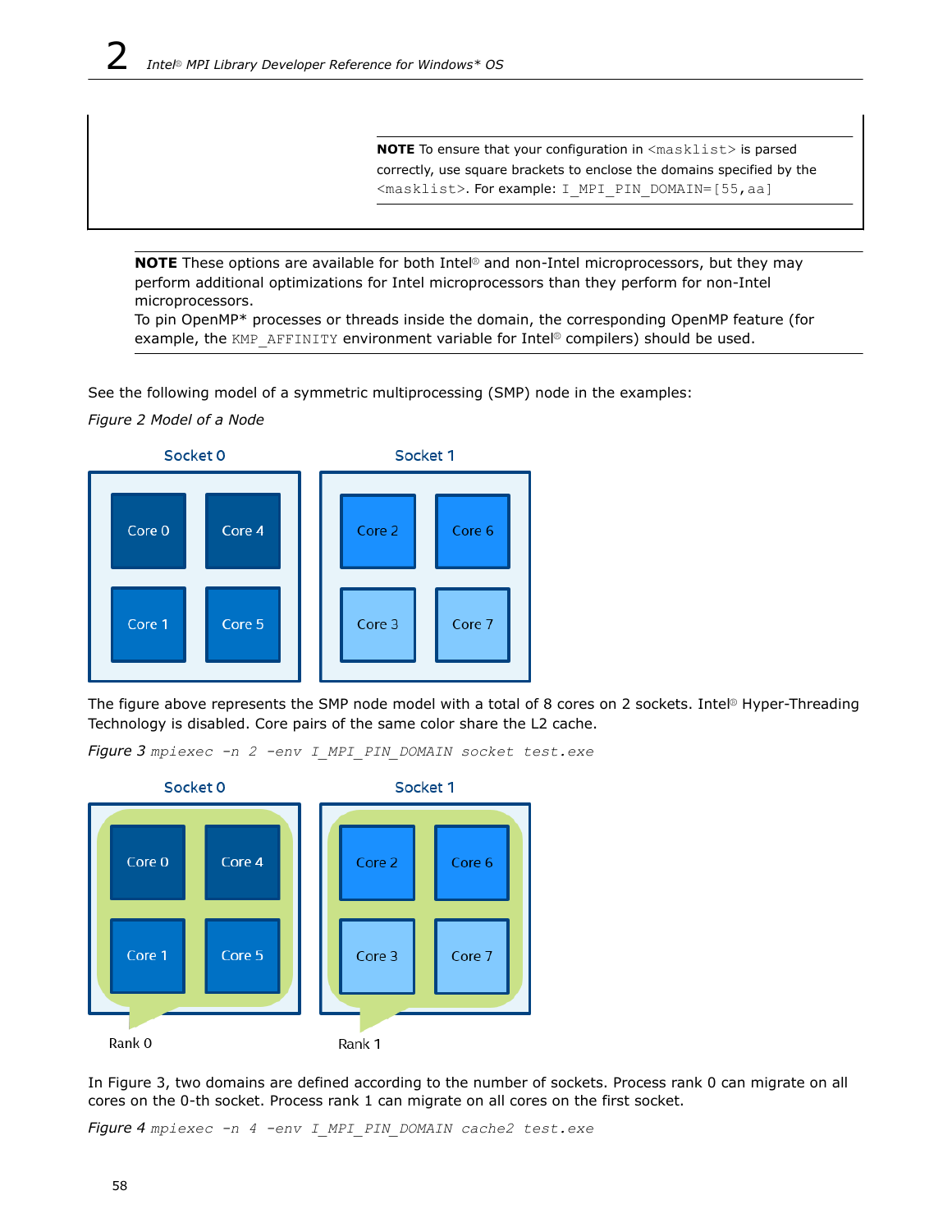> **NOTE** To ensure that your configuration in `<masklist>` is parsed correctly, use square brackets to enclose the domains specified by the `<masklist>`. For example: `I_MPI_PIN_DOMAIN=[55,aa]`

> **NOTE** These options are available for both Intel® and non-Intel microprocessors, but they may perform additional optimizations for Intel microprocessors than they perform for non-Intel microprocessors.
> To pin OpenMP* processes or threads inside the domain, the corresponding OpenMP feature (for example, the `KMP_AFFINITY` environment variable for Intel® compilers) should be used.

See the following model of a symmetric multiprocessing (SMP) node in the examples:

*Figure 2 Model of a Node*

Socket 0: Core 0, Core 4, Core 1, Core 5

Socket 1: Core 2, Core 6, Core 3, Core 7

The figure above represents the SMP node model with a total of 8 cores on 2 sockets. Intel® Hyper-Threading Technology is disabled. Core pairs of the same color share the L2 cache.

*Figure 3* `mpiexec -n 2 -env I_MPI_PIN_DOMAIN socket test.exe`

Socket 0: Core 0, Core 4, Core 1, Core 5 — Rank 0

Socket 1: Core 2, Core 6, Core 3, Core 7 — Rank 1

In Figure 3, two domains are defined according to the number of sockets. Process rank 0 can migrate on all cores on the 0-th socket. Process rank 1 can migrate on all cores on the first socket.

*Figure 4* `mpiexec -n 4 -env I_MPI_PIN_DOMAIN cache2 test.exe`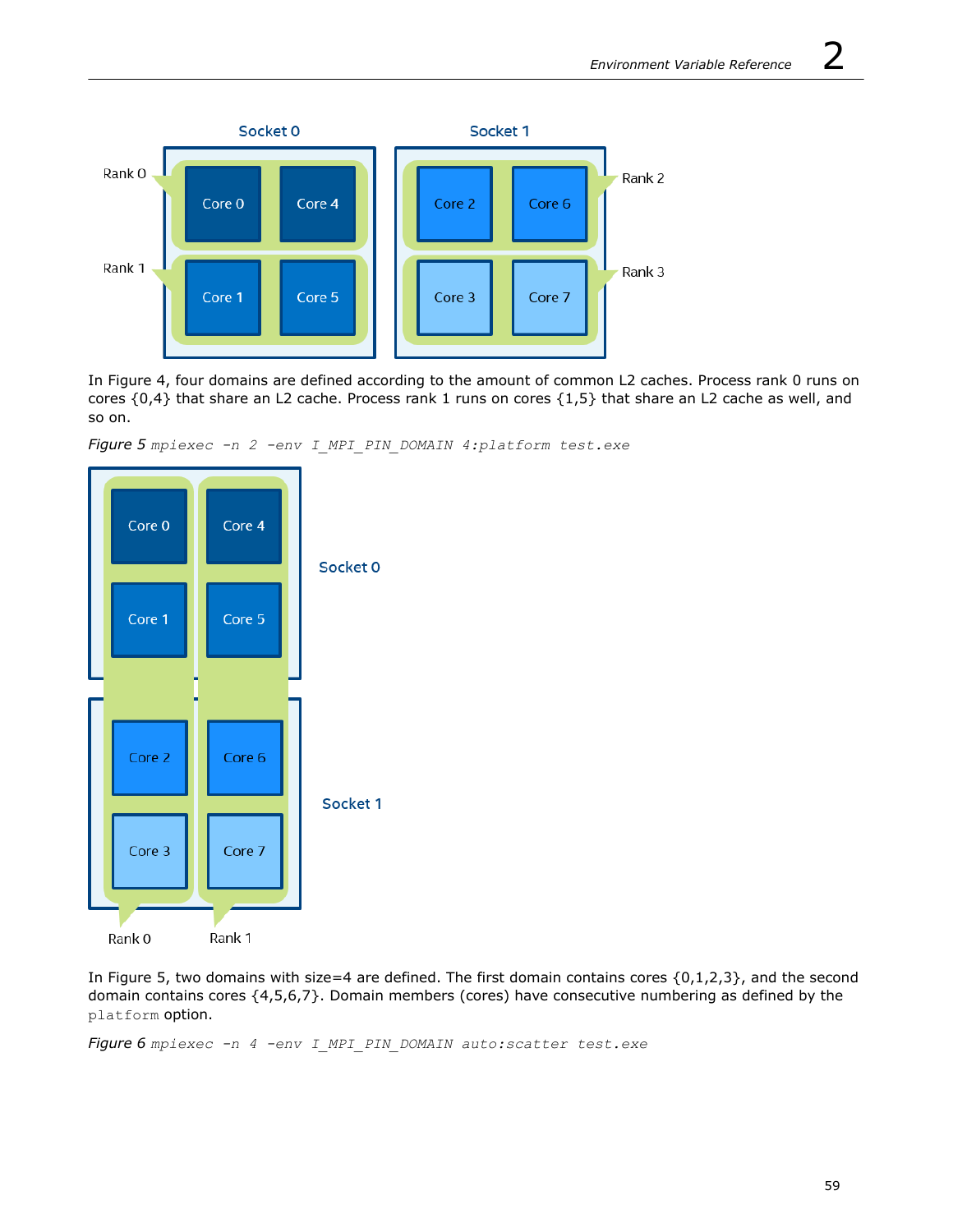In Figure 4, four domains are defined according to the amount of common L2 caches. Process rank 0 runs on cores {0,4} that share an L2 cache. Process rank 1 runs on cores {1,5} that share an L2 cache as well, and so on.

*Figure 5* `mpiexec -n 2 -env I_MPI_PIN_DOMAIN 4:platform test.exe`

In Figure 5, two domains with size=4 are defined. The first domain contains cores {0,1,2,3}, and the second domain contains cores {4,5,6,7}. Domain members (cores) have consecutive numbering as defined by the `platform` option.

*Figure 6* `mpiexec -n 4 -env I_MPI_PIN_DOMAIN auto:scatter test.exe`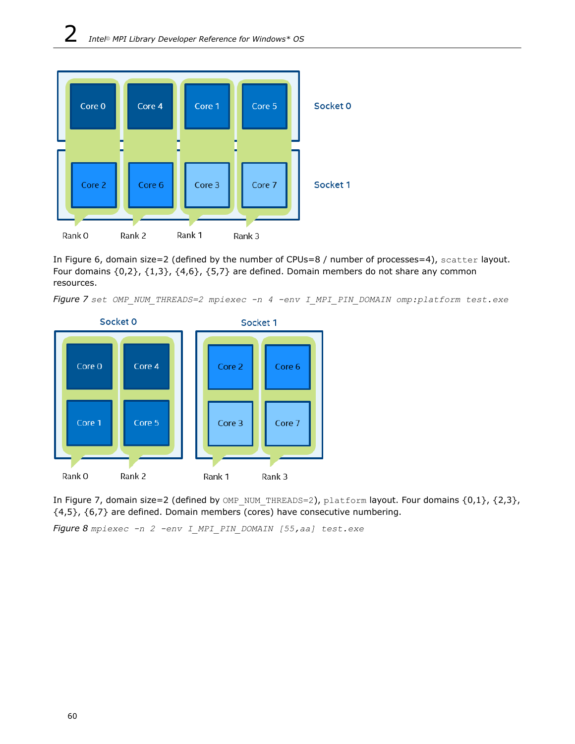In Figure 6, domain size=2 (defined by the number of CPUs=8 / number of processes=4), `scatter` layout. Four domains {0,2}, {1,3}, {4,6}, {5,7} are defined. Domain members do not share any common resources.

*Figure 7* `set OMP_NUM_THREADS=2 mpiexec -n 4 -env I_MPI_PIN_DOMAIN omp:platform test.exe`

In Figure 7, domain size=2 (defined by `OMP_NUM_THREADS=2`), `platform` layout. Four domains {0,1}, {2,3}, {4,5}, {6,7} are defined. Domain members (cores) have consecutive numbering.

*Figure 8* `mpiexec -n 2 -env I_MPI_PIN_DOMAIN [55,aa] test.exe`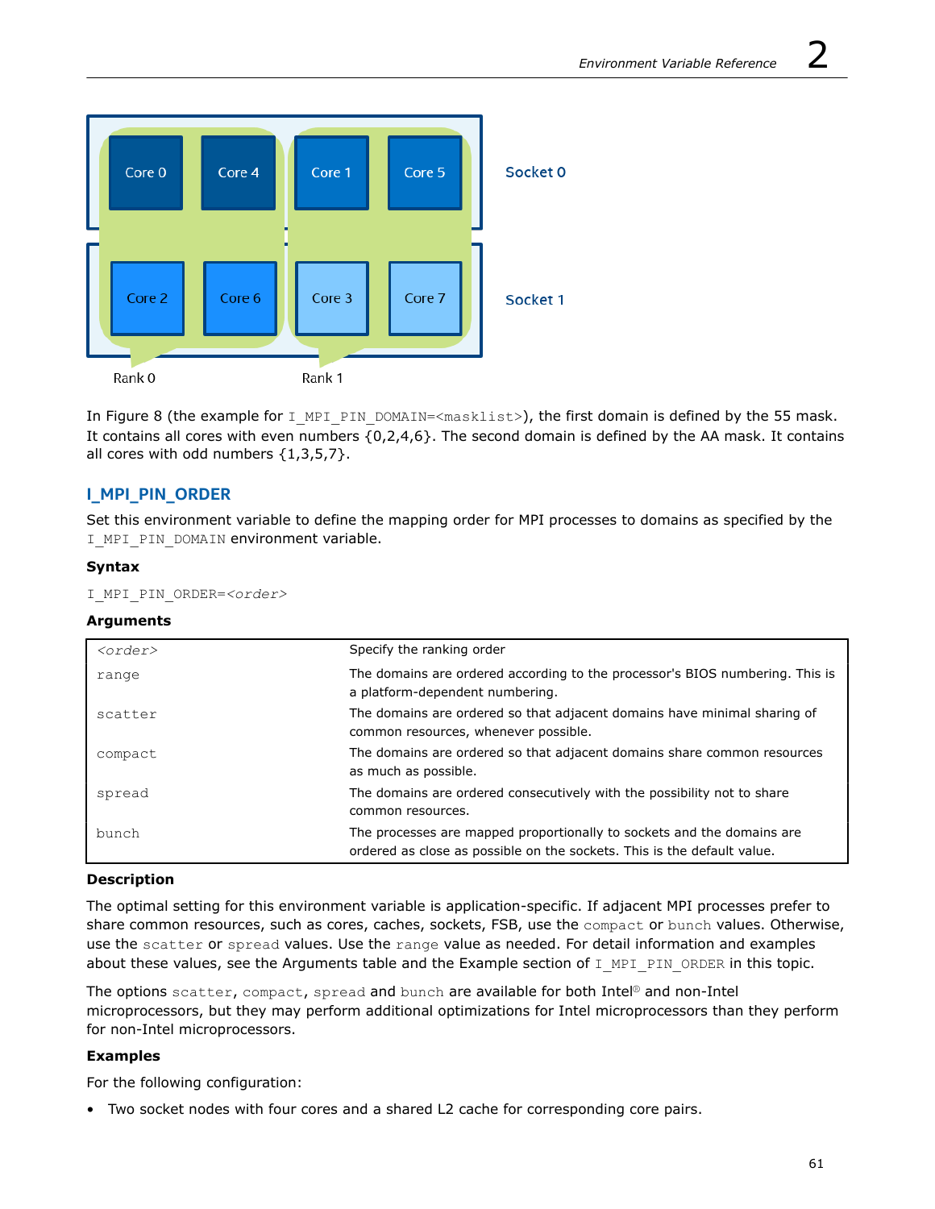Core 0 Core 4 Core 1 Core 5 Socket 0

Core 2 Core 6 Core 3 Core 7 Socket 1

Rank 0 Rank 1

In Figure 8 (the example for `I_MPI_PIN_DOMAIN=<masklist>`), the first domain is defined by the 55 mask. It contains all cores with even numbers {0,2,4,6}. The second domain is defined by the AA mask. It contains all cores with odd numbers {1,3,5,7}.

## I_MPI_PIN_ORDER

Set this environment variable to define the mapping order for MPI processes to domains as specified by the `I_MPI_PIN_DOMAIN` environment variable.

### Syntax

```
I_MPI_PIN_ORDER=<order>
```

### Arguments

| `<order>` | Specify the ranking order |
|---|---|
| `range` | The domains are ordered according to the processor's BIOS numbering. This is a platform-dependent numbering. |
| `scatter` | The domains are ordered so that adjacent domains have minimal sharing of common resources, whenever possible. |
| `compact` | The domains are ordered so that adjacent domains share common resources as much as possible. |
| `spread` | The domains are ordered consecutively with the possibility not to share common resources. |
| `bunch` | The processes are mapped proportionally to sockets and the domains are ordered as close as possible on the sockets. This is the default value. |

### Description

The optimal setting for this environment variable is application-specific. If adjacent MPI processes prefer to share common resources, such as cores, caches, sockets, FSB, use the `compact` or `bunch` values. Otherwise, use the `scatter` or `spread` values. Use the `range` value as needed. For detail information and examples about these values, see the Arguments table and the Example section of `I_MPI_PIN_ORDER` in this topic.

The options `scatter`, `compact`, `spread` and `bunch` are available for both Intel® and non-Intel microprocessors, but they may perform additional optimizations for Intel microprocessors than they perform for non-Intel microprocessors.

### Examples

For the following configuration:

- Two socket nodes with four cores and a shared L2 cache for corresponding core pairs.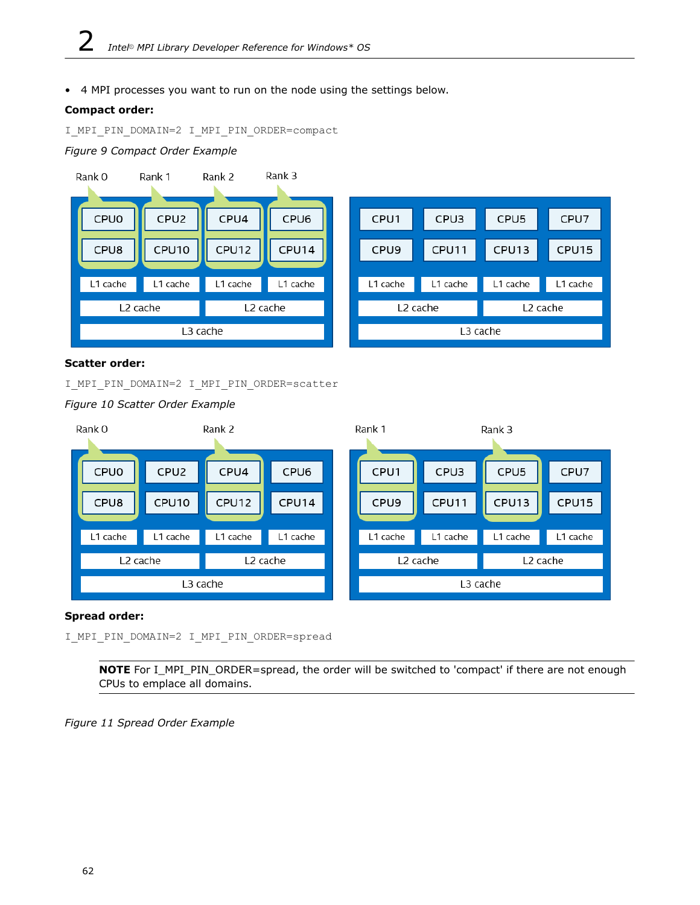- 4 MPI processes you want to run on the node using the settings below.

**Compact order:**

```
I_MPI_PIN_DOMAIN=2 I_MPI_PIN_ORDER=compact
```

*Figure 9 Compact Order Example*

**Scatter order:**

```
I_MPI_PIN_DOMAIN=2 I_MPI_PIN_ORDER=scatter
```

*Figure 10 Scatter Order Example*

**Spread order:**

```
I_MPI_PIN_DOMAIN=2 I_MPI_PIN_ORDER=spread
```

**NOTE** For I_MPI_PIN_ORDER=spread, the order will be switched to 'compact' if there are not enough CPUs to emplace all domains.

*Figure 11 Spread Order Example*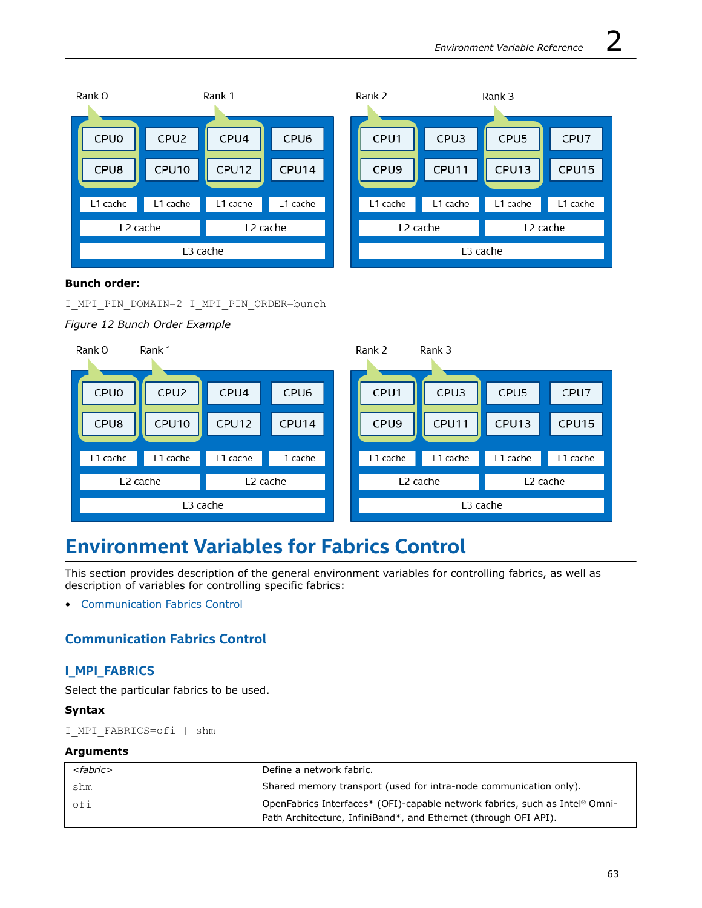**Bunch order:**

```
I_MPI_PIN_DOMAIN=2 I_MPI_PIN_ORDER=bunch
```

*Figure 12 Bunch Order Example*

# Environment Variables for Fabrics Control

This section provides description of the general environment variables for controlling fabrics, as well as description of variables for controlling specific fabrics:

- Communication Fabrics Control

## Communication Fabrics Control

### I_MPI_FABRICS

Select the particular fabrics to be used.

**Syntax**

```
I_MPI_FABRICS=ofi | shm
```

**Arguments**

| | |
|---|---|
| <fabric> | Define a network fabric. |
| shm | Shared memory transport (used for intra-node communication only). |
| ofi | OpenFabrics Interfaces* (OFI)-capable network fabrics, such as Intel© Omni-Path Architecture, InfiniBand*, and Ethernet (through OFI API). |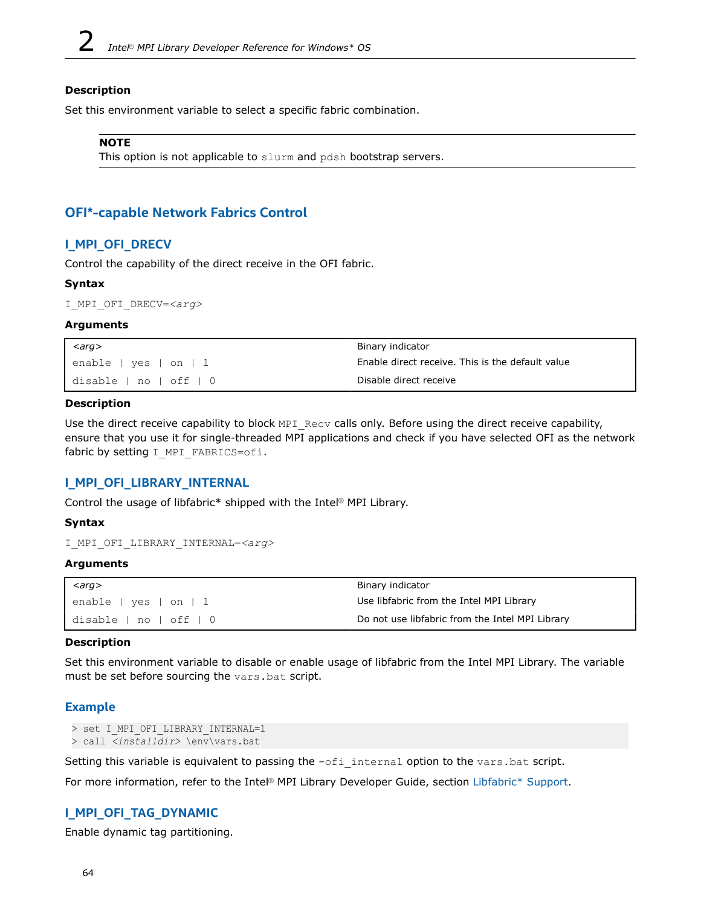### Description

Set this environment variable to select a specific fabric combination.

> **NOTE**
> This option is not applicable to `slurm` and `pdsh` bootstrap servers.

## OFI*-capable Network Fabrics Control

### I_MPI_OFI_DRECV

Control the capability of the direct receive in the OFI fabric.

#### Syntax

`I_MPI_OFI_DRECV=<arg>`

#### Arguments

| *<arg>* | Binary indicator |
|---|---|
| `enable | yes | on | 1` | Enable direct receive. This is the default value |
| `disable | no | off | 0` | Disable direct receive |

#### Description

Use the direct receive capability to block `MPI_Recv` calls only. Before using the direct receive capability, ensure that you use it for single-threaded MPI applications and check if you have selected OFI as the network fabric by setting `I_MPI_FABRICS=ofi`.

### I_MPI_OFI_LIBRARY_INTERNAL

Control the usage of libfabric* shipped with the Intel® MPI Library.

#### Syntax

`I_MPI_OFI_LIBRARY_INTERNAL=<arg>`

#### Arguments

| *<arg>* | Binary indicator |
|---|---|
| `enable | yes | on | 1` | Use libfabric from the Intel MPI Library |
| `disable | no | off | 0` | Do not use libfabric from the Intel MPI Library |

#### Description

Set this environment variable to disable or enable usage of libfabric from the Intel MPI Library. The variable must be set before sourcing the `vars.bat` script.

### Example

```
> set I_MPI_OFI_LIBRARY_INTERNAL=1
> call <installdir> \env\vars.bat
```

Setting this variable is equivalent to passing the `-ofi_internal` option to the `vars.bat` script.

For more information, refer to the Intel® MPI Library Developer Guide, section Libfabric* Support.

### I_MPI_OFI_TAG_DYNAMIC

Enable dynamic tag partitioning.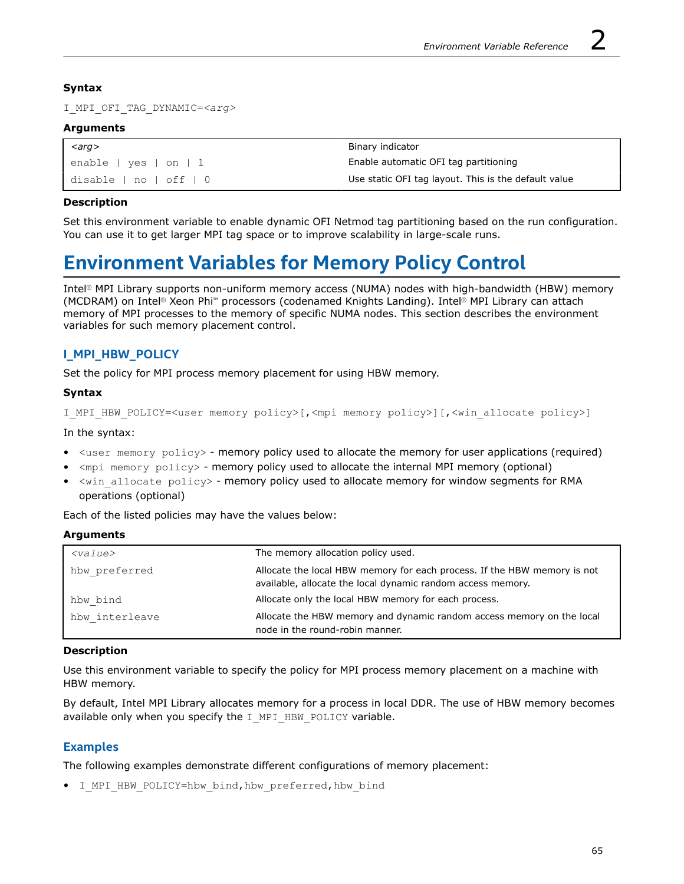### Syntax

```
I_MPI_OFI_TAG_DYNAMIC=<arg>
```

### Arguments

| <arg> | Binary indicator |
|---|---|
| enable \| yes \| on \| 1 | Enable automatic OFI tag partitioning |
| disable \| no \| off \| 0 | Use static OFI tag layout. This is the default value |

### Description

Set this environment variable to enable dynamic OFI Netmod tag partitioning based on the run configuration. You can use it to get larger MPI tag space or to improve scalability in large-scale runs.

# Environment Variables for Memory Policy Control

Intel® MPI Library supports non-uniform memory access (NUMA) nodes with high-bandwidth (HBW) memory (MCDRAM) on Intel® Xeon Phi™ processors (codenamed Knights Landing). Intel® MPI Library can attach memory of MPI processes to the memory of specific NUMA nodes. This section describes the environment variables for such memory placement control.

## I_MPI_HBW_POLICY

Set the policy for MPI process memory placement for using HBW memory.

### Syntax

```
I_MPI_HBW_POLICY=<user memory policy>[,<mpi memory policy>][,<win_allocate policy>]
```

In the syntax:

- `<user memory policy>` - memory policy used to allocate the memory for user applications (required)
- `<mpi memory policy>` - memory policy used to allocate the internal MPI memory (optional)
- `<win_allocate policy>` - memory policy used to allocate memory for window segments for RMA operations (optional)

Each of the listed policies may have the values below:

### Arguments

| <value> | The memory allocation policy used. |
|---|---|
| hbw_preferred | Allocate the local HBW memory for each process. If the HBW memory is not available, allocate the local dynamic random access memory. |
| hbw_bind | Allocate only the local HBW memory for each process. |
| hbw_interleave | Allocate the HBW memory and dynamic random access memory on the local node in the round-robin manner. |

### Description

Use this environment variable to specify the policy for MPI process memory placement on a machine with HBW memory.

By default, Intel MPI Library allocates memory for a process in local DDR. The use of HBW memory becomes available only when you specify the `I_MPI_HBW_POLICY` variable.

## Examples

The following examples demonstrate different configurations of memory placement:

- `I_MPI_HBW_POLICY=hbw_bind,hbw_preferred,hbw_bind`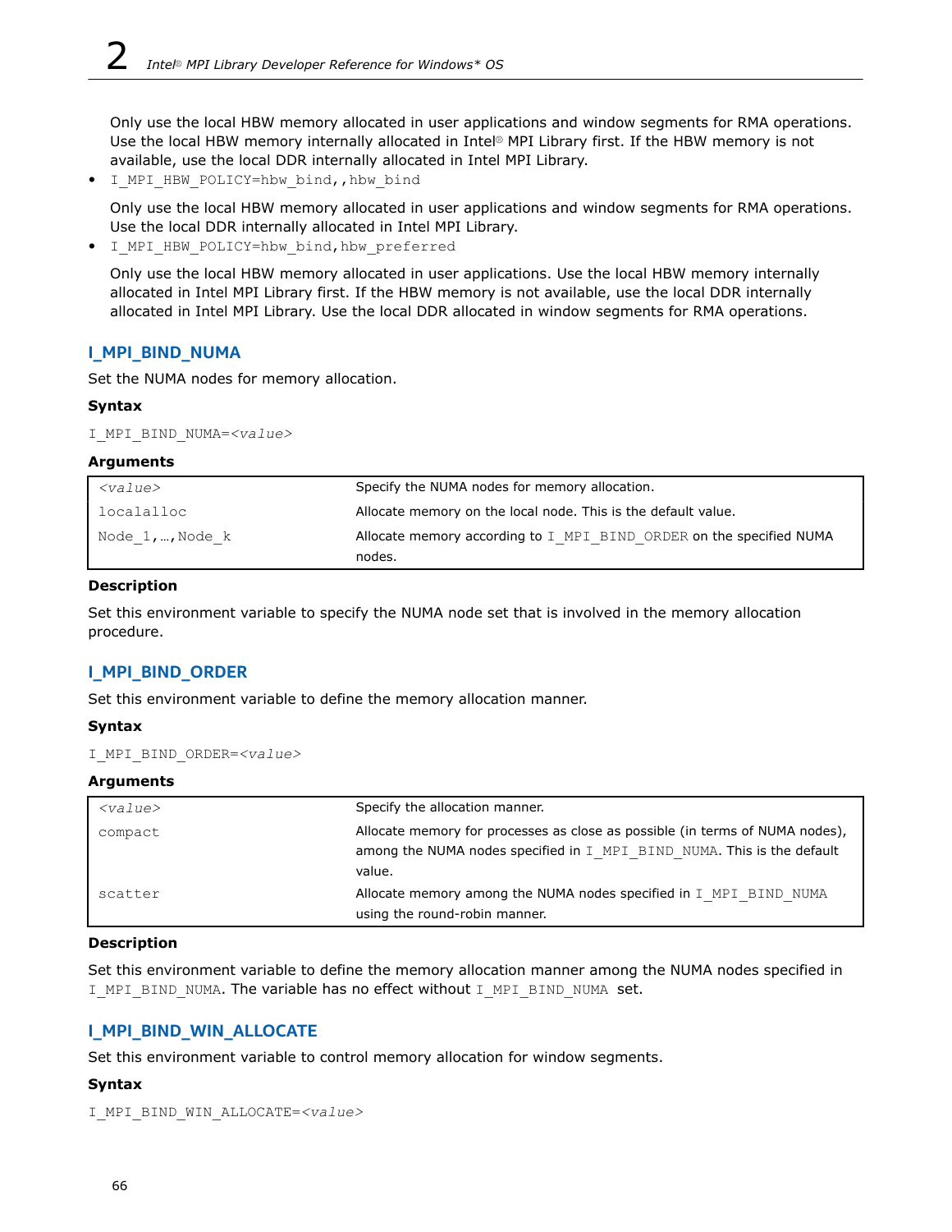Only use the local HBW memory allocated in user applications and window segments for RMA operations. Use the local HBW memory internally allocated in Intel® MPI Library first. If the HBW memory is not available, use the local DDR internally allocated in Intel MPI Library.

- `I_MPI_HBW_POLICY=hbw_bind,,hbw_bind`

  Only use the local HBW memory allocated in user applications and window segments for RMA operations. Use the local DDR internally allocated in Intel MPI Library.

- `I_MPI_HBW_POLICY=hbw_bind,hbw_preferred`

  Only use the local HBW memory allocated in user applications. Use the local HBW memory internally allocated in Intel MPI Library first. If the HBW memory is not available, use the local DDR internally allocated in Intel MPI Library. Use the local DDR allocated in window segments for RMA operations.

## I_MPI_BIND_NUMA

Set the NUMA nodes for memory allocation.

### Syntax

`I_MPI_BIND_NUMA=<value>`

### Arguments

| `<value>` | Specify the NUMA nodes for memory allocation. |
|---|---|
| `localalloc` | Allocate memory on the local node. This is the default value. |
| `Node_1,…,Node_k` | Allocate memory according to `I_MPI_BIND_ORDER` on the specified NUMA nodes. |

### Description

Set this environment variable to specify the NUMA node set that is involved in the memory allocation procedure.

## I_MPI_BIND_ORDER

Set this environment variable to define the memory allocation manner.

### Syntax

`I_MPI_BIND_ORDER=<value>`

### Arguments

| `<value>` | Specify the allocation manner. |
|---|---|
| `compact` | Allocate memory for processes as close as possible (in terms of NUMA nodes), among the NUMA nodes specified in `I_MPI_BIND_NUMA`. This is the default value. |
| `scatter` | Allocate memory among the NUMA nodes specified in `I_MPI_BIND_NUMA` using the round-robin manner. |

### Description

Set this environment variable to define the memory allocation manner among the NUMA nodes specified in `I_MPI_BIND_NUMA`. The variable has no effect without `I_MPI_BIND_NUMA` set.

## I_MPI_BIND_WIN_ALLOCATE

Set this environment variable to control memory allocation for window segments.

### Syntax

`I_MPI_BIND_WIN_ALLOCATE=<value>`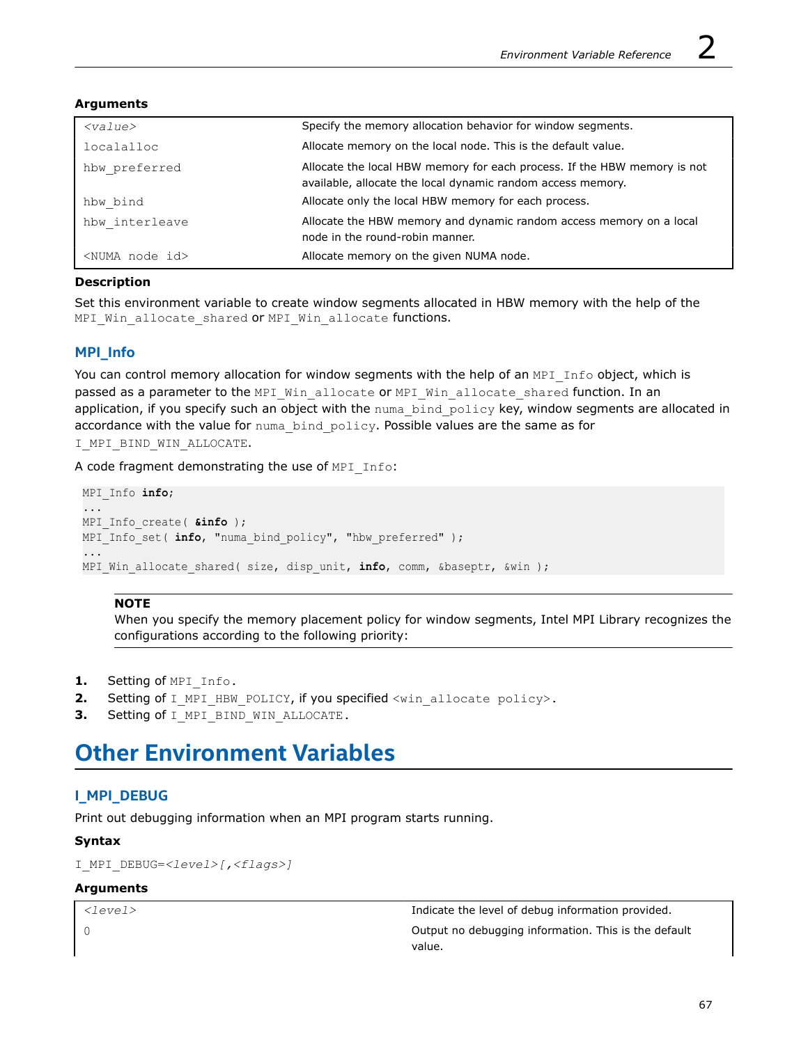### Arguments

| <value> | Specify the memory allocation behavior for window segments. |
|---|---|
| localalloc | Allocate memory on the local node. This is the default value. |
| hbw_preferred | Allocate the local HBW memory for each process. If the HBW memory is not available, allocate the local dynamic random access memory. |
| hbw_bind | Allocate only the local HBW memory for each process. |
| hbw_interleave | Allocate the HBW memory and dynamic random access memory on a local node in the round-robin manner. |
| <NUMA node id> | Allocate memory on the given NUMA node. |

### Description

Set this environment variable to create window segments allocated in HBW memory with the help of the `MPI_Win_allocate_shared` or `MPI_Win_allocate` functions.

## MPI_Info

You can control memory allocation for window segments with the help of an `MPI_Info` object, which is passed as a parameter to the `MPI_Win_allocate` or `MPI_Win_allocate_shared` function. In an application, if you specify such an object with the `numa_bind_policy` key, window segments are allocated in accordance with the value for `numa_bind_policy`. Possible values are the same as for `I_MPI_BIND_WIN_ALLOCATE`.

A code fragment demonstrating the use of `MPI_Info`:

```
MPI_Info info;
...
MPI_Info_create( &info );
MPI_Info_set( info, "numa_bind_policy", "hbw_preferred" );
...
MPI_Win_allocate_shared( size, disp_unit, info, comm, &baseptr, &win );
```

> **NOTE**
> When you specify the memory placement policy for window segments, Intel MPI Library recognizes the configurations according to the following priority:

1. Setting of `MPI_Info`.
2. Setting of `I_MPI_HBW_POLICY`, if you specified `<win_allocate policy>`.
3. Setting of `I_MPI_BIND_WIN_ALLOCATE`.

# Other Environment Variables

## I_MPI_DEBUG

Print out debugging information when an MPI program starts running.

### Syntax

`I_MPI_DEBUG=<level>[,<flags>]`

### Arguments

| <level> | Indicate the level of debug information provided. |
|---|---|
| 0 | Output no debugging information. This is the default value. |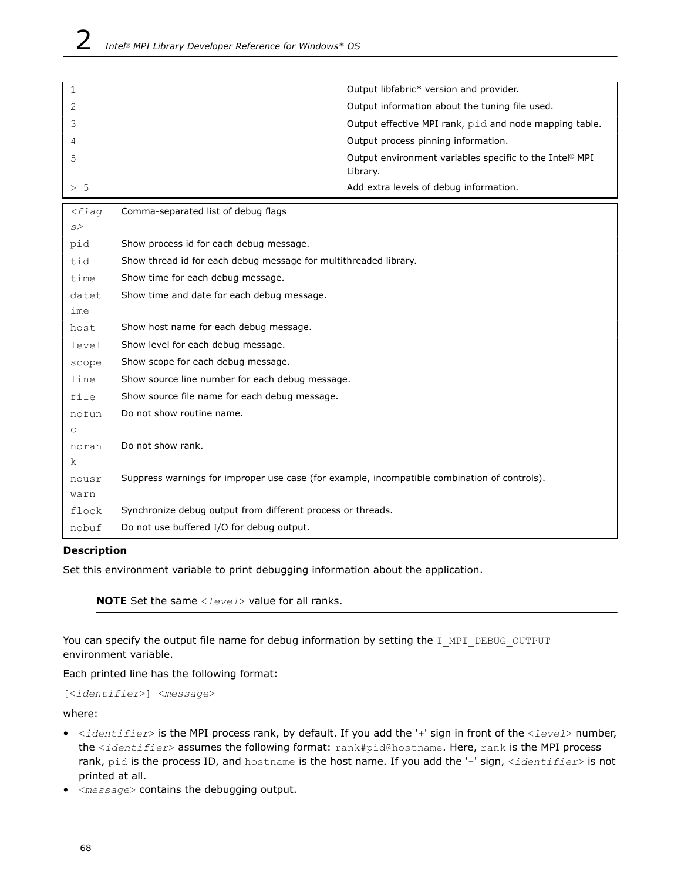| | |
|---|---|
| 1 | Output libfabric* version and provider. |
| 2 | Output information about the tuning file used. |
| 3 | Output effective MPI rank, `pid` and node mapping table. |
| 4 | Output process pinning information. |
| 5 | Output environment variables specific to the Intel® MPI Library. |
| > 5 | Add extra levels of debug information. |

| *<flags>* | Comma-separated list of debug flags |
|---|---|
| pid | Show process id for each debug message. |
| tid | Show thread id for each debug message for multithreaded library. |
| time | Show time for each debug message. |
| datetime | Show time and date for each debug message. |
| host | Show host name for each debug message. |
| level | Show level for each debug message. |
| scope | Show scope for each debug message. |
| line | Show source line number for each debug message. |
| file | Show source file name for each debug message. |
| nofunc | Do not show routine name. |
| norank | Do not show rank. |
| nousrwarn | Suppress warnings for improper use case (for example, incompatible combination of controls). |
| flock | Synchronize debug output from different process or threads. |
| nobuf | Do not use buffered I/O for debug output. |

**Description**

Set this environment variable to print debugging information about the application.

> **NOTE** Set the same `<level>` value for all ranks.

You can specify the output file name for debug information by setting the `I_MPI_DEBUG_OUTPUT` environment variable.

Each printed line has the following format:

`[<identifier>] <message>`

where:

- `<identifier>` is the MPI process rank, by default. If you add the '+' sign in front of the `<level>` number, the `<identifier>` assumes the following format: `rank#pid@hostname`. Here, `rank` is the MPI process rank, `pid` is the process ID, and `hostname` is the host name. If you add the '–' sign, `<identifier>` is not printed at all.
- `<message>` contains the debugging output.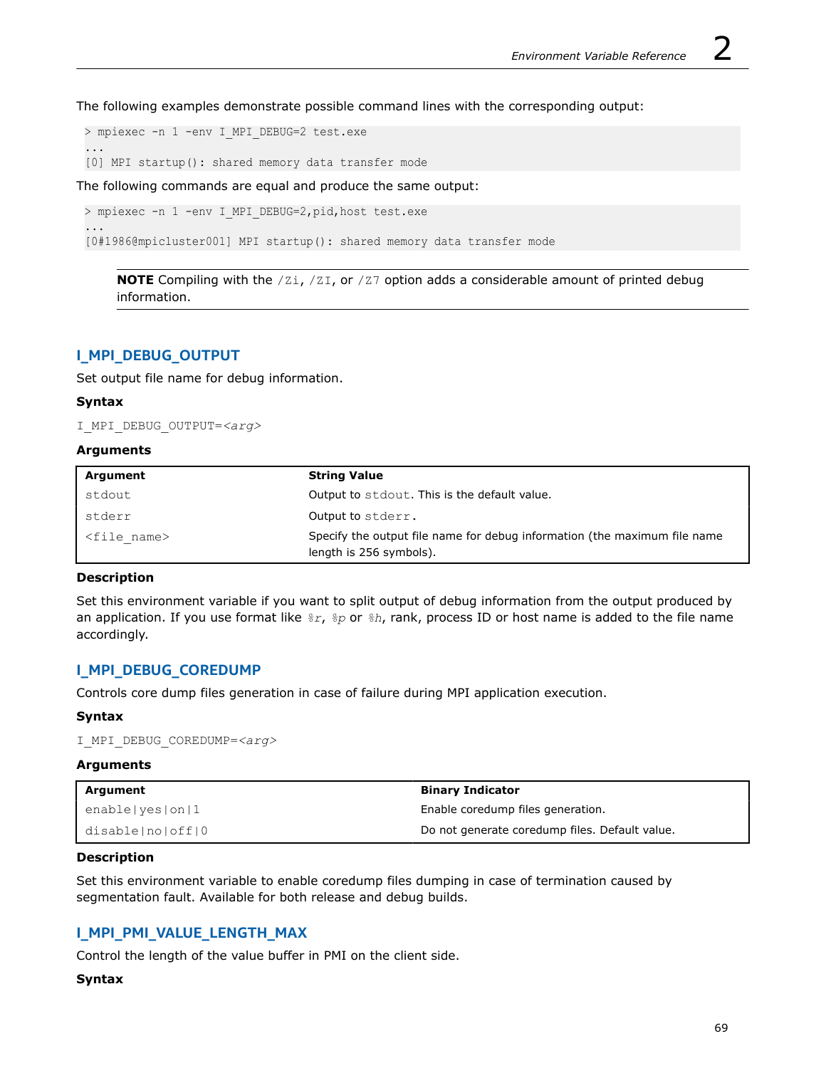The following examples demonstrate possible command lines with the corresponding output:

```
> mpiexec -n 1 -env I_MPI_DEBUG=2 test.exe
...
[0] MPI startup(): shared memory data transfer mode
```

The following commands are equal and produce the same output:

```
> mpiexec -n 1 -env I_MPI_DEBUG=2,pid,host test.exe
...
[0#1986@mpicluster001] MPI startup(): shared memory data transfer mode
```

> **NOTE** Compiling with the `/Zi`, `/ZI`, or `/Z7` option adds a considerable amount of printed debug information.

## I_MPI_DEBUG_OUTPUT

Set output file name for debug information.

### Syntax

`I_MPI_DEBUG_OUTPUT=<arg>`

### Arguments

| Argument | String Value |
|---|---|
| `stdout` | Output to `stdout`. This is the default value. |
| `stderr` | Output to `stderr`. |
| `<file_name>` | Specify the output file name for debug information (the maximum file name length is 256 symbols). |

### Description

Set this environment variable if you want to split output of debug information from the output produced by an application. If you use format like `%r`, `%p` or `%h`, rank, process ID or host name is added to the file name accordingly.

## I_MPI_DEBUG_COREDUMP

Controls core dump files generation in case of failure during MPI application execution.

### Syntax

`I_MPI_DEBUG_COREDUMP=<arg>`

### Arguments

| Argument | Binary Indicator |
|---|---|
| `enable|yes|on|1` | Enable coredump files generation. |
| `disable|no|off|0` | Do not generate coredump files. Default value. |

### Description

Set this environment variable to enable coredump files dumping in case of termination caused by segmentation fault. Available for both release and debug builds.

## I_MPI_PMI_VALUE_LENGTH_MAX

Control the length of the value buffer in PMI on the client side.

### Syntax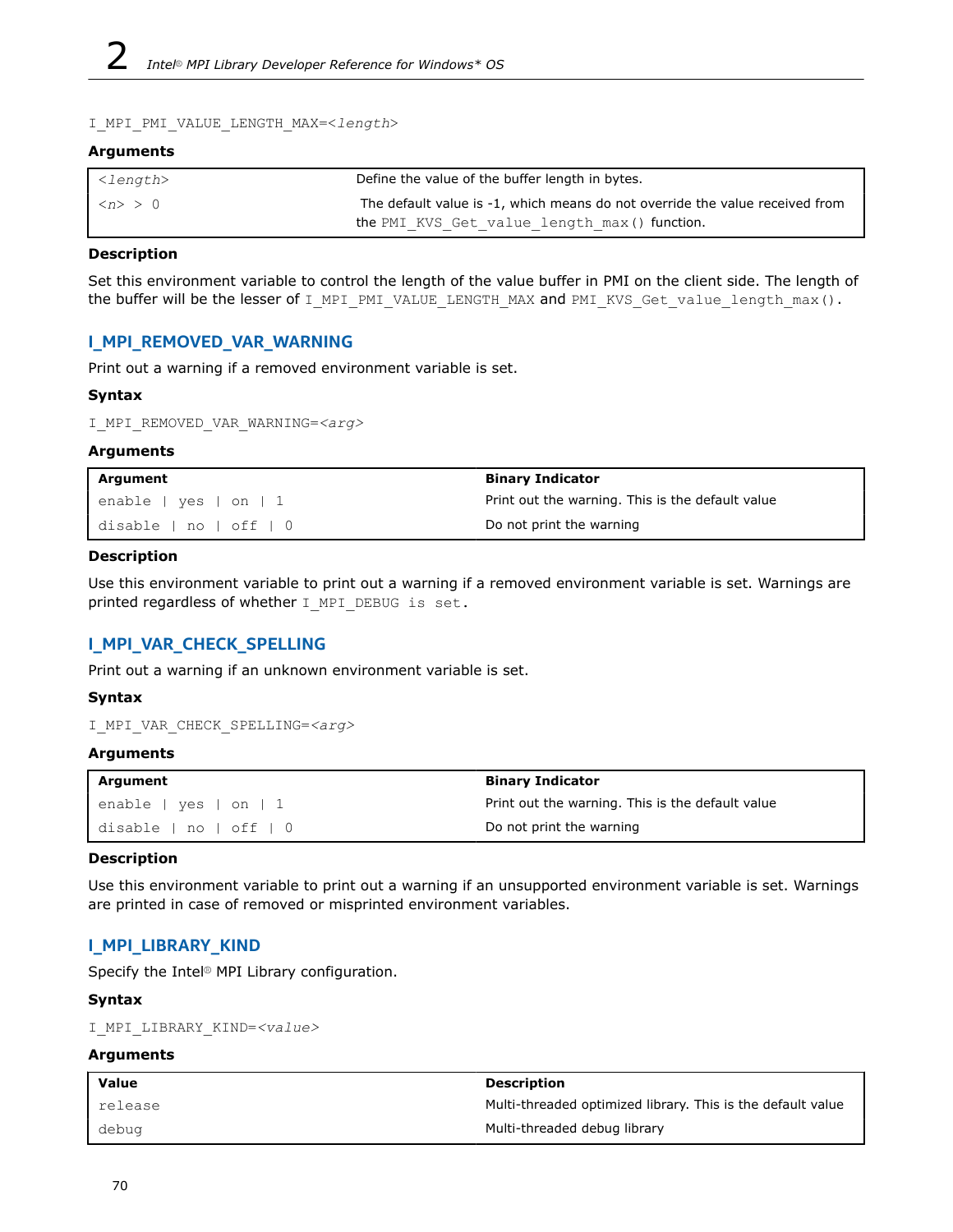```
I_MPI_PMI_VALUE_LENGTH_MAX=<length>
```

### Arguments

| | |
|---|---|
| `<length>` | Define the value of the buffer length in bytes. |
| `<n> > 0` | The default value is -1, which means do not override the value received from the `PMI_KVS_Get_value_length_max()` function. |

### Description

Set this environment variable to control the length of the value buffer in PMI on the client side. The length of the buffer will be the lesser of `I_MPI_PMI_VALUE_LENGTH_MAX` and `PMI_KVS_Get_value_length_max()`.

## I_MPI_REMOVED_VAR_WARNING

Print out a warning if a removed environment variable is set.

### Syntax

```
I_MPI_REMOVED_VAR_WARNING=<arg>
```

### Arguments

| Argument | Binary Indicator |
|---|---|
| `enable | yes | on | 1` | Print out the warning. This is the default value |
| `disable | no | off | 0` | Do not print the warning |

### Description

Use this environment variable to print out a warning if a removed environment variable is set. Warnings are printed regardless of whether `I_MPI_DEBUG is set`.

## I_MPI_VAR_CHECK_SPELLING

Print out a warning if an unknown environment variable is set.

### Syntax

```
I_MPI_VAR_CHECK_SPELLING=<arg>
```

### Arguments

| Argument | Binary Indicator |
|---|---|
| `enable | yes | on | 1` | Print out the warning. This is the default value |
| `disable | no | off | 0` | Do not print the warning |

### Description

Use this environment variable to print out a warning if an unsupported environment variable is set. Warnings are printed in case of removed or misprinted environment variables.

## I_MPI_LIBRARY_KIND

Specify the Intel® MPI Library configuration.

### Syntax

```
I_MPI_LIBRARY_KIND=<value>
```

### Arguments

| Value | Description |
|---|---|
| `release` | Multi-threaded optimized library. This is the default value |
| `debug` | Multi-threaded debug library |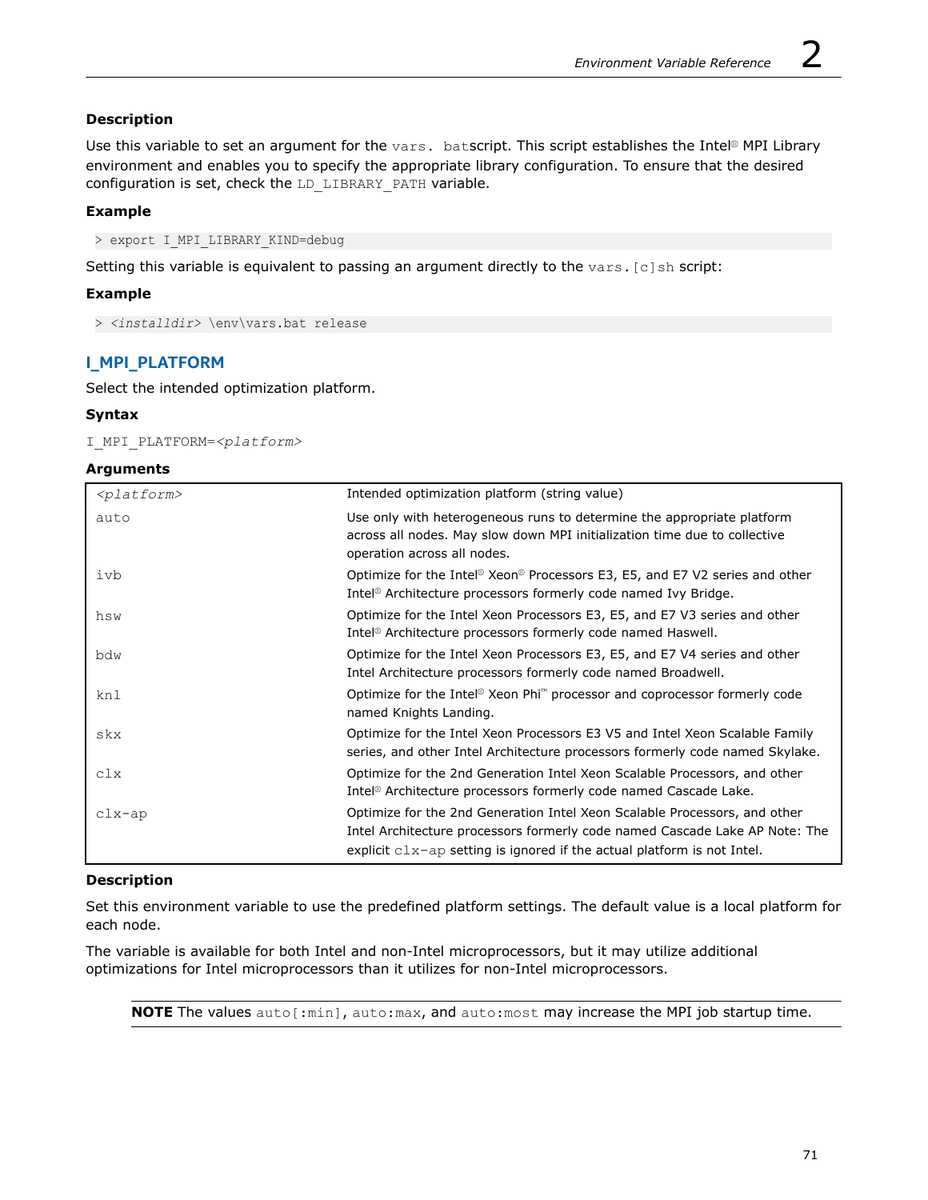**Description**

Use this variable to set an argument for the `vars. bat`script. This script establishes the Intel© MPI Library environment and enables you to specify the appropriate library configuration. To ensure that the desired configuration is set, check the `LD_LIBRARY_PATH` variable.

**Example**

```
> export I_MPI_LIBRARY_KIND=debug
```

Setting this variable is equivalent to passing an argument directly to the `vars.[c]sh` script:

**Example**

```
> <installdir> \env\vars.bat release
```

## I_MPI_PLATFORM

Select the intended optimization platform.

**Syntax**

`I_MPI_PLATFORM=<platform>`

**Arguments**

| *<platform>* | Intended optimization platform (string value) |
|---|---|
| `auto` | Use only with heterogeneous runs to determine the appropriate platform across all nodes. May slow down MPI initialization time due to collective operation across all nodes. |
| `ivb` | Optimize for the Intel© Xeon© Processors E3, E5, and E7 V2 series and other Intel© Architecture processors formerly code named Ivy Bridge. |
| `hsw` | Optimize for the Intel Xeon Processors E3, E5, and E7 V3 series and other Intel© Architecture processors formerly code named Haswell. |
| `bdw` | Optimize for the Intel Xeon Processors E3, E5, and E7 V4 series and other Intel Architecture processors formerly code named Broadwell. |
| `knl` | Optimize for the Intel© Xeon Phi™ processor and coprocessor formerly code named Knights Landing. |
| `skx` | Optimize for the Intel Xeon Processors E3 V5 and Intel Xeon Scalable Family series, and other Intel Architecture processors formerly code named Skylake. |
| `clx` | Optimize for the 2nd Generation Intel Xeon Scalable Processors, and other Intel© Architecture processors formerly code named Cascade Lake. |
| `clx-ap` | Optimize for the 2nd Generation Intel Xeon Scalable Processors, and other Intel Architecture processors formerly code named Cascade Lake AP Note: The explicit `clx-ap` setting is ignored if the actual platform is not Intel. |

**Description**

Set this environment variable to use the predefined platform settings. The default value is a local platform for each node.

The variable is available for both Intel and non-Intel microprocessors, but it may utilize additional optimizations for Intel microprocessors than it utilizes for non-Intel microprocessors.

**NOTE** The values `auto[:min]`, `auto:max`, and `auto:most` may increase the MPI job startup time.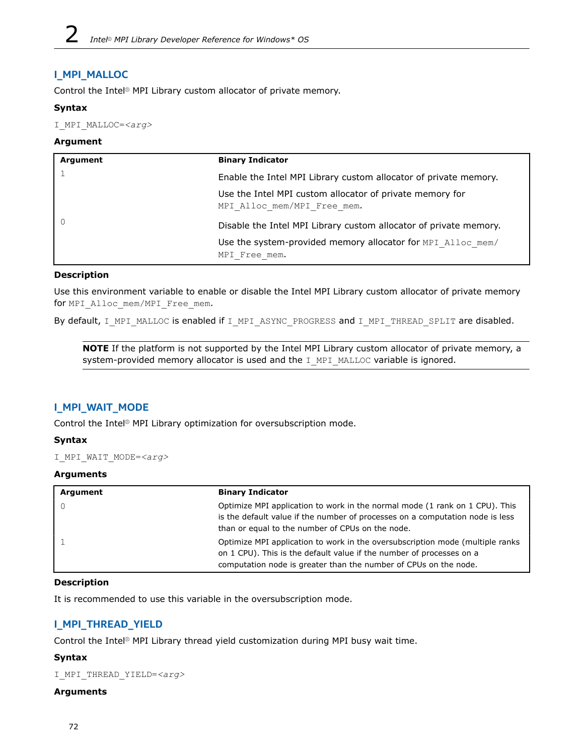## I_MPI_MALLOC

Control the Intel® MPI Library custom allocator of private memory.

### Syntax

`I_MPI_MALLOC=<arg>`

### Argument

| Argument | Binary Indicator |
|---|---|
| 1 | Enable the Intel MPI Library custom allocator of private memory.<br><br>Use the Intel MPI custom allocator of private memory for `MPI_Alloc_mem/MPI_Free_mem`. |
| 0 | Disable the Intel MPI Library custom allocator of private memory.<br><br>Use the system-provided memory allocator for `MPI_Alloc_mem/MPI_Free_mem`. |

### Description

Use this environment variable to enable or disable the Intel MPI Library custom allocator of private memory for `MPI_Alloc_mem/MPI_Free_mem`.

By default, `I_MPI_MALLOC` is enabled if `I_MPI_ASYNC_PROGRESS` and `I_MPI_THREAD_SPLIT` are disabled.

> **NOTE** If the platform is not supported by the Intel MPI Library custom allocator of private memory, a system-provided memory allocator is used and the `I_MPI_MALLOC` variable is ignored.

## I_MPI_WAIT_MODE

Control the Intel® MPI Library optimization for oversubscription mode.

### Syntax

`I_MPI_WAIT_MODE=<arg>`

### Arguments

| Argument | Binary Indicator |
|---|---|
| 0 | Optimize MPI application to work in the normal mode (1 rank on 1 CPU). This is the default value if the number of processes on a computation node is less than or equal to the number of CPUs on the node. |
| 1 | Optimize MPI application to work in the oversubscription mode (multiple ranks on 1 CPU). This is the default value if the number of processes on a computation node is greater than the number of CPUs on the node. |

### Description

It is recommended to use this variable in the oversubscription mode.

## I_MPI_THREAD_YIELD

Control the Intel® MPI Library thread yield customization during MPI busy wait time.

### Syntax

`I_MPI_THREAD_YIELD=<arg>`

### Arguments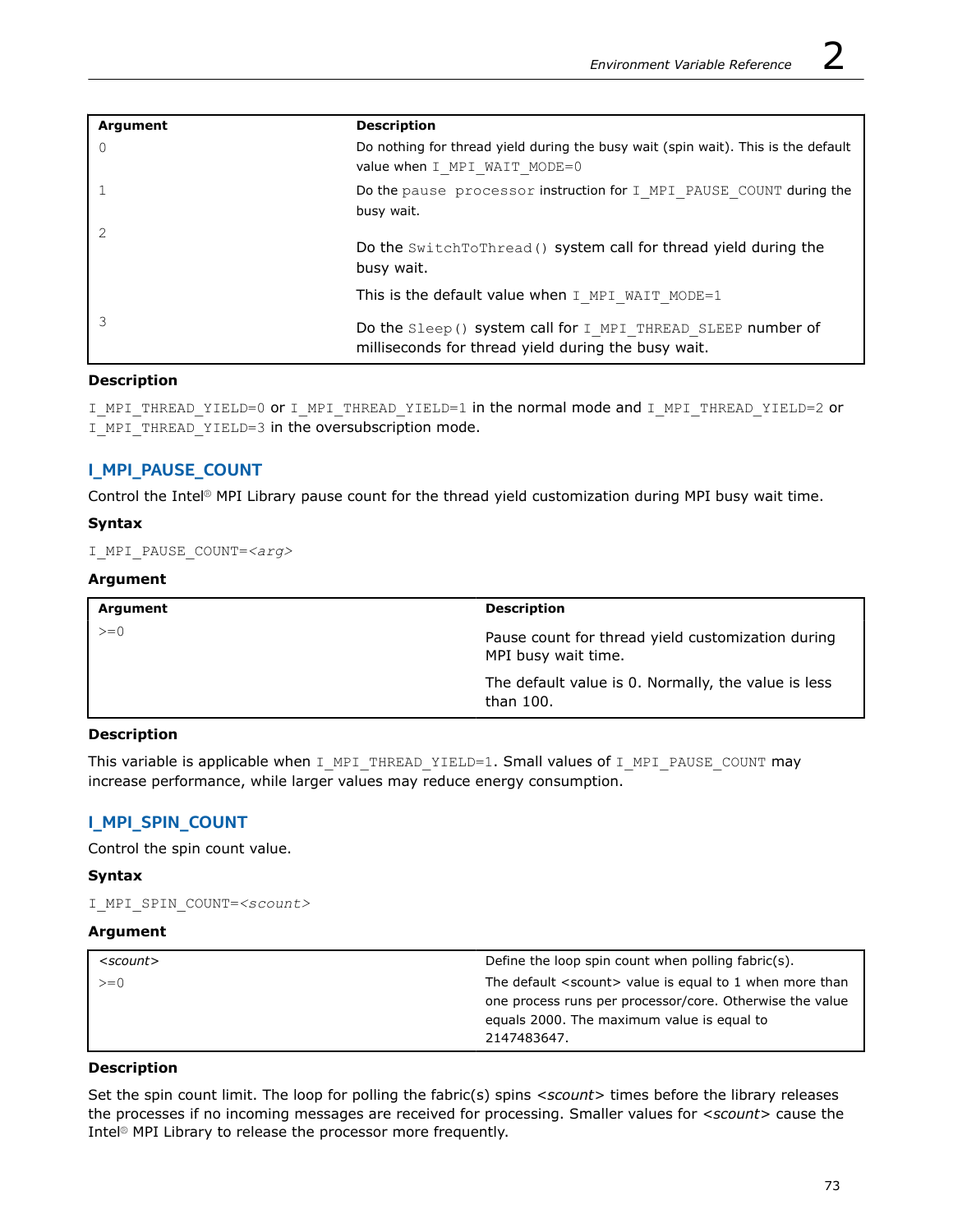| Argument | Description |
|---|---|
| 0 | Do nothing for thread yield during the busy wait (spin wait). This is the default value when `I_MPI_WAIT_MODE=0` |
| 1 | Do the `pause processor` instruction for `I_MPI_PAUSE_COUNT` during the busy wait. |
| 2 | Do the `SwitchToThread()` system call for thread yield during the busy wait. This is the default value when `I_MPI_WAIT_MODE=1` |
| 3 | Do the `Sleep()` system call for `I_MPI_THREAD_SLEEP` number of milliseconds for thread yield during the busy wait. |

#### Description

`I_MPI_THREAD_YIELD=0` or `I_MPI_THREAD_YIELD=1` in the normal mode and `I_MPI_THREAD_YIELD=2` or `I_MPI_THREAD_YIELD=3` in the oversubscription mode.

### I_MPI_PAUSE_COUNT

Control the Intel® MPI Library pause count for the thread yield customization during MPI busy wait time.

#### Syntax

`I_MPI_PAUSE_COUNT=<arg>`

#### Argument

| Argument | Description |
|---|---|
| >=0 | Pause count for thread yield customization during MPI busy wait time. The default value is 0. Normally, the value is less than 100. |

#### Description

This variable is applicable when `I_MPI_THREAD_YIELD=1`. Small values of `I_MPI_PAUSE_COUNT` may increase performance, while larger values may reduce energy consumption.

### I_MPI_SPIN_COUNT

Control the spin count value.

#### Syntax

`I_MPI_SPIN_COUNT=<scount>`

#### Argument

| *<scount>* | Define the loop spin count when polling fabric(s). |
|---|---|
| >=0 | The default <scount> value is equal to 1 when more than one process runs per processor/core. Otherwise the value equals 2000. The maximum value is equal to 2147483647. |

#### Description

Set the spin count limit. The loop for polling the fabric(s) spins *<scount>* times before the library releases the processes if no incoming messages are received for processing. Smaller values for *<scount>* cause the Intel® MPI Library to release the processor more frequently.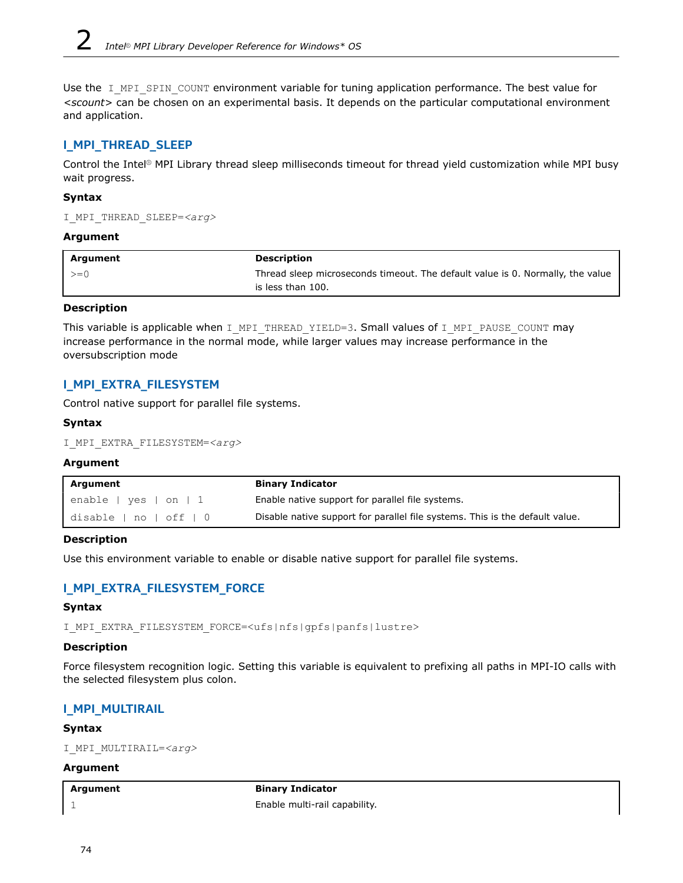Use the `I_MPI_SPIN_COUNT` environment variable for tuning application performance. The best value for *<scount>* can be chosen on an experimental basis. It depends on the particular computational environment and application.

## I_MPI_THREAD_SLEEP

Control the Intel® MPI Library thread sleep milliseconds timeout for thread yield customization while MPI busy wait progress.

### Syntax

`I_MPI_THREAD_SLEEP=<arg>`

### Argument

| Argument | Description |
| --- | --- |
| `>=0` | Thread sleep microseconds timeout. The default value is 0. Normally, the value is less than 100. |

### Description

This variable is applicable when `I_MPI_THREAD_YIELD=3`. Small values of `I_MPI_PAUSE_COUNT` may increase performance in the normal mode, while larger values may increase performance in the oversubscription mode

## I_MPI_EXTRA_FILESYSTEM

Control native support for parallel file systems.

### Syntax

`I_MPI_EXTRA_FILESYSTEM=<arg>`

### Argument

| Argument | Binary Indicator |
| --- | --- |
| `enable | yes | on | 1` | Enable native support for parallel file systems. |
| `disable | no | off | 0` | Disable native support for parallel file systems. This is the default value. |

### Description

Use this environment variable to enable or disable native support for parallel file systems.

## I_MPI_EXTRA_FILESYSTEM_FORCE

### Syntax

`I_MPI_EXTRA_FILESYSTEM_FORCE=<ufs|nfs|gpfs|panfs|lustre>`

### Description

Force filesystem recognition logic. Setting this variable is equivalent to prefixing all paths in MPI-IO calls with the selected filesystem plus colon.

## I_MPI_MULTIRAIL

### Syntax

`I_MPI_MULTIRAIL=<arg>`

### Argument

| Argument | Binary Indicator |
| --- | --- |
| `1` | Enable multi-rail capability. |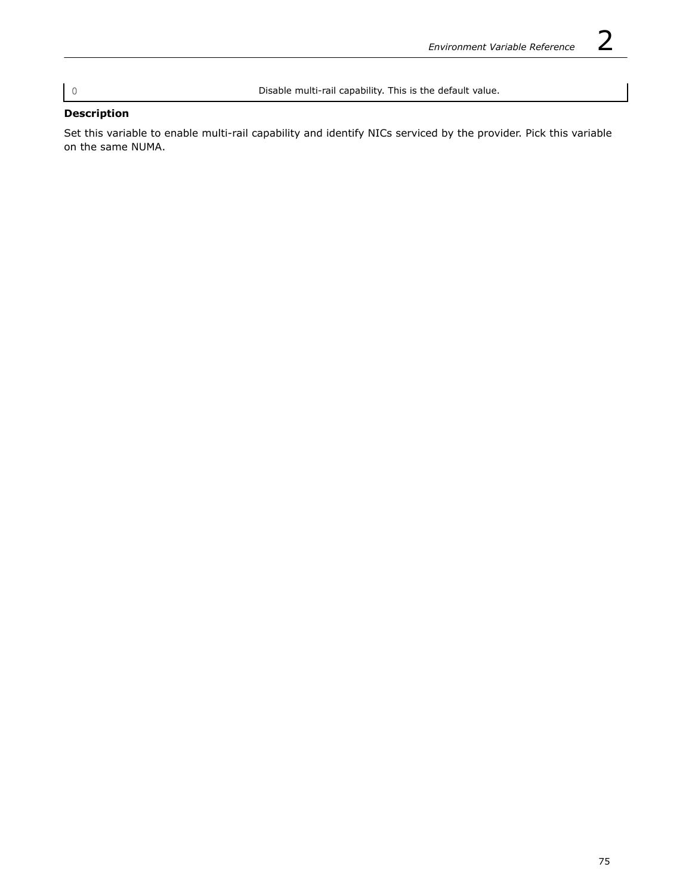| | |
|---|---|
| 0 | Disable multi-rail capability. This is the default value. |

**Description**

Set this variable to enable multi-rail capability and identify NICs serviced by the provider. Pick this variable on the same NUMA.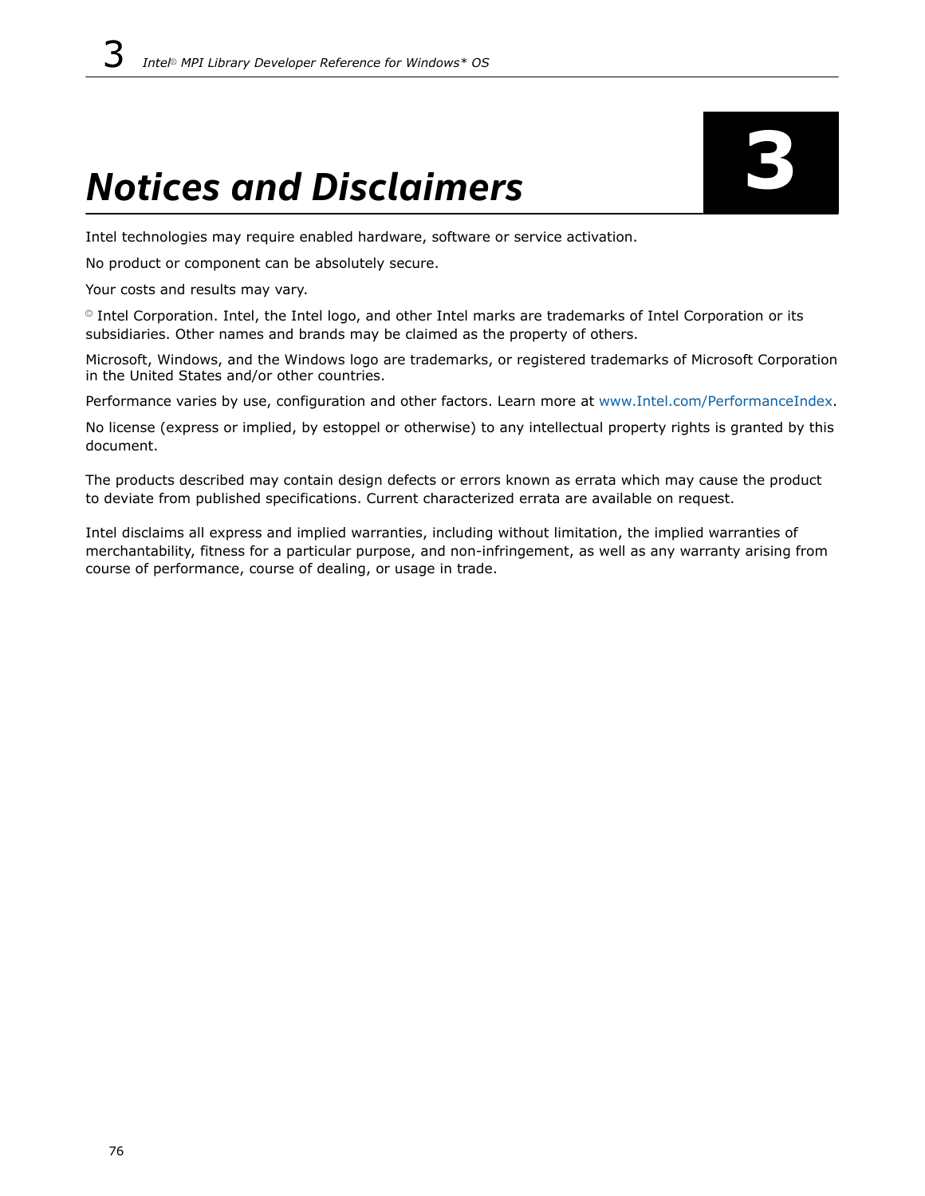# 3 Notices and Disclaimers

Intel technologies may require enabled hardware, software or service activation.

No product or component can be absolutely secure.

Your costs and results may vary.

© Intel Corporation. Intel, the Intel logo, and other Intel marks are trademarks of Intel Corporation or its subsidiaries. Other names and brands may be claimed as the property of others.

Microsoft, Windows, and the Windows logo are trademarks, or registered trademarks of Microsoft Corporation in the United States and/or other countries.

Performance varies by use, configuration and other factors. Learn more at www.Intel.com/PerformanceIndex.

No license (express or implied, by estoppel or otherwise) to any intellectual property rights is granted by this document.

The products described may contain design defects or errors known as errata which may cause the product to deviate from published specifications. Current characterized errata are available on request.

Intel disclaims all express and implied warranties, including without limitation, the implied warranties of merchantability, fitness for a particular purpose, and non-infringement, as well as any warranty arising from course of performance, course of dealing, or usage in trade.